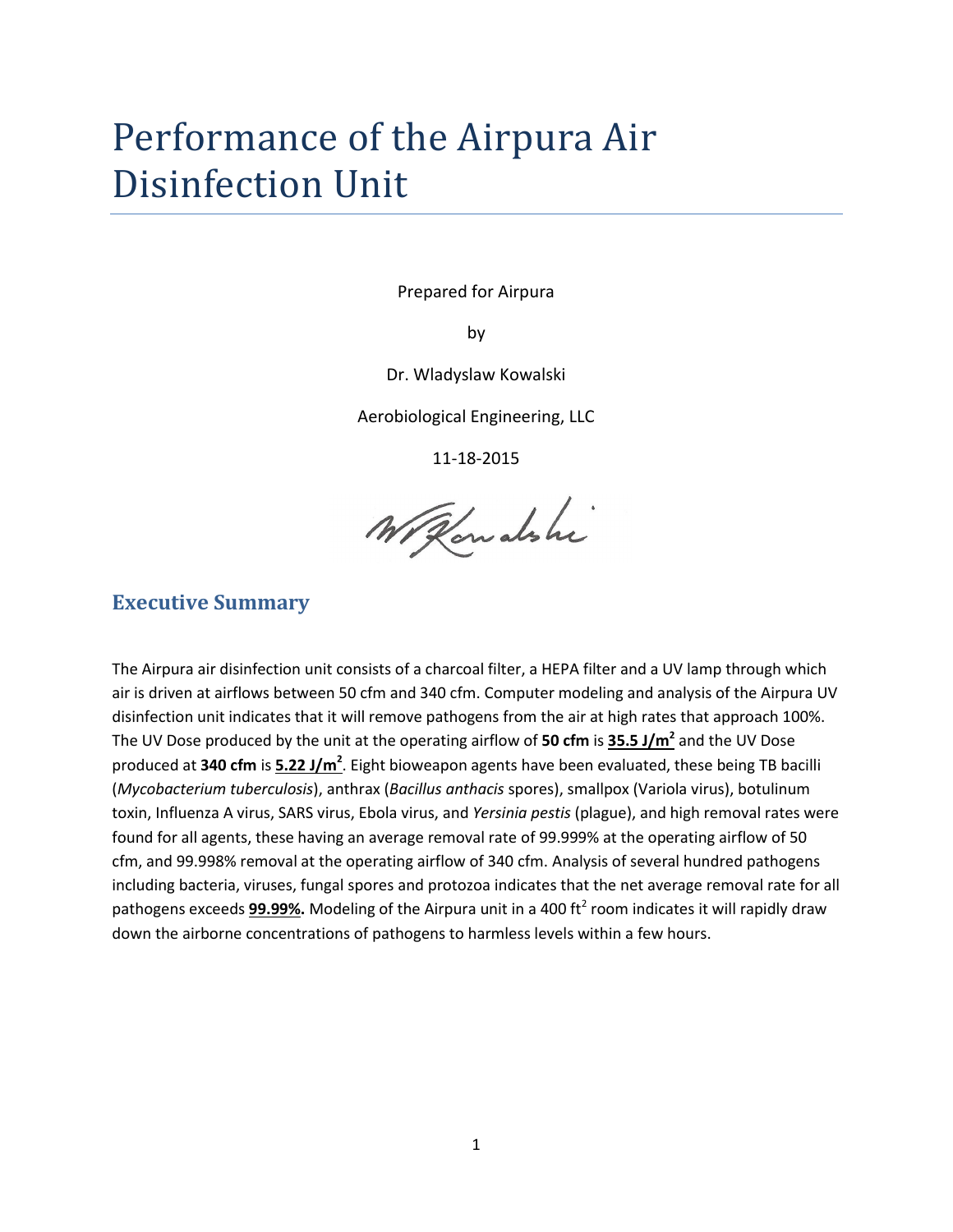# Performance of the Airpura Air Disinfection Unit

Prepared for Airpura

by

Dr. Wladyslaw Kowalski

Aerobiological Engineering, LLC

11-18-2015

## Executive Summary

The Airpura air disinfection unit consists of a charcoal filter, a HEPA filter and a UV lamp through which air is driven at airflows between 50 cfm and 340 cfm. Computer modeling and analysis of the Airpura UV disinfection unit indicates that it will remove pathogens from the air at high rates that approach 100%. The UV Dose produced by the unit at the operating airflow of **50 cfm** is **35.5 J/m$^2$** and the UV Dose produced at **340 cfm** is **5.22 J/m$^2$**. Eight bioweapon agents have been evaluated, these being TB bacilli (*Mycobacterium tuberculosis*), anthrax (*Bacillus anthacis* spores), smallpox (Variola virus), botulinum toxin, Influenza A virus, SARS virus, Ebola virus, and *Yersinia pestis* (plague), and high removal rates were found for all agents, these having an average removal rate of 99.999% at the operating airflow of 50 cfm, and 99.998% removal at the operating airflow of 340 cfm. Analysis of several hundred pathogens including bacteria, viruses, fungal spores and protozoa indicates that the net average removal rate for all pathogens exceeds **99.99%.** Modeling of the Airpura unit in a 400 ft$^2$ room indicates it will rapidly draw down the airborne concentrations of pathogens to harmless levels within a few hours.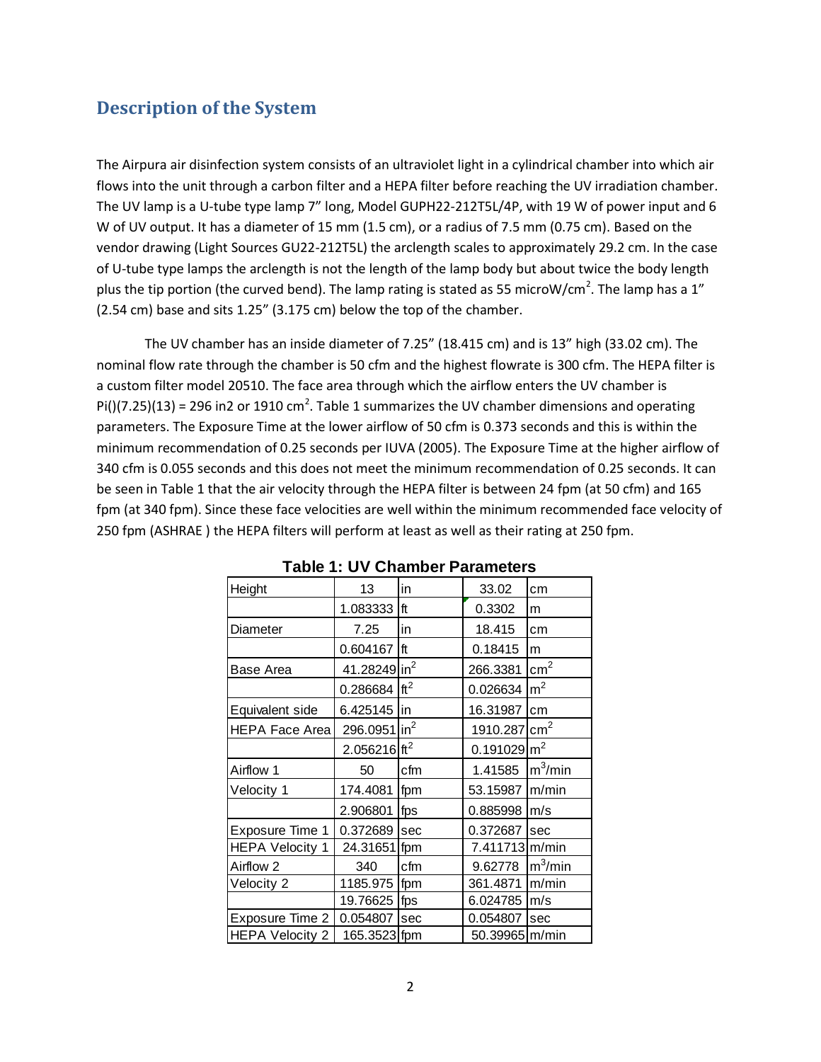## Description of the System

The Airpura air disinfection system consists of an ultraviolet light in a cylindrical chamber into which air flows into the unit through a carbon filter and a HEPA filter before reaching the UV irradiation chamber. The UV lamp is a U-tube type lamp 7" long, Model GUPH22-212T5L/4P, with 19 W of power input and 6 W of UV output. It has a diameter of 15 mm (1.5 cm), or a radius of 7.5 mm (0.75 cm). Based on the vendor drawing (Light Sources GU22-212T5L) the arclength scales to approximately 29.2 cm. In the case of U-tube type lamps the arclength is not the length of the lamp body but about twice the body length plus the tip portion (the curved bend). The lamp rating is stated as 55 microW/cm$^2$. The lamp has a 1" (2.54 cm) base and sits 1.25" (3.175 cm) below the top of the chamber.

The UV chamber has an inside diameter of 7.25" (18.415 cm) and is 13" high (33.02 cm). The nominal flow rate through the chamber is 50 cfm and the highest flowrate is 300 cfm. The HEPA filter is a custom filter model 20510. The face area through which the airflow enters the UV chamber is Pi()(7.25)(13) = 296 in2 or 1910 cm$^2$. Table 1 summarizes the UV chamber dimensions and operating parameters. The Exposure Time at the lower airflow of 50 cfm is 0.373 seconds and this is within the minimum recommendation of 0.25 seconds per IUVA (2005). The Exposure Time at the higher airflow of 340 cfm is 0.055 seconds and this does not meet the minimum recommendation of 0.25 seconds. It can be seen in Table 1 that the air velocity through the HEPA filter is between 24 fpm (at 50 cfm) and 165 fpm (at 340 fpm). Since these face velocities are well within the minimum recommended face velocity of 250 fpm (ASHRAE ) the HEPA filters will perform at least as well as their rating at 250 fpm.

**Table 1: UV Chamber Parameters**

| | | | | |
|---|---|---|---|---|
| Height | 13 | in | 33.02 | cm |
| | 1.083333 | ft | 0.3302 | m |
| Diameter | 7.25 | in | 18.415 | cm |
| | 0.604167 | ft | 0.18415 | m |
| Base Area | 41.28249 | in$^2$ | 266.3381 | cm$^2$ |
| | 0.286684 | ft$^2$ | 0.026634 | m$^2$ |
| Equivalent side | 6.425145 | in | 16.31987 | cm |
| HEPA Face Area | 296.0951 | in$^2$ | 1910.287 | cm$^2$ |
| | 2.056216 | ft$^2$ | 0.191029 | m$^2$ |
| Airflow 1 | 50 | cfm | 1.41585 | m$^3$/min |
| Velocity 1 | 174.4081 | fpm | 53.15987 | m/min |
| | 2.906801 | fps | 0.885998 | m/s |
| Exposure Time 1 | 0.372689 | sec | 0.372687 | sec |
| HEPA Velocity 1 | 24.31651 | fpm | 7.411713 | m/min |
| Airflow 2 | 340 | cfm | 9.62778 | m$^3$/min |
| Velocity 2 | 1185.975 | fpm | 361.4871 | m/min |
| | 19.76625 | fps | 6.024785 | m/s |
| Exposure Time 2 | 0.054807 | sec | 0.054807 | sec |
| HEPA Velocity 2 | 165.3523 | fpm | 50.39965 | m/min |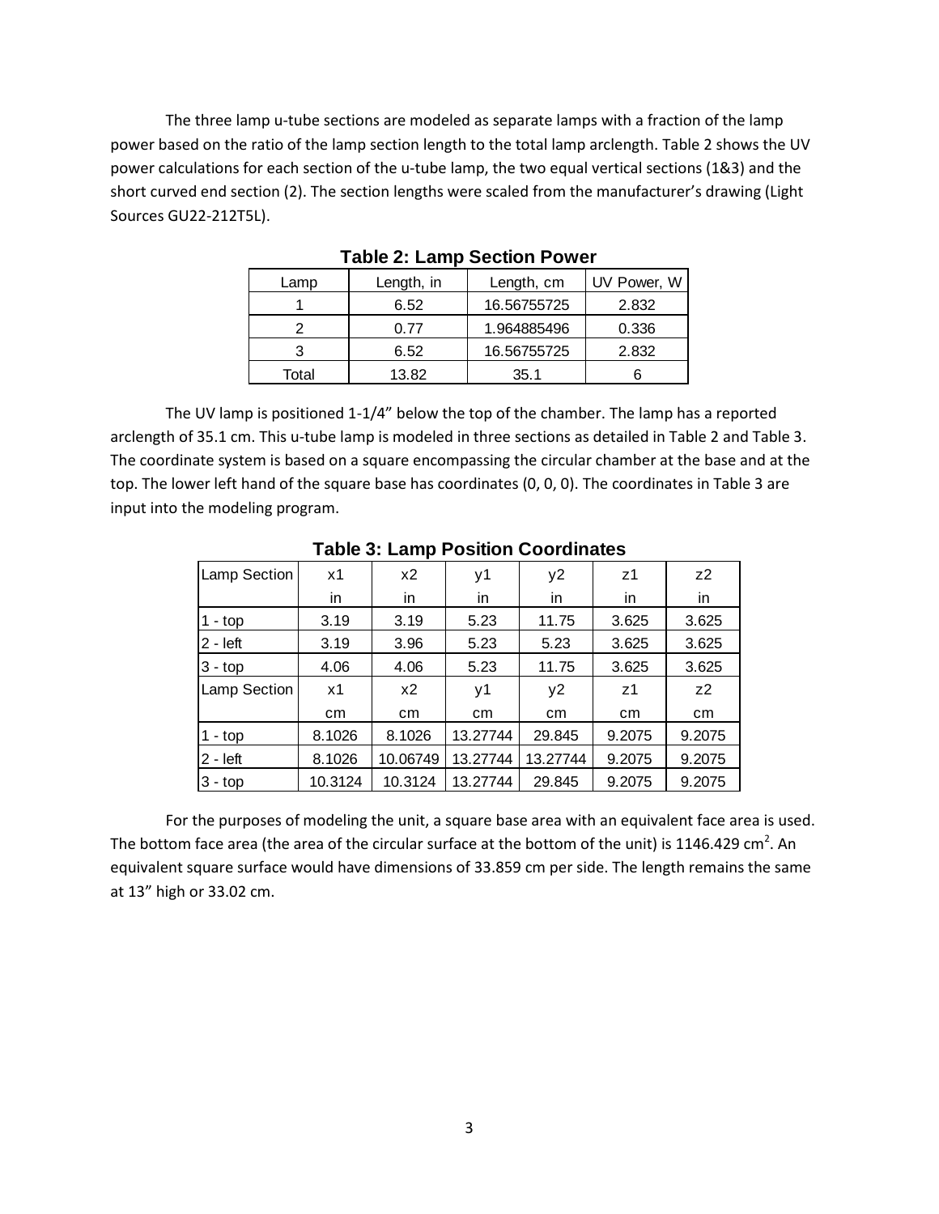The three lamp u-tube sections are modeled as separate lamps with a fraction of the lamp power based on the ratio of the lamp section length to the total lamp arclength. Table 2 shows the UV power calculations for each section of the u-tube lamp, the two equal vertical sections (1&3) and the short curved end section (2). The section lengths were scaled from the manufacturer's drawing (Light Sources GU22-212T5L).

**Table 2: Lamp Section Power**

| Lamp | Length, in | Length, cm | UV Power, W |
|---|---|---|---|
| 1 | 6.52 | 16.56755725 | 2.832 |
| 2 | 0.77 | 1.964885496 | 0.336 |
| 3 | 6.52 | 16.56755725 | 2.832 |
| Total | 13.82 | 35.1 | 6 |

The UV lamp is positioned 1-1/4" below the top of the chamber. The lamp has a reported arclength of 35.1 cm. This u-tube lamp is modeled in three sections as detailed in Table 2 and Table 3. The coordinate system is based on a square encompassing the circular chamber at the base and at the top. The lower left hand of the square base has coordinates (0, 0, 0). The coordinates in Table 3 are input into the modeling program.

**Table 3: Lamp Position Coordinates**

| Lamp Section | x1 | x2 | y1 | y2 | z1 | z2 |
|---|---|---|---|---|---|---|
| | in | in | in | in | in | in |
| 1 - top | 3.19 | 3.19 | 5.23 | 11.75 | 3.625 | 3.625 |
| 2 - left | 3.19 | 3.96 | 5.23 | 5.23 | 3.625 | 3.625 |
| 3 - top | 4.06 | 4.06 | 5.23 | 11.75 | 3.625 | 3.625 |
| Lamp Section | x1 | x2 | y1 | y2 | z1 | z2 |
| | cm | cm | cm | cm | cm | cm |
| 1 - top | 8.1026 | 8.1026 | 13.27744 | 29.845 | 9.2075 | 9.2075 |
| 2 - left | 8.1026 | 10.06749 | 13.27744 | 13.27744 | 9.2075 | 9.2075 |
| 3 - top | 10.3124 | 10.3124 | 13.27744 | 29.845 | 9.2075 | 9.2075 |

For the purposes of modeling the unit, a square base area with an equivalent face area is used. The bottom face area (the area of the circular surface at the bottom of the unit) is 1146.429 $cm^2$. An equivalent square surface would have dimensions of 33.859 cm per side. The length remains the same at 13" high or 33.02 cm.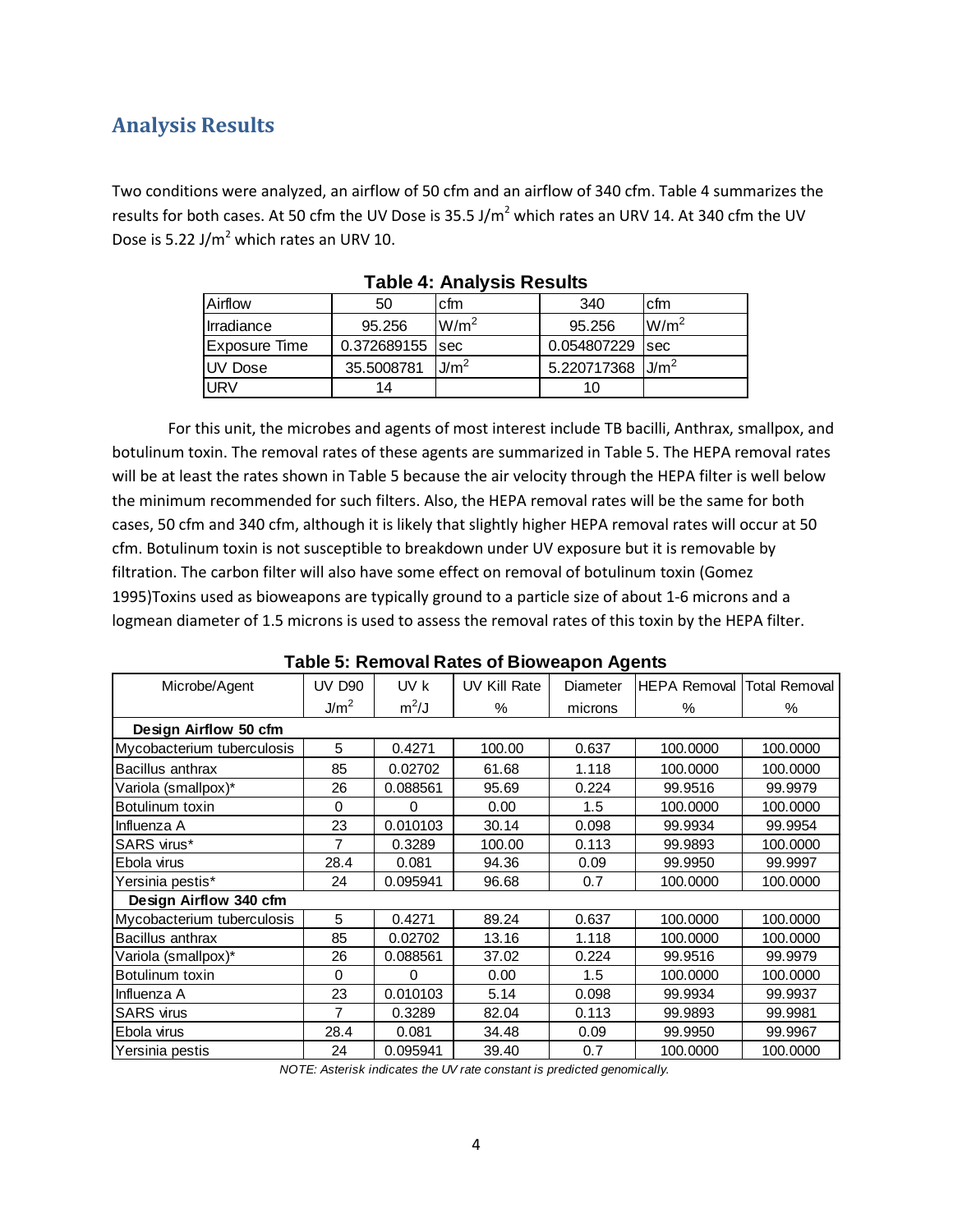## Analysis Results

Two conditions were analyzed, an airflow of 50 cfm and an airflow of 340 cfm. Table 4 summarizes the results for both cases. At 50 cfm the UV Dose is 35.5 J/m$^2$ which rates an URV 14. At 340 cfm the UV Dose is 5.22 J/m$^2$ which rates an URV 10.

**Table 4: Analysis Results**

| Airflow | 50 | cfm | 340 | cfm |
|---|---|---|---|---|
| Irradiance | 95.256 | W/m$^2$ | 95.256 | W/m$^2$ |
| Exposure Time | 0.372689155 | sec | 0.054807229 | sec |
| UV Dose | 35.5008781 | J/m$^2$ | 5.220717368 | J/m$^2$ |
| URV | 14 | | 10 | |

For this unit, the microbes and agents of most interest include TB bacilli, Anthrax, smallpox, and botulinum toxin. The removal rates of these agents are summarized in Table 5. The HEPA removal rates will be at least the rates shown in Table 5 because the air velocity through the HEPA filter is well below the minimum recommended for such filters. Also, the HEPA removal rates will be the same for both cases, 50 cfm and 340 cfm, although it is likely that slightly higher HEPA removal rates will occur at 50 cfm. Botulinum toxin is not susceptible to breakdown under UV exposure but it is removable by filtration. The carbon filter will also have some effect on removal of botulinum toxin (Gomez 1995)Toxins used as bioweapons are typically ground to a particle size of about 1-6 microns and a logmean diameter of 1.5 microns is used to assess the removal rates of this toxin by the HEPA filter.

**Table 5: Removal Rates of Bioweapon Agents**

| Microbe/Agent | UV D90 | UV k | UV Kill Rate | Diameter | HEPA Removal | Total Removal |
|---|---|---|---|---|---|---|
| | J/m$^2$ | m$^2$/J | % | microns | % | % |
| **Design Airflow 50 cfm** | | | | | | |
| Mycobacterium tuberculosis | 5 | 0.4271 | 100.00 | 0.637 | 100.0000 | 100.0000 |
| Bacillus anthrax | 85 | 0.02702 | 61.68 | 1.118 | 100.0000 | 100.0000 |
| Variola (smallpox)* | 26 | 0.088561 | 95.69 | 0.224 | 99.9516 | 99.9979 |
| Botulinum toxin | 0 | 0 | 0.00 | 1.5 | 100.0000 | 100.0000 |
| Influenza A | 23 | 0.010103 | 30.14 | 0.098 | 99.9934 | 99.9954 |
| SARS virus* | 7 | 0.3289 | 100.00 | 0.113 | 99.9893 | 100.0000 |
| Ebola virus | 28.4 | 0.081 | 94.36 | 0.09 | 99.9950 | 99.9997 |
| Yersinia pestis* | 24 | 0.095941 | 96.68 | 0.7 | 100.0000 | 100.0000 |
| **Design Airflow 340 cfm** | | | | | | |
| Mycobacterium tuberculosis | 5 | 0.4271 | 89.24 | 0.637 | 100.0000 | 100.0000 |
| Bacillus anthrax | 85 | 0.02702 | 13.16 | 1.118 | 100.0000 | 100.0000 |
| Variola (smallpox)* | 26 | 0.088561 | 37.02 | 0.224 | 99.9516 | 99.9979 |
| Botulinum toxin | 0 | 0 | 0.00 | 1.5 | 100.0000 | 100.0000 |
| Influenza A | 23 | 0.010103 | 5.14 | 0.098 | 99.9934 | 99.9937 |
| SARS virus | 7 | 0.3289 | 82.04 | 0.113 | 99.9893 | 99.9981 |
| Ebola virus | 28.4 | 0.081 | 34.48 | 0.09 | 99.9950 | 99.9967 |
| Yersinia pestis | 24 | 0.095941 | 39.40 | 0.7 | 100.0000 | 100.0000 |

*NOTE: Asterisk indicates the UV rate constant is predicted genomically.*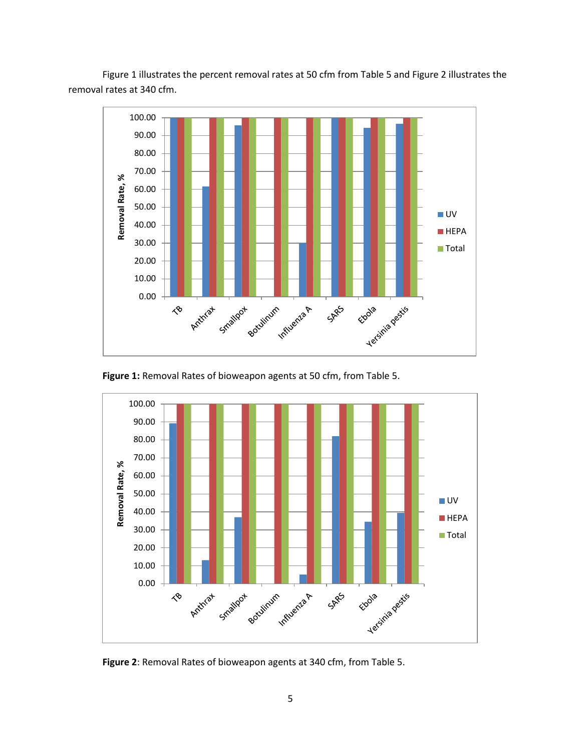Figure 1 illustrates the percent removal rates at 50 cfm from Table 5 and Figure 2 illustrates the removal rates at 340 cfm.

**Figure 1:** Removal Rates of bioweapon agents at 50 cfm, from Table 5.

**Figure 2**: Removal Rates of bioweapon agents at 340 cfm, from Table 5.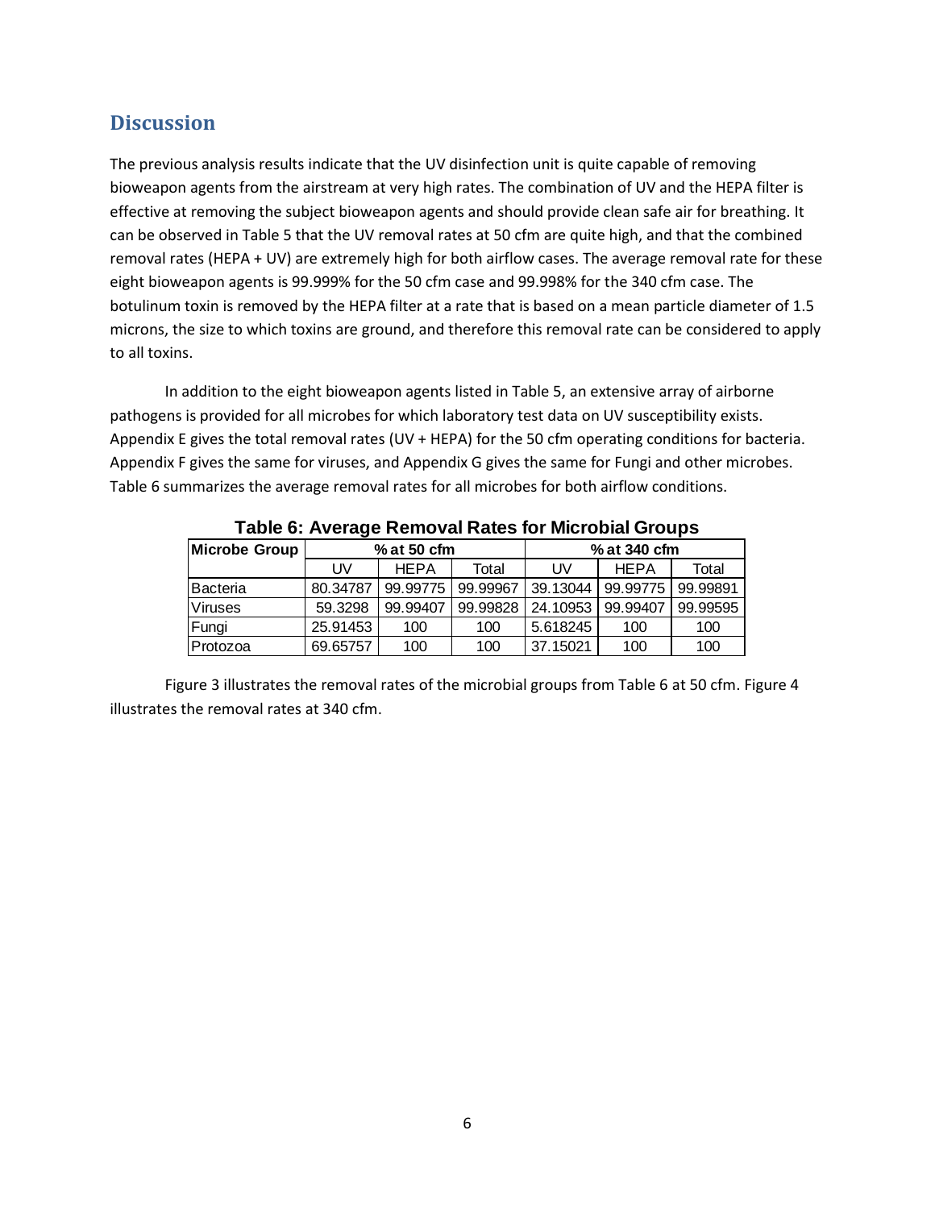## Discussion

The previous analysis results indicate that the UV disinfection unit is quite capable of removing bioweapon agents from the airstream at very high rates. The combination of UV and the HEPA filter is effective at removing the subject bioweapon agents and should provide clean safe air for breathing. It can be observed in Table 5 that the UV removal rates at 50 cfm are quite high, and that the combined removal rates (HEPA + UV) are extremely high for both airflow cases. The average removal rate for these eight bioweapon agents is 99.999% for the 50 cfm case and 99.998% for the 340 cfm case. The botulinum toxin is removed by the HEPA filter at a rate that is based on a mean particle diameter of 1.5 microns, the size to which toxins are ground, and therefore this removal rate can be considered to apply to all toxins.

In addition to the eight bioweapon agents listed in Table 5, an extensive array of airborne pathogens is provided for all microbes for which laboratory test data on UV susceptibility exists. Appendix E gives the total removal rates (UV + HEPA) for the 50 cfm operating conditions for bacteria. Appendix F gives the same for viruses, and Appendix G gives the same for Fungi and other microbes. Table 6 summarizes the average removal rates for all microbes for both airflow conditions.

**Table 6: Average Removal Rates for Microbial Groups**

| Microbe Group | % at 50 cfm | | | % at 340 cfm | | |
|---|---|---|---|---|---|---|
| | UV | HEPA | Total | UV | HEPA | Total |
| Bacteria | 80.34787 | 99.99775 | 99.99967 | 39.13044 | 99.99775 | 99.99891 |
| Viruses | 59.3298 | 99.99407 | 99.99828 | 24.10953 | 99.99407 | 99.99595 |
| Fungi | 25.91453 | 100 | 100 | 5.618245 | 100 | 100 |
| Protozoa | 69.65757 | 100 | 100 | 37.15021 | 100 | 100 |

Figure 3 illustrates the removal rates of the microbial groups from Table 6 at 50 cfm. Figure 4 illustrates the removal rates at 340 cfm.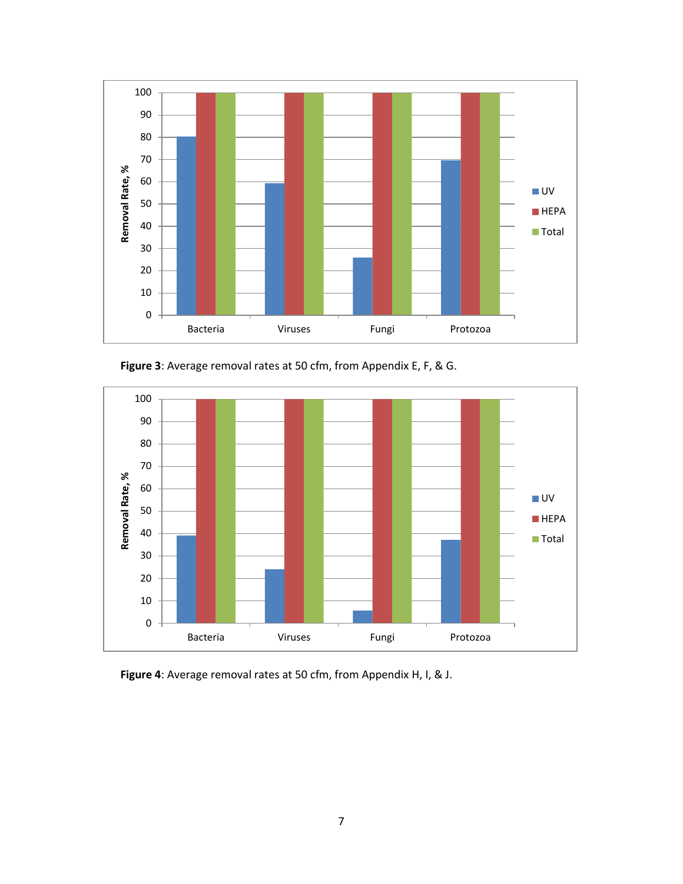**Figure 3**: Average removal rates at 50 cfm, from Appendix E, F, & G.

**Figure 4**: Average removal rates at 50 cfm, from Appendix H, I, & J.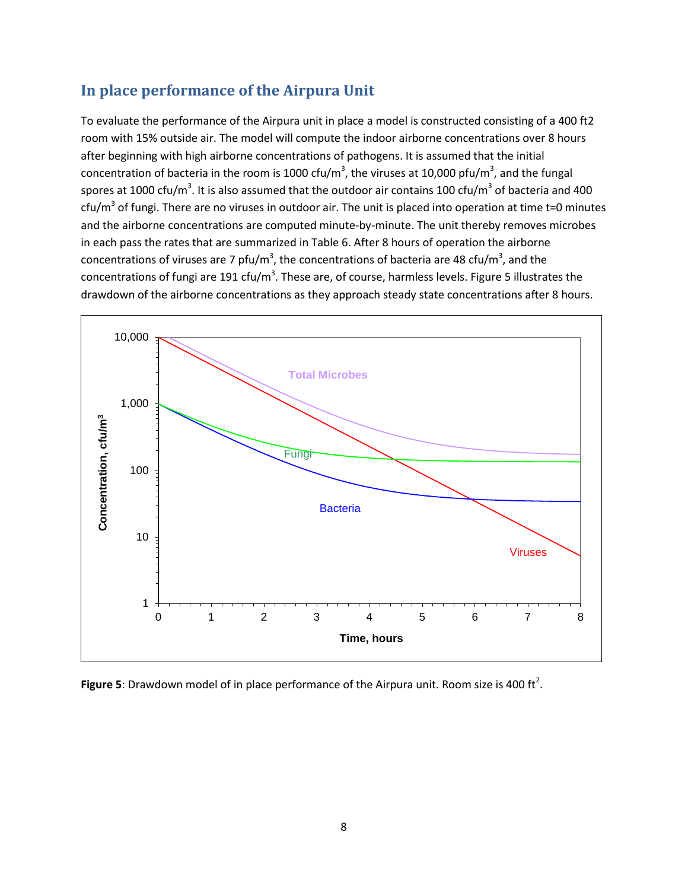## In place performance of the Airpura Unit

To evaluate the performance of the Airpura unit in place a model is constructed consisting of a 400 ft2 room with 15% outside air. The model will compute the indoor airborne concentrations over 8 hours after beginning with high airborne concentrations of pathogens. It is assumed that the initial concentration of bacteria in the room is 1000 cfu/m$^3$, the viruses at 10,000 pfu/m$^3$, and the fungal spores at 1000 cfu/m$^3$. It is also assumed that the outdoor air contains 100 cfu/m$^3$ of bacteria and 400 cfu/m$^3$ of fungi. There are no viruses in outdoor air. The unit is placed into operation at time t=0 minutes and the airborne concentrations are computed minute-by-minute. The unit thereby removes microbes in each pass the rates that are summarized in Table 6. After 8 hours of operation the airborne concentrations of viruses are 7 pfu/m$^3$, the concentrations of bacteria are 48 cfu/m$^3$, and the concentrations of fungi are 191 cfu/m$^3$. These are, of course, harmless levels. Figure 5 illustrates the drawdown of the airborne concentrations as they approach steady state concentrations after 8 hours.

**Figure 5**: Drawdown model of in place performance of the Airpura unit. Room size is 400 ft$^2$.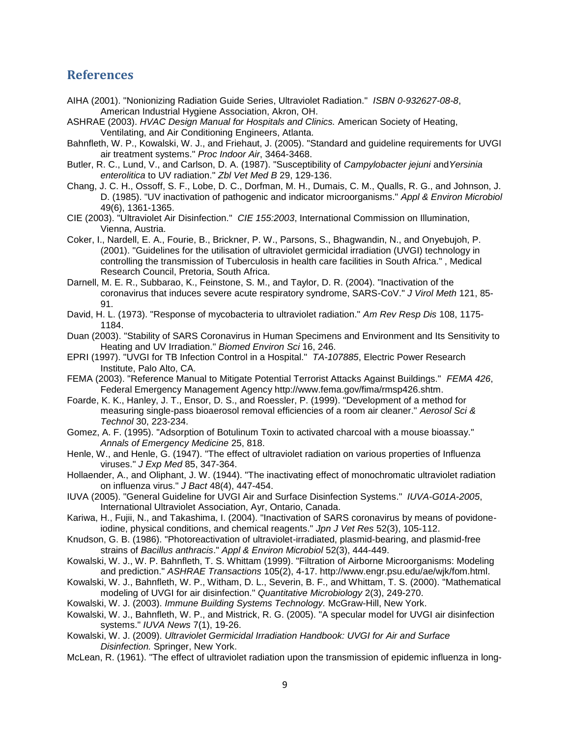## References

AIHA (2001). "Nonionizing Radiation Guide Series, Ultraviolet Radiation." *ISBN 0-932627-08-8*, American Industrial Hygiene Association, Akron, OH.

ASHRAE (2003). *HVAC Design Manual for Hospitals and Clinics.* American Society of Heating, Ventilating, and Air Conditioning Engineers, Atlanta.

Bahnfleth, W. P., Kowalski, W. J., and Friehaut, J. (2005). "Standard and guideline requirements for UVGI air treatment systems." *Proc Indoor Air*, 3464-3468.

Butler, R. C., Lund, V., and Carlson, D. A. (1987). "Susceptibility of *Campylobacter jejuni* and *Yersinia enterolitica* to UV radiation." *Zbl Vet Med B* 29, 129-136.

Chang, J. C. H., Ossoff, S. F., Lobe, D. C., Dorfman, M. H., Dumais, C. M., Qualls, R. G., and Johnson, J. D. (1985). "UV inactivation of pathogenic and indicator microorganisms." *Appl & Environ Microbiol* 49(6), 1361-1365.

CIE (2003). "Ultraviolet Air Disinfection." *CIE 155:2003*, International Commission on Illumination, Vienna, Austria.

Coker, I., Nardell, E. A., Fourie, B., Brickner, P. W., Parsons, S., Bhagwandin, N., and Onyebujoh, P. (2001). "Guidelines for the utilisation of ultraviolet germicidal irradiation (UVGI) technology in controlling the transmission of Tuberculosis in health care facilities in South Africa." , Medical Research Council, Pretoria, South Africa.

Darnell, M. E. R., Subbarao, K., Feinstone, S. M., and Taylor, D. R. (2004). "Inactivation of the coronavirus that induces severe acute respiratory syndrome, SARS-CoV." *J Virol Meth* 121, 85-91.

David, H. L. (1973). "Response of mycobacteria to ultraviolet radiation." *Am Rev Resp Dis* 108, 1175-1184.

Duan (2003). "Stability of SARS Coronavirus in Human Specimens and Environment and Its Sensitivity to Heating and UV Irradiation." *Biomed Environ Sci* 16, 246.

EPRI (1997). "UVGI for TB Infection Control in a Hospital." *TA-107885*, Electric Power Research Institute, Palo Alto, CA.

FEMA (2003). "Reference Manual to Mitigate Potential Terrorist Attacks Against Buildings." *FEMA 426*, Federal Emergency Management Agency http://www.fema.gov/fima/rmsp426.shtm.

Foarde, K. K., Hanley, J. T., Ensor, D. S., and Roessler, P. (1999). "Development of a method for measuring single-pass bioaerosol removal efficiencies of a room air cleaner." *Aerosol Sci & Technol* 30, 223-234.

Gomez, A. F. (1995). "Adsorption of Botulinum Toxin to activated charcoal with a mouse bioassay." *Annals of Emergency Medicine* 25, 818.

Henle, W., and Henle, G. (1947). "The effect of ultraviolet radiation on various properties of Influenza viruses." *J Exp Med* 85, 347-364.

Hollaender, A., and Oliphant, J. W. (1944). "The inactivating effect of monochromatic ultraviolet radiation on influenza virus." *J Bact* 48(4), 447-454.

IUVA (2005). "General Guideline for UVGI Air and Surface Disinfection Systems." *IUVA-G01A-2005*, International Ultraviolet Association, Ayr, Ontario, Canada.

Kariwa, H., Fujii, N., and Takashima, I. (2004). "Inactivation of SARS coronavirus by means of povidone-iodine, physical conditions, and chemical reagents." *Jpn J Vet Res* 52(3), 105-112.

Knudson, G. B. (1986). "Photoreactivation of ultraviolet-irradiated, plasmid-bearing, and plasmid-free strains of *Bacillus anthracis*." *Appl & Environ Microbiol* 52(3), 444-449.

Kowalski, W. J., W. P. Bahnfleth, T. S. Whittam (1999). "Filtration of Airborne Microorganisms: Modeling and prediction." *ASHRAE Transactions* 105(2), 4-17. http://www.engr.psu.edu/ae/wjk/fom.html.

Kowalski, W. J., Bahnfleth, W. P., Witham, D. L., Severin, B. F., and Whittam, T. S. (2000). "Mathematical modeling of UVGI for air disinfection." *Quantitative Microbiology* 2(3), 249-270.

Kowalski, W. J. (2003). *Immune Building Systems Technology.* McGraw-Hill, New York.

Kowalski, W. J., Bahnfleth, W. P., and Mistrick, R. G. (2005). "A specular model for UVGI air disinfection systems." *IUVA News* 7(1), 19-26.

Kowalski, W. J. (2009). *Ultraviolet Germicidal Irradiation Handbook: UVGI for Air and Surface Disinfection.* Springer, New York.

McLean, R. (1961). "The effect of ultraviolet radiation upon the transmission of epidemic influenza in long-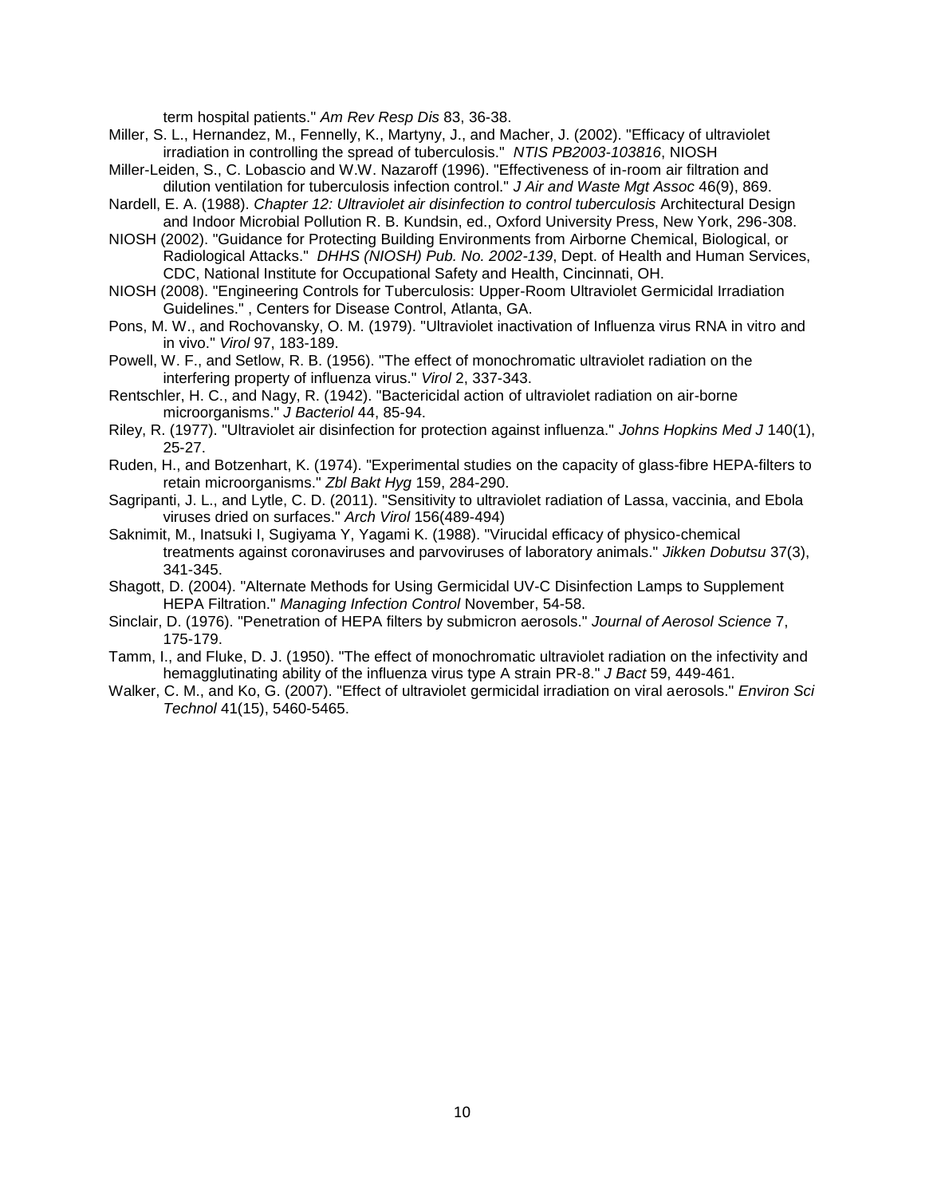term hospital patients." *Am Rev Resp Dis* 83, 36-38.

Miller, S. L., Hernandez, M., Fennelly, K., Martyny, J., and Macher, J. (2002). "Efficacy of ultraviolet irradiation in controlling the spread of tuberculosis." *NTIS PB2003-103816*, NIOSH

Miller-Leiden, S., C. Lobascio and W.W. Nazaroff (1996). "Effectiveness of in-room air filtration and dilution ventilation for tuberculosis infection control." *J Air and Waste Mgt Assoc* 46(9), 869.

Nardell, E. A. (1988). *Chapter 12: Ultraviolet air disinfection to control tuberculosis* Architectural Design and Indoor Microbial Pollution R. B. Kundsin, ed., Oxford University Press, New York, 296-308.

NIOSH (2002). "Guidance for Protecting Building Environments from Airborne Chemical, Biological, or Radiological Attacks." *DHHS (NIOSH) Pub. No. 2002-139*, Dept. of Health and Human Services, CDC, National Institute for Occupational Safety and Health, Cincinnati, OH.

NIOSH (2008). "Engineering Controls for Tuberculosis: Upper-Room Ultraviolet Germicidal Irradiation Guidelines." , Centers for Disease Control, Atlanta, GA.

Pons, M. W., and Rochovansky, O. M. (1979). "Ultraviolet inactivation of Influenza virus RNA in vitro and in vivo." *Virol* 97, 183-189.

Powell, W. F., and Setlow, R. B. (1956). "The effect of monochromatic ultraviolet radiation on the interfering property of influenza virus." *Virol* 2, 337-343.

Rentschler, H. C., and Nagy, R. (1942). "Bactericidal action of ultraviolet radiation on air-borne microorganisms." *J Bacteriol* 44, 85-94.

Riley, R. (1977). "Ultraviolet air disinfection for protection against influenza." *Johns Hopkins Med J* 140(1), 25-27.

Ruden, H., and Botzenhart, K. (1974). "Experimental studies on the capacity of glass-fibre HEPA-filters to retain microorganisms." *Zbl Bakt Hyg* 159, 284-290.

Sagripanti, J. L., and Lytle, C. D. (2011). "Sensitivity to ultraviolet radiation of Lassa, vaccinia, and Ebola viruses dried on surfaces." *Arch Virol* 156(489-494)

Saknimit, M., Inatsuki I, Sugiyama Y, Yagami K. (1988). "Virucidal efficacy of physico-chemical treatments against coronaviruses and parvoviruses of laboratory animals." *Jikken Dobutsu* 37(3), 341-345.

Shagott, D. (2004). "Alternate Methods for Using Germicidal UV-C Disinfection Lamps to Supplement HEPA Filtration." *Managing Infection Control* November, 54-58.

Sinclair, D. (1976). "Penetration of HEPA filters by submicron aerosols." *Journal of Aerosol Science* 7, 175-179.

Tamm, I., and Fluke, D. J. (1950). "The effect of monochromatic ultraviolet radiation on the infectivity and hemagglutinating ability of the influenza virus type A strain PR-8." *J Bact* 59, 449-461.

Walker, C. M., and Ko, G. (2007). "Effect of ultraviolet germicidal irradiation on viral aerosols." *Environ Sci Technol* 41(15), 5460-5465.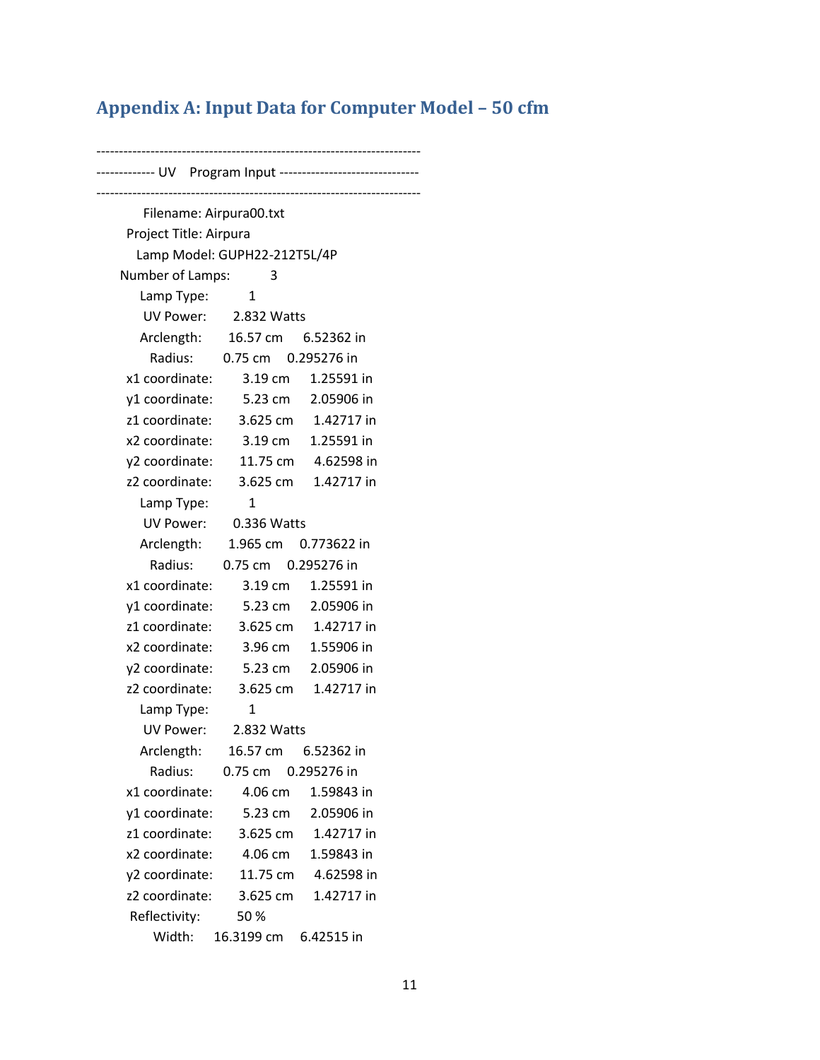## Appendix A: Input Data for Computer Model – 50 cfm

```
-----------------------------------------------------------------------
------------- UV    Program Input -------------------------------
-----------------------------------------------------------------------
        Filename: Airpura00.txt
     Project Title: Airpura
       Lamp Model: GUPH22-212T5L/4P
   Number of Lamps:        3
        Lamp Type:         1
         UV Power:      2.832 Watts
        Arclength:      16.57 cm     6.52362 in
           Radius:      0.75 cm    0.295276 in
     x1 coordinate:       3.19 cm     1.25591 in
     y1 coordinate:       5.23 cm     2.05906 in
     z1 coordinate:      3.625 cm     1.42717 in
     x2 coordinate:       3.19 cm     1.25591 in
     y2 coordinate:      11.75 cm     4.62598 in
     z2 coordinate:      3.625 cm     1.42717 in
        Lamp Type:         1
         UV Power:      0.336 Watts
        Arclength:      1.965 cm    0.773622 in
           Radius:      0.75 cm    0.295276 in
     x1 coordinate:       3.19 cm     1.25591 in
     y1 coordinate:       5.23 cm     2.05906 in
     z1 coordinate:      3.625 cm     1.42717 in
     x2 coordinate:       3.96 cm     1.55906 in
     y2 coordinate:       5.23 cm     2.05906 in
     z2 coordinate:      3.625 cm     1.42717 in
        Lamp Type:         1
         UV Power:      2.832 Watts
        Arclength:      16.57 cm     6.52362 in
           Radius:      0.75 cm    0.295276 in
     x1 coordinate:       4.06 cm     1.59843 in
     y1 coordinate:       5.23 cm     2.05906 in
     z1 coordinate:      3.625 cm     1.42717 in
     x2 coordinate:       4.06 cm     1.59843 in
     y2 coordinate:      11.75 cm     4.62598 in
     z2 coordinate:      3.625 cm     1.42717 in
     Reflectivity:       50 %
           Width:    16.3199 cm     6.42515 in
```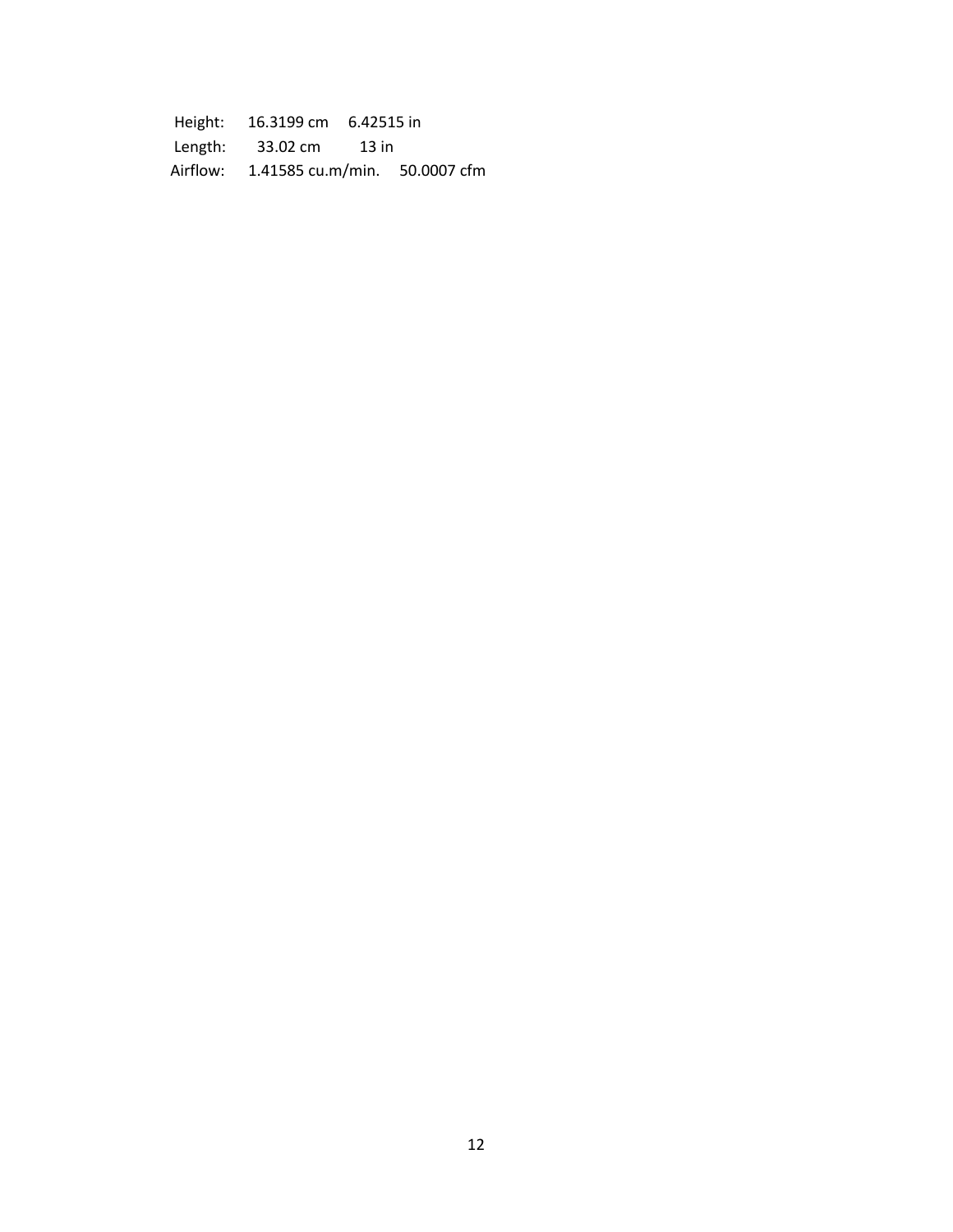| | | |
|---|---|---|
| Height: | 16.3199 cm | 6.42515 in |
| Length: | 33.02 cm | 13 in |
| Airflow: | 1.41585 cu.m/min. | 50.0007 cfm |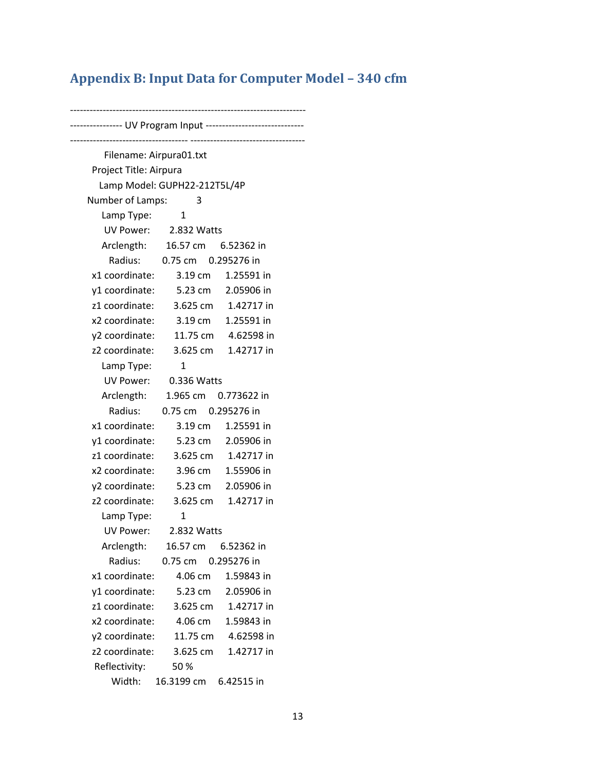## Appendix B: Input Data for Computer Model – 340 cfm

```
----------------------------------------------------------------------
---------------- UV Program Input ------------------------------
----------------------------------- ----------------------------------
        Filename: Airpura01.txt
     Project Title: Airpura
       Lamp Model: GUPH22-212T5L/4P
   Number of Lamps:         3
       Lamp Type:         1
        UV Power:      2.832 Watts
       Arclength:      16.57 cm     6.52362 in
          Radius:      0.75 cm    0.295276 in
     x1 coordinate:       3.19 cm     1.25591 in
     y1 coordinate:       5.23 cm     2.05906 in
     z1 coordinate:      3.625 cm     1.42717 in
     x2 coordinate:       3.19 cm     1.25591 in
     y2 coordinate:      11.75 cm     4.62598 in
     z2 coordinate:      3.625 cm     1.42717 in
       Lamp Type:         1
        UV Power:      0.336 Watts
       Arclength:      1.965 cm    0.773622 in
          Radius:      0.75 cm    0.295276 in
     x1 coordinate:       3.19 cm     1.25591 in
     y1 coordinate:       5.23 cm     2.05906 in
     z1 coordinate:      3.625 cm     1.42717 in
     x2 coordinate:       3.96 cm     1.55906 in
     y2 coordinate:       5.23 cm     2.05906 in
     z2 coordinate:      3.625 cm     1.42717 in
       Lamp Type:         1
        UV Power:      2.832 Watts
       Arclength:      16.57 cm     6.52362 in
          Radius:      0.75 cm    0.295276 in
     x1 coordinate:       4.06 cm     1.59843 in
     y1 coordinate:       5.23 cm     2.05906 in
     z1 coordinate:      3.625 cm     1.42717 in
     x2 coordinate:       4.06 cm     1.59843 in
     y2 coordinate:      11.75 cm     4.62598 in
     z2 coordinate:      3.625 cm     1.42717 in
      Reflectivity:      50 %
           Width:    16.3199 cm    6.42515 in
```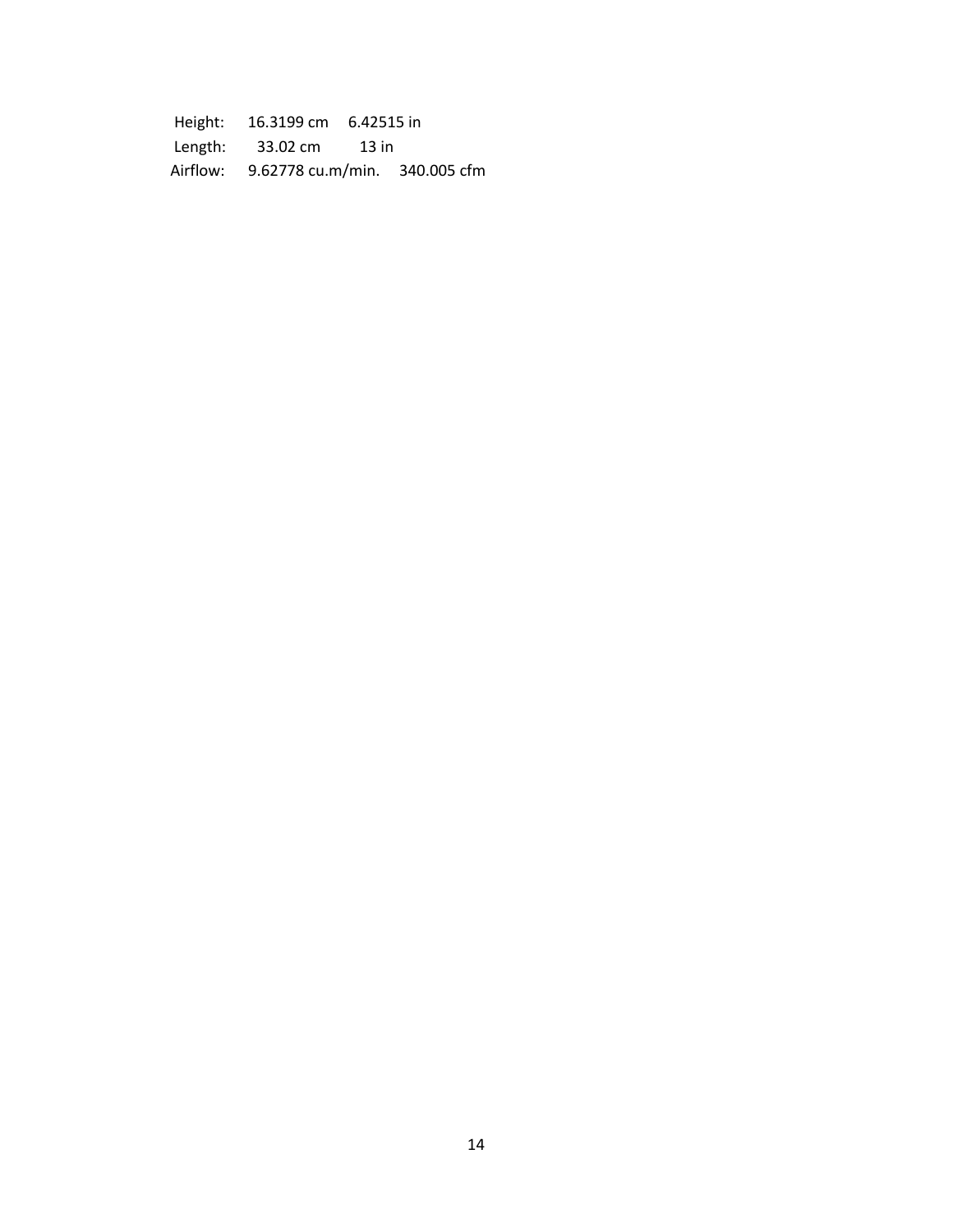| Height: | 16.3199 cm | 6.42515 in |
| --- | --- | --- |
| Length: | 33.02 cm | 13 in |
| Airflow: | 9.62778 cu.m/min. | 340.005 cfm |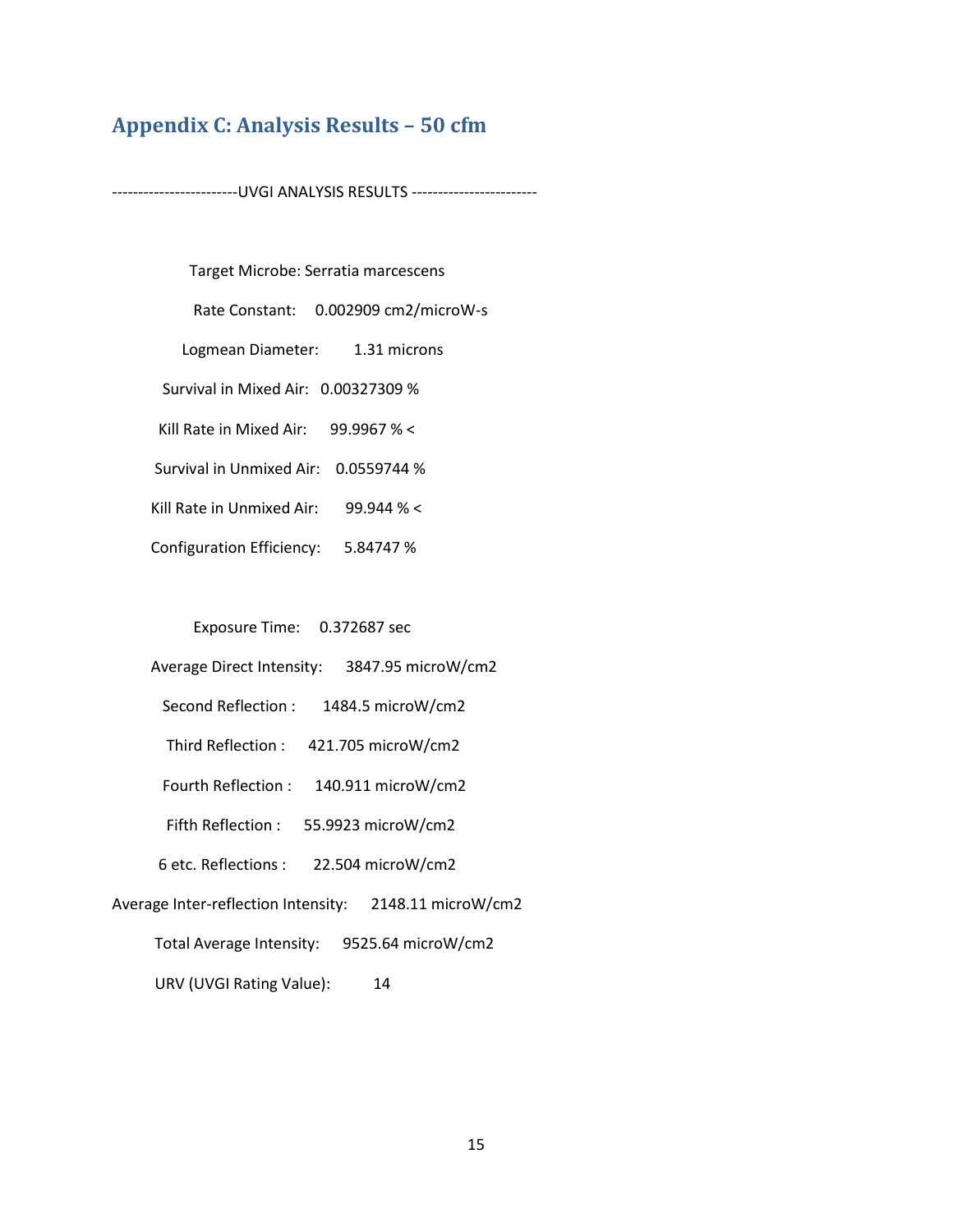## Appendix C: Analysis Results – 50 cfm

------------------------UVGI ANALYSIS RESULTS ------------------------

Target Microbe: Serratia marcescens

Rate Constant: 0.002909 cm2/microW-s

Logmean Diameter: 1.31 microns

Survival in Mixed Air: 0.00327309 %

Kill Rate in Mixed Air: 99.9967 % <

Survival in Unmixed Air: 0.0559744 %

Kill Rate in Unmixed Air: 99.944 % <

Configuration Efficiency: 5.84747 %

Exposure Time: 0.372687 sec

Average Direct Intensity: 3847.95 microW/cm2

Second Reflection : 1484.5 microW/cm2

Third Reflection : 421.705 microW/cm2

Fourth Reflection : 140.911 microW/cm2

Fifth Reflection : 55.9923 microW/cm2

6 etc. Reflections : 22.504 microW/cm2

Average Inter-reflection Intensity: 2148.11 microW/cm2

Total Average Intensity: 9525.64 microW/cm2

URV (UVGI Rating Value): 14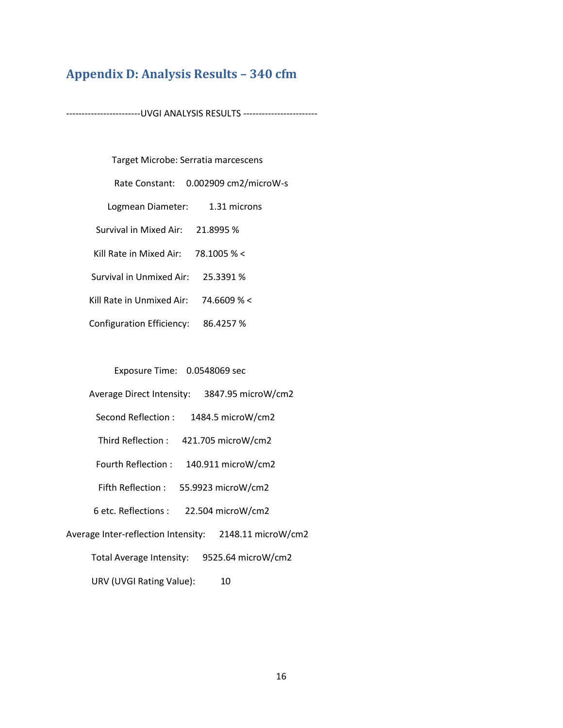## Appendix D: Analysis Results – 340 cfm

------------------------UVGI ANALYSIS RESULTS ------------------------

Target Microbe: Serratia marcescens

Rate Constant: 0.002909 cm2/microW-s

Logmean Diameter: 1.31 microns

Survival in Mixed Air: 21.8995 %

Kill Rate in Mixed Air: 78.1005 % <

Survival in Unmixed Air: 25.3391 %

Kill Rate in Unmixed Air: 74.6609 % <

Configuration Efficiency: 86.4257 %

Exposure Time: 0.0548069 sec

Average Direct Intensity: 3847.95 microW/cm2

Second Reflection : 1484.5 microW/cm2

Third Reflection : 421.705 microW/cm2

Fourth Reflection : 140.911 microW/cm2

Fifth Reflection : 55.9923 microW/cm2

6 etc. Reflections : 22.504 microW/cm2

Average Inter-reflection Intensity: 2148.11 microW/cm2

Total Average Intensity: 9525.64 microW/cm2

URV (UVGI Rating Value): 10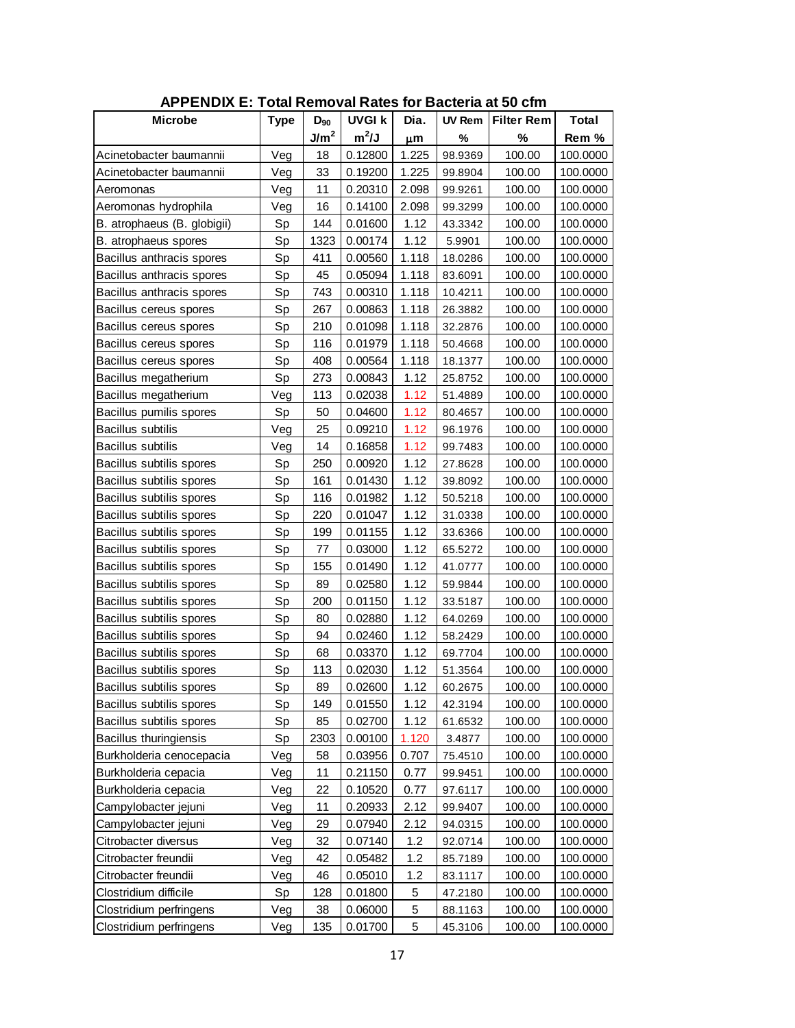## APPENDIX E: Total Removal Rates for Bacteria at 50 cfm

| Microbe | Type | $D_{90}$ $J/m^2$ | UVGI k $m^2/J$ | Dia. μm | UV Rem % | Filter Rem % | Total Rem % |
|---|---|---|---|---|---|---|---|
| Acinetobacter baumannii | Veg | 18 | 0.12800 | 1.225 | 98.9369 | 100.00 | 100.0000 |
| Acinetobacter baumannii | Veg | 33 | 0.19200 | 1.225 | 99.8904 | 100.00 | 100.0000 |
| Aeromonas | Veg | 11 | 0.20310 | 2.098 | 99.9261 | 100.00 | 100.0000 |
| Aeromonas hydrophila | Veg | 16 | 0.14100 | 2.098 | 99.3299 | 100.00 | 100.0000 |
| B. atrophaeus (B. globigii) | Sp | 144 | 0.01600 | 1.12 | 43.3342 | 100.00 | 100.0000 |
| B. atrophaeus spores | Sp | 1323 | 0.00174 | 1.12 | 5.9901 | 100.00 | 100.0000 |
| Bacillus anthracis spores | Sp | 411 | 0.00560 | 1.118 | 18.0286 | 100.00 | 100.0000 |
| Bacillus anthracis spores | Sp | 45 | 0.05094 | 1.118 | 83.6091 | 100.00 | 100.0000 |
| Bacillus anthracis spores | Sp | 743 | 0.00310 | 1.118 | 10.4211 | 100.00 | 100.0000 |
| Bacillus cereus spores | Sp | 267 | 0.00863 | 1.118 | 26.3882 | 100.00 | 100.0000 |
| Bacillus cereus spores | Sp | 210 | 0.01098 | 1.118 | 32.2876 | 100.00 | 100.0000 |
| Bacillus cereus spores | Sp | 116 | 0.01979 | 1.118 | 50.4668 | 100.00 | 100.0000 |
| Bacillus cereus spores | Sp | 408 | 0.00564 | 1.118 | 18.1377 | 100.00 | 100.0000 |
| Bacillus megatherium | Sp | 273 | 0.00843 | 1.12 | 25.8752 | 100.00 | 100.0000 |
| Bacillus megatherium | Veg | 113 | 0.02038 | 1.12 | 51.4889 | 100.00 | 100.0000 |
| Bacillus pumilis spores | Sp | 50 | 0.04600 | 1.12 | 80.4657 | 100.00 | 100.0000 |
| Bacillus subtilis | Veg | 25 | 0.09210 | 1.12 | 96.1976 | 100.00 | 100.0000 |
| Bacillus subtilis | Veg | 14 | 0.16858 | 1.12 | 99.7483 | 100.00 | 100.0000 |
| Bacillus subtilis spores | Sp | 250 | 0.00920 | 1.12 | 27.8628 | 100.00 | 100.0000 |
| Bacillus subtilis spores | Sp | 161 | 0.01430 | 1.12 | 39.8092 | 100.00 | 100.0000 |
| Bacillus subtilis spores | Sp | 116 | 0.01982 | 1.12 | 50.5218 | 100.00 | 100.0000 |
| Bacillus subtilis spores | Sp | 220 | 0.01047 | 1.12 | 31.0338 | 100.00 | 100.0000 |
| Bacillus subtilis spores | Sp | 199 | 0.01155 | 1.12 | 33.6366 | 100.00 | 100.0000 |
| Bacillus subtilis spores | Sp | 77 | 0.03000 | 1.12 | 65.5272 | 100.00 | 100.0000 |
| Bacillus subtilis spores | Sp | 155 | 0.01490 | 1.12 | 41.0777 | 100.00 | 100.0000 |
| Bacillus subtilis spores | Sp | 89 | 0.02580 | 1.12 | 59.9844 | 100.00 | 100.0000 |
| Bacillus subtilis spores | Sp | 200 | 0.01150 | 1.12 | 33.5187 | 100.00 | 100.0000 |
| Bacillus subtilis spores | Sp | 80 | 0.02880 | 1.12 | 64.0269 | 100.00 | 100.0000 |
| Bacillus subtilis spores | Sp | 94 | 0.02460 | 1.12 | 58.2429 | 100.00 | 100.0000 |
| Bacillus subtilis spores | Sp | 68 | 0.03370 | 1.12 | 69.7704 | 100.00 | 100.0000 |
| Bacillus subtilis spores | Sp | 113 | 0.02030 | 1.12 | 51.3564 | 100.00 | 100.0000 |
| Bacillus subtilis spores | Sp | 89 | 0.02600 | 1.12 | 60.2675 | 100.00 | 100.0000 |
| Bacillus subtilis spores | Sp | 149 | 0.01550 | 1.12 | 42.3194 | 100.00 | 100.0000 |
| Bacillus subtilis spores | Sp | 85 | 0.02700 | 1.12 | 61.6532 | 100.00 | 100.0000 |
| Bacillus thuringiensis | Sp | 2303 | 0.00100 | 1.120 | 3.4877 | 100.00 | 100.0000 |
| Burkholderia cenocepacia | Veg | 58 | 0.03956 | 0.707 | 75.4510 | 100.00 | 100.0000 |
| Burkholderia cepacia | Veg | 11 | 0.21150 | 0.77 | 99.9451 | 100.00 | 100.0000 |
| Burkholderia cepacia | Veg | 22 | 0.10520 | 0.77 | 97.6117 | 100.00 | 100.0000 |
| Campylobacter jejuni | Veg | 11 | 0.20933 | 2.12 | 99.9407 | 100.00 | 100.0000 |
| Campylobacter jejuni | Veg | 29 | 0.07940 | 2.12 | 94.0315 | 100.00 | 100.0000 |
| Citrobacter diversus | Veg | 32 | 0.07140 | 1.2 | 92.0714 | 100.00 | 100.0000 |
| Citrobacter freundii | Veg | 42 | 0.05482 | 1.2 | 85.7189 | 100.00 | 100.0000 |
| Citrobacter freundii | Veg | 46 | 0.05010 | 1.2 | 83.1117 | 100.00 | 100.0000 |
| Clostridium difficile | Sp | 128 | 0.01800 | 5 | 47.2180 | 100.00 | 100.0000 |
| Clostridium perfringens | Veg | 38 | 0.06000 | 5 | 88.1163 | 100.00 | 100.0000 |
| Clostridium perfringens | Veg | 135 | 0.01700 | 5 | 45.3106 | 100.00 | 100.0000 |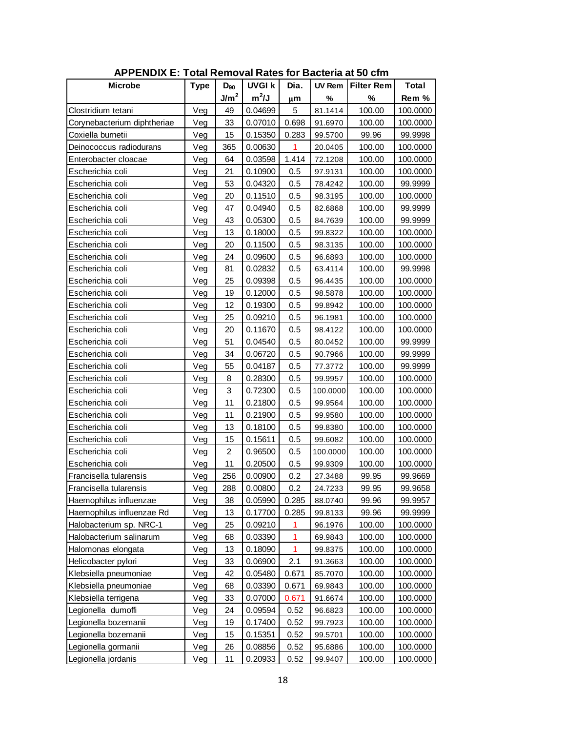## APPENDIX E: Total Removal Rates for Bacteria at 50 cfm

| Microbe | Type | $D_{90}$ | UVGI k | Dia. | UV Rem | Filter Rem | Total |
|---|---|---|---|---|---|---|---|
| | | $J/m^2$ | $m^2/J$ | μm | % | % | Rem % |
| Clostridium tetani | Veg | 49 | 0.04699 | 5 | 81.1414 | 100.00 | 100.0000 |
| Corynebacterium diphtheriae | Veg | 33 | 0.07010 | 0.698 | 91.6970 | 100.00 | 100.0000 |
| Coxiella burnetii | Veg | 15 | 0.15350 | 0.283 | 99.5700 | 99.96 | 99.9998 |
| Deinococcus radiodurans | Veg | 365 | 0.00630 | 1 | 20.0405 | 100.00 | 100.0000 |
| Enterobacter cloacae | Veg | 64 | 0.03598 | 1.414 | 72.1208 | 100.00 | 100.0000 |
| Escherichia coli | Veg | 21 | 0.10900 | 0.5 | 97.9131 | 100.00 | 100.0000 |
| Escherichia coli | Veg | 53 | 0.04320 | 0.5 | 78.4242 | 100.00 | 99.9999 |
| Escherichia coli | Veg | 20 | 0.11510 | 0.5 | 98.3195 | 100.00 | 100.0000 |
| Escherichia coli | Veg | 47 | 0.04940 | 0.5 | 82.6868 | 100.00 | 99.9999 |
| Escherichia coli | Veg | 43 | 0.05300 | 0.5 | 84.7639 | 100.00 | 99.9999 |
| Escherichia coli | Veg | 13 | 0.18000 | 0.5 | 99.8322 | 100.00 | 100.0000 |
| Escherichia coli | Veg | 20 | 0.11500 | 0.5 | 98.3135 | 100.00 | 100.0000 |
| Escherichia coli | Veg | 24 | 0.09600 | 0.5 | 96.6893 | 100.00 | 100.0000 |
| Escherichia coli | Veg | 81 | 0.02832 | 0.5 | 63.4114 | 100.00 | 99.9998 |
| Escherichia coli | Veg | 25 | 0.09398 | 0.5 | 96.4435 | 100.00 | 100.0000 |
| Escherichia coli | Veg | 19 | 0.12000 | 0.5 | 98.5878 | 100.00 | 100.0000 |
| Escherichia coli | Veg | 12 | 0.19300 | 0.5 | 99.8942 | 100.00 | 100.0000 |
| Escherichia coli | Veg | 25 | 0.09210 | 0.5 | 96.1981 | 100.00 | 100.0000 |
| Escherichia coli | Veg | 20 | 0.11670 | 0.5 | 98.4122 | 100.00 | 100.0000 |
| Escherichia coli | Veg | 51 | 0.04540 | 0.5 | 80.0452 | 100.00 | 99.9999 |
| Escherichia coli | Veg | 34 | 0.06720 | 0.5 | 90.7966 | 100.00 | 99.9999 |
| Escherichia coli | Veg | 55 | 0.04187 | 0.5 | 77.3772 | 100.00 | 99.9999 |
| Escherichia coli | Veg | 8 | 0.28300 | 0.5 | 99.9957 | 100.00 | 100.0000 |
| Escherichia coli | Veg | 3 | 0.72300 | 0.5 | 100.0000 | 100.00 | 100.0000 |
| Escherichia coli | Veg | 11 | 0.21800 | 0.5 | 99.9564 | 100.00 | 100.0000 |
| Escherichia coli | Veg | 11 | 0.21900 | 0.5 | 99.9580 | 100.00 | 100.0000 |
| Escherichia coli | Veg | 13 | 0.18100 | 0.5 | 99.8380 | 100.00 | 100.0000 |
| Escherichia coli | Veg | 15 | 0.15611 | 0.5 | 99.6082 | 100.00 | 100.0000 |
| Escherichia coli | Veg | 2 | 0.96500 | 0.5 | 100.0000 | 100.00 | 100.0000 |
| Escherichia coli | Veg | 11 | 0.20500 | 0.5 | 99.9309 | 100.00 | 100.0000 |
| Francisella tularensis | Veg | 256 | 0.00900 | 0.2 | 27.3488 | 99.95 | 99.9669 |
| Francisella tularensis | Veg | 288 | 0.00800 | 0.2 | 24.7233 | 99.95 | 99.9658 |
| Haemophilus influenzae | Veg | 38 | 0.05990 | 0.285 | 88.0740 | 99.96 | 99.9957 |
| Haemophilus influenzae Rd | Veg | 13 | 0.17700 | 0.285 | 99.8133 | 99.96 | 99.9999 |
| Halobacterium sp. NRC-1 | Veg | 25 | 0.09210 | 1 | 96.1976 | 100.00 | 100.0000 |
| Halobacterium salinarum | Veg | 68 | 0.03390 | 1 | 69.9843 | 100.00 | 100.0000 |
| Halomonas elongata | Veg | 13 | 0.18090 | 1 | 99.8375 | 100.00 | 100.0000 |
| Helicobacter pylori | Veg | 33 | 0.06900 | 2.1 | 91.3663 | 100.00 | 100.0000 |
| Klebsiella pneumoniae | Veg | 42 | 0.05480 | 0.671 | 85.7070 | 100.00 | 100.0000 |
| Klebsiella pneumoniae | Veg | 68 | 0.03390 | 0.671 | 69.9843 | 100.00 | 100.0000 |
| Klebsiella terrigena | Veg | 33 | 0.07000 | 0.671 | 91.6674 | 100.00 | 100.0000 |
| Legionella dumoffi | Veg | 24 | 0.09594 | 0.52 | 96.6823 | 100.00 | 100.0000 |
| Legionella bozemanii | Veg | 19 | 0.17400 | 0.52 | 99.7923 | 100.00 | 100.0000 |
| Legionella bozemanii | Veg | 15 | 0.15351 | 0.52 | 99.5701 | 100.00 | 100.0000 |
| Legionella gormanii | Veg | 26 | 0.08856 | 0.52 | 95.6886 | 100.00 | 100.0000 |
| Legionella jordanis | Veg | 11 | 0.20933 | 0.52 | 99.9407 | 100.00 | 100.0000 |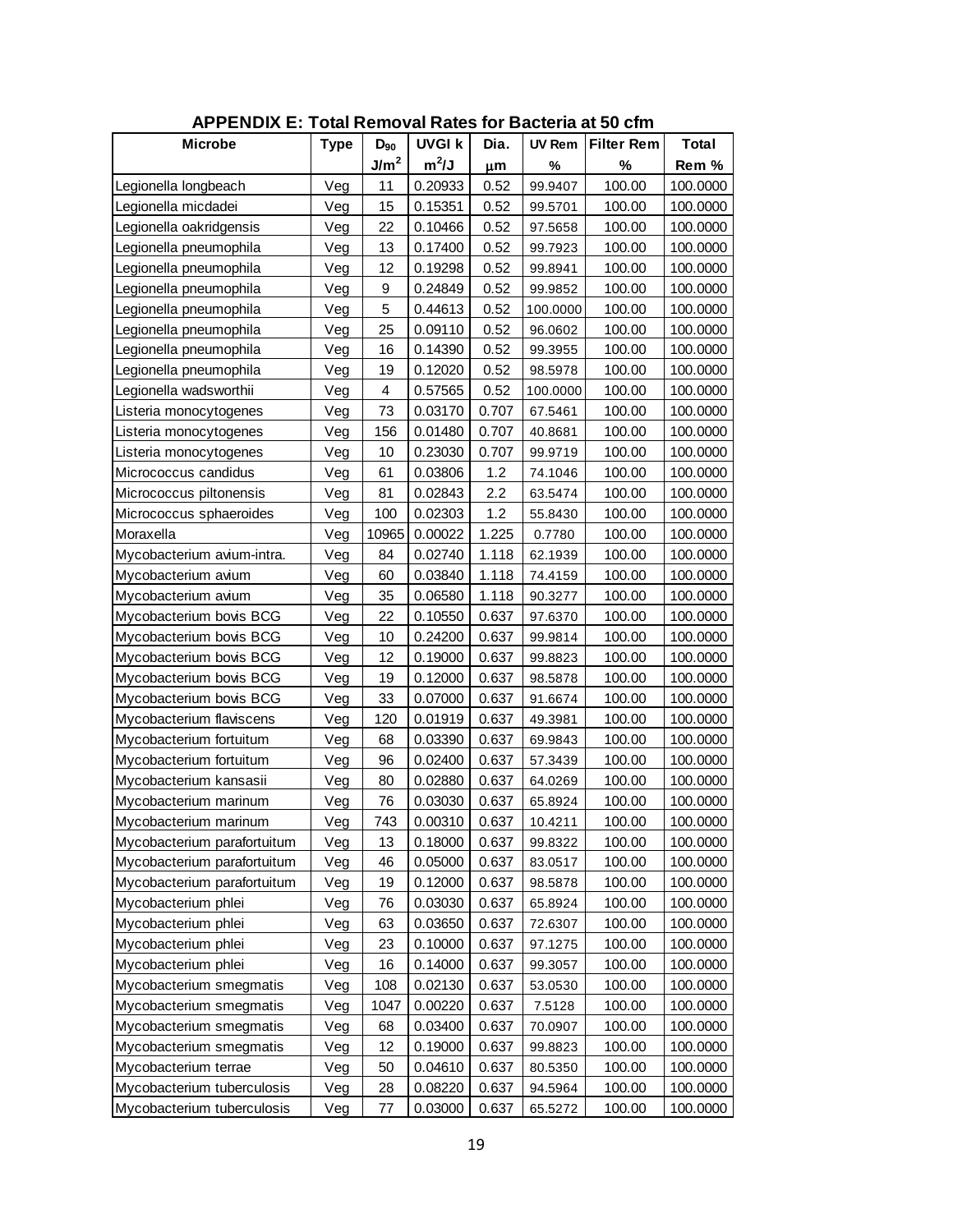## APPENDIX E: Total Removal Rates for Bacteria at 50 cfm

| Microbe | Type | $D_{90}$ $J/m^2$ | UVGI k $m^2/J$ | Dia. μm | UV Rem % | Filter Rem % | Total Rem % |
|---|---|---|---|---|---|---|---|
| Legionella longbeach | Veg | 11 | 0.20933 | 0.52 | 99.9407 | 100.00 | 100.0000 |
| Legionella micdadei | Veg | 15 | 0.15351 | 0.52 | 99.5701 | 100.00 | 100.0000 |
| Legionella oakridgensis | Veg | 22 | 0.10466 | 0.52 | 97.5658 | 100.00 | 100.0000 |
| Legionella pneumophila | Veg | 13 | 0.17400 | 0.52 | 99.7923 | 100.00 | 100.0000 |
| Legionella pneumophila | Veg | 12 | 0.19298 | 0.52 | 99.8941 | 100.00 | 100.0000 |
| Legionella pneumophila | Veg | 9 | 0.24849 | 0.52 | 99.9852 | 100.00 | 100.0000 |
| Legionella pneumophila | Veg | 5 | 0.44613 | 0.52 | 100.0000 | 100.00 | 100.0000 |
| Legionella pneumophila | Veg | 25 | 0.09110 | 0.52 | 96.0602 | 100.00 | 100.0000 |
| Legionella pneumophila | Veg | 16 | 0.14390 | 0.52 | 99.3955 | 100.00 | 100.0000 |
| Legionella pneumophila | Veg | 19 | 0.12020 | 0.52 | 98.5978 | 100.00 | 100.0000 |
| Legionella wadsworthii | Veg | 4 | 0.57565 | 0.52 | 100.0000 | 100.00 | 100.0000 |
| Listeria monocytogenes | Veg | 73 | 0.03170 | 0.707 | 67.5461 | 100.00 | 100.0000 |
| Listeria monocytogenes | Veg | 156 | 0.01480 | 0.707 | 40.8681 | 100.00 | 100.0000 |
| Listeria monocytogenes | Veg | 10 | 0.23030 | 0.707 | 99.9719 | 100.00 | 100.0000 |
| Micrococcus candidus | Veg | 61 | 0.03806 | 1.2 | 74.1046 | 100.00 | 100.0000 |
| Micrococcus piltonensis | Veg | 81 | 0.02843 | 2.2 | 63.5474 | 100.00 | 100.0000 |
| Micrococcus sphaeroides | Veg | 100 | 0.02303 | 1.2 | 55.8430 | 100.00 | 100.0000 |
| Moraxella | Veg | 10965 | 0.00022 | 1.225 | 0.7780 | 100.00 | 100.0000 |
| Mycobacterium avium-intra. | Veg | 84 | 0.02740 | 1.118 | 62.1939 | 100.00 | 100.0000 |
| Mycobacterium avium | Veg | 60 | 0.03840 | 1.118 | 74.4159 | 100.00 | 100.0000 |
| Mycobacterium avium | Veg | 35 | 0.06580 | 1.118 | 90.3277 | 100.00 | 100.0000 |
| Mycobacterium bovis BCG | Veg | 22 | 0.10550 | 0.637 | 97.6370 | 100.00 | 100.0000 |
| Mycobacterium bovis BCG | Veg | 10 | 0.24200 | 0.637 | 99.9814 | 100.00 | 100.0000 |
| Mycobacterium bovis BCG | Veg | 12 | 0.19000 | 0.637 | 99.8823 | 100.00 | 100.0000 |
| Mycobacterium bovis BCG | Veg | 19 | 0.12000 | 0.637 | 98.5878 | 100.00 | 100.0000 |
| Mycobacterium bovis BCG | Veg | 33 | 0.07000 | 0.637 | 91.6674 | 100.00 | 100.0000 |
| Mycobacterium flaviscens | Veg | 120 | 0.01919 | 0.637 | 49.3981 | 100.00 | 100.0000 |
| Mycobacterium fortuitum | Veg | 68 | 0.03390 | 0.637 | 69.9843 | 100.00 | 100.0000 |
| Mycobacterium fortuitum | Veg | 96 | 0.02400 | 0.637 | 57.3439 | 100.00 | 100.0000 |
| Mycobacterium kansasii | Veg | 80 | 0.02880 | 0.637 | 64.0269 | 100.00 | 100.0000 |
| Mycobacterium marinum | Veg | 76 | 0.03030 | 0.637 | 65.8924 | 100.00 | 100.0000 |
| Mycobacterium marinum | Veg | 743 | 0.00310 | 0.637 | 10.4211 | 100.00 | 100.0000 |
| Mycobacterium parafortuitum | Veg | 13 | 0.18000 | 0.637 | 99.8322 | 100.00 | 100.0000 |
| Mycobacterium parafortuitum | Veg | 46 | 0.05000 | 0.637 | 83.0517 | 100.00 | 100.0000 |
| Mycobacterium parafortuitum | Veg | 19 | 0.12000 | 0.637 | 98.5878 | 100.00 | 100.0000 |
| Mycobacterium phlei | Veg | 76 | 0.03030 | 0.637 | 65.8924 | 100.00 | 100.0000 |
| Mycobacterium phlei | Veg | 63 | 0.03650 | 0.637 | 72.6307 | 100.00 | 100.0000 |
| Mycobacterium phlei | Veg | 23 | 0.10000 | 0.637 | 97.1275 | 100.00 | 100.0000 |
| Mycobacterium phlei | Veg | 16 | 0.14000 | 0.637 | 99.3057 | 100.00 | 100.0000 |
| Mycobacterium smegmatis | Veg | 108 | 0.02130 | 0.637 | 53.0530 | 100.00 | 100.0000 |
| Mycobacterium smegmatis | Veg | 1047 | 0.00220 | 0.637 | 7.5128 | 100.00 | 100.0000 |
| Mycobacterium smegmatis | Veg | 68 | 0.03400 | 0.637 | 70.0907 | 100.00 | 100.0000 |
| Mycobacterium smegmatis | Veg | 12 | 0.19000 | 0.637 | 99.8823 | 100.00 | 100.0000 |
| Mycobacterium terrae | Veg | 50 | 0.04610 | 0.637 | 80.5350 | 100.00 | 100.0000 |
| Mycobacterium tuberculosis | Veg | 28 | 0.08220 | 0.637 | 94.5964 | 100.00 | 100.0000 |
| Mycobacterium tuberculosis | Veg | 77 | 0.03000 | 0.637 | 65.5272 | 100.00 | 100.0000 |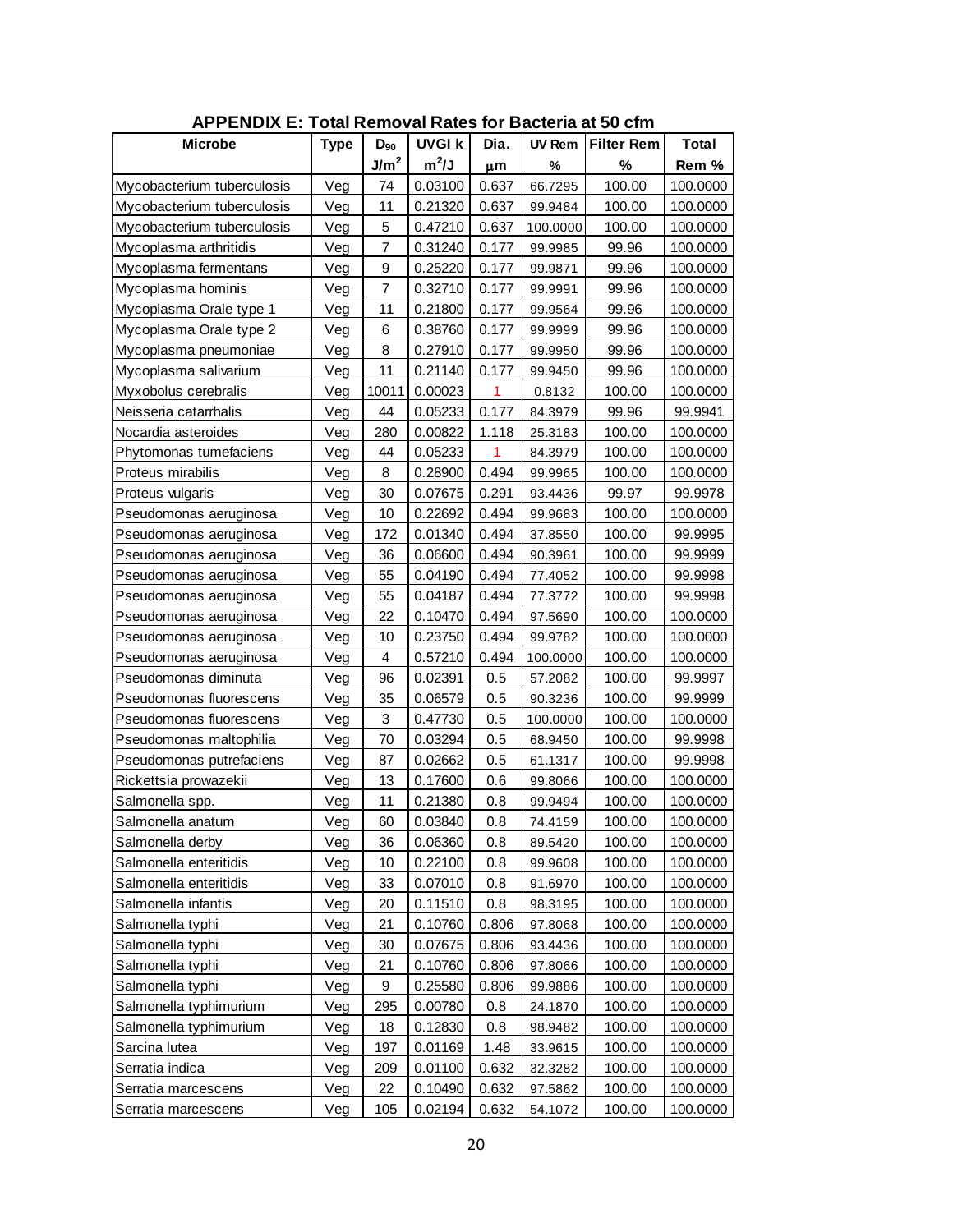## APPENDIX E: Total Removal Rates for Bacteria at 50 cfm

| Microbe | Type | $D_{90}$ | UVGI k | Dia. | UV Rem | Filter Rem | Total |
|---|---|---|---|---|---|---|---|
| | | $J/m^2$ | $m^2/J$ | μm | % | % | Rem % |
| Mycobacterium tuberculosis | Veg | 74 | 0.03100 | 0.637 | 66.7295 | 100.00 | 100.0000 |
| Mycobacterium tuberculosis | Veg | 11 | 0.21320 | 0.637 | 99.9484 | 100.00 | 100.0000 |
| Mycobacterium tuberculosis | Veg | 5 | 0.47210 | 0.637 | 100.0000 | 100.00 | 100.0000 |
| Mycoplasma arthritidis | Veg | 7 | 0.31240 | 0.177 | 99.9985 | 99.96 | 100.0000 |
| Mycoplasma fermentans | Veg | 9 | 0.25220 | 0.177 | 99.9871 | 99.96 | 100.0000 |
| Mycoplasma hominis | Veg | 7 | 0.32710 | 0.177 | 99.9991 | 99.96 | 100.0000 |
| Mycoplasma Orale type 1 | Veg | 11 | 0.21800 | 0.177 | 99.9564 | 99.96 | 100.0000 |
| Mycoplasma Orale type 2 | Veg | 6 | 0.38760 | 0.177 | 99.9999 | 99.96 | 100.0000 |
| Mycoplasma pneumoniae | Veg | 8 | 0.27910 | 0.177 | 99.9950 | 99.96 | 100.0000 |
| Mycoplasma salivarium | Veg | 11 | 0.21140 | 0.177 | 99.9450 | 99.96 | 100.0000 |
| Myxobolus cerebralis | Veg | 10011 | 0.00023 | 1 | 0.8132 | 100.00 | 100.0000 |
| Neisseria catarrhalis | Veg | 44 | 0.05233 | 0.177 | 84.3979 | 99.96 | 99.9941 |
| Nocardia asteroides | Veg | 280 | 0.00822 | 1.118 | 25.3183 | 100.00 | 100.0000 |
| Phytomonas tumefaciens | Veg | 44 | 0.05233 | 1 | 84.3979 | 100.00 | 100.0000 |
| Proteus mirabilis | Veg | 8 | 0.28900 | 0.494 | 99.9965 | 100.00 | 100.0000 |
| Proteus vulgaris | Veg | 30 | 0.07675 | 0.291 | 93.4436 | 99.97 | 99.9978 |
| Pseudomonas aeruginosa | Veg | 10 | 0.22692 | 0.494 | 99.9683 | 100.00 | 100.0000 |
| Pseudomonas aeruginosa | Veg | 172 | 0.01340 | 0.494 | 37.8550 | 100.00 | 99.9995 |
| Pseudomonas aeruginosa | Veg | 36 | 0.06600 | 0.494 | 90.3961 | 100.00 | 99.9999 |
| Pseudomonas aeruginosa | Veg | 55 | 0.04190 | 0.494 | 77.4052 | 100.00 | 99.9998 |
| Pseudomonas aeruginosa | Veg | 55 | 0.04187 | 0.494 | 77.3772 | 100.00 | 99.9998 |
| Pseudomonas aeruginosa | Veg | 22 | 0.10470 | 0.494 | 97.5690 | 100.00 | 100.0000 |
| Pseudomonas aeruginosa | Veg | 10 | 0.23750 | 0.494 | 99.9782 | 100.00 | 100.0000 |
| Pseudomonas aeruginosa | Veg | 4 | 0.57210 | 0.494 | 100.0000 | 100.00 | 100.0000 |
| Pseudomonas diminuta | Veg | 96 | 0.02391 | 0.5 | 57.2082 | 100.00 | 99.9997 |
| Pseudomonas fluorescens | Veg | 35 | 0.06579 | 0.5 | 90.3236 | 100.00 | 99.9999 |
| Pseudomonas fluorescens | Veg | 3 | 0.47730 | 0.5 | 100.0000 | 100.00 | 100.0000 |
| Pseudomonas maltophilia | Veg | 70 | 0.03294 | 0.5 | 68.9450 | 100.00 | 99.9998 |
| Pseudomonas putrefaciens | Veg | 87 | 0.02662 | 0.5 | 61.1317 | 100.00 | 99.9998 |
| Rickettsia prowazekii | Veg | 13 | 0.17600 | 0.6 | 99.8066 | 100.00 | 100.0000 |
| Salmonella spp. | Veg | 11 | 0.21380 | 0.8 | 99.9494 | 100.00 | 100.0000 |
| Salmonella anatum | Veg | 60 | 0.03840 | 0.8 | 74.4159 | 100.00 | 100.0000 |
| Salmonella derby | Veg | 36 | 0.06360 | 0.8 | 89.5420 | 100.00 | 100.0000 |
| Salmonella enteritidis | Veg | 10 | 0.22100 | 0.8 | 99.9608 | 100.00 | 100.0000 |
| Salmonella enteritidis | Veg | 33 | 0.07010 | 0.8 | 91.6970 | 100.00 | 100.0000 |
| Salmonella infantis | Veg | 20 | 0.11510 | 0.8 | 98.3195 | 100.00 | 100.0000 |
| Salmonella typhi | Veg | 21 | 0.10760 | 0.806 | 97.8068 | 100.00 | 100.0000 |
| Salmonella typhi | Veg | 30 | 0.07675 | 0.806 | 93.4436 | 100.00 | 100.0000 |
| Salmonella typhi | Veg | 21 | 0.10760 | 0.806 | 97.8066 | 100.00 | 100.0000 |
| Salmonella typhi | Veg | 9 | 0.25580 | 0.806 | 99.9886 | 100.00 | 100.0000 |
| Salmonella typhimurium | Veg | 295 | 0.00780 | 0.8 | 24.1870 | 100.00 | 100.0000 |
| Salmonella typhimurium | Veg | 18 | 0.12830 | 0.8 | 98.9482 | 100.00 | 100.0000 |
| Sarcina lutea | Veg | 197 | 0.01169 | 1.48 | 33.9615 | 100.00 | 100.0000 |
| Serratia indica | Veg | 209 | 0.01100 | 0.632 | 32.3282 | 100.00 | 100.0000 |
| Serratia marcescens | Veg | 22 | 0.10490 | 0.632 | 97.5862 | 100.00 | 100.0000 |
| Serratia marcescens | Veg | 105 | 0.02194 | 0.632 | 54.1072 | 100.00 | 100.0000 |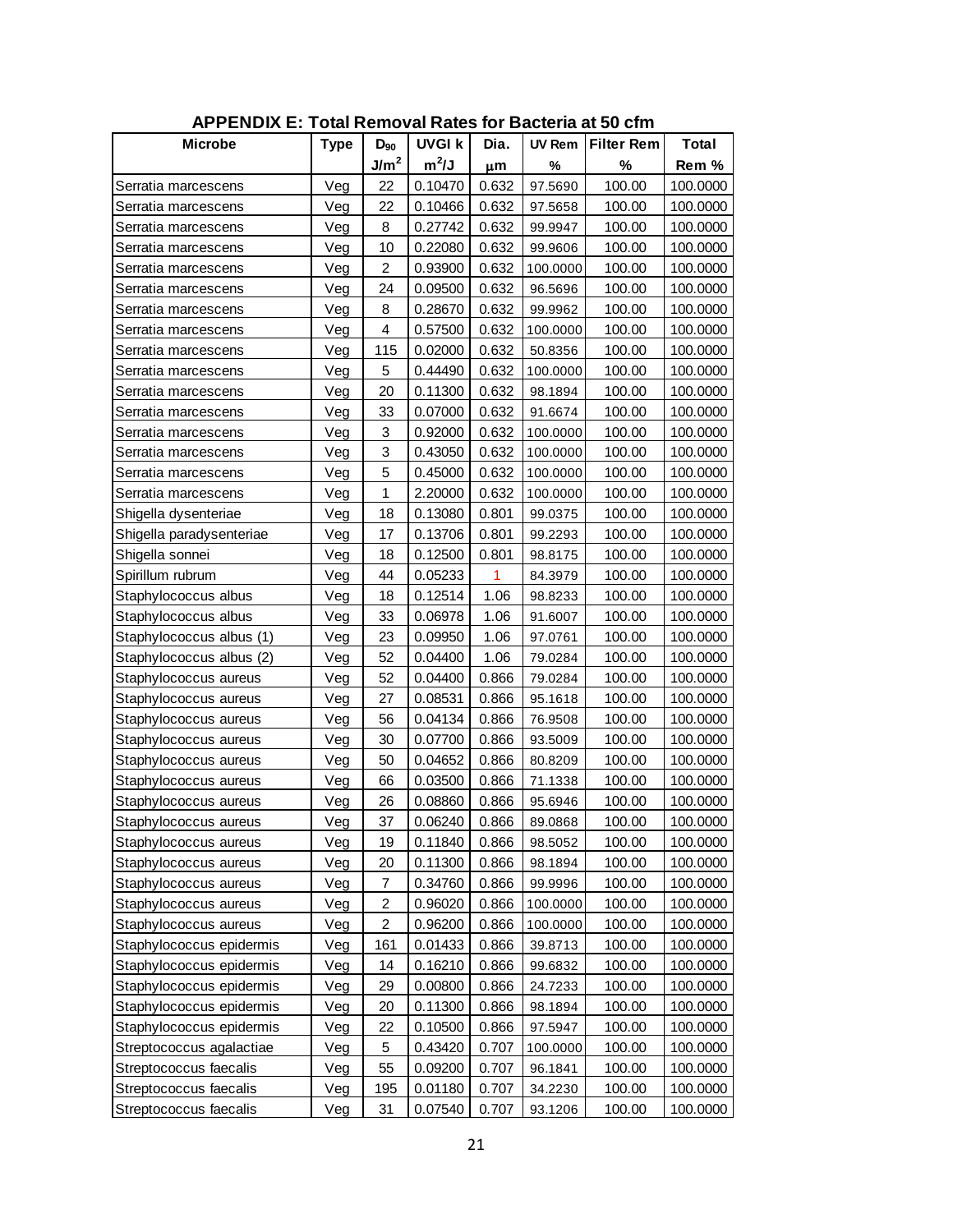## APPENDIX E: Total Removal Rates for Bacteria at 50 cfm

| Microbe | Type | $D_{90}$ | UVGI k | Dia. | UV Rem | Filter Rem | Total |
|---|---|---|---|---|---|---|---|
| | | $J/m^2$ | $m^2/J$ | μm | % | % | Rem % |
| Serratia marcescens | Veg | 22 | 0.10470 | 0.632 | 97.5690 | 100.00 | 100.0000 |
| Serratia marcescens | Veg | 22 | 0.10466 | 0.632 | 97.5658 | 100.00 | 100.0000 |
| Serratia marcescens | Veg | 8 | 0.27742 | 0.632 | 99.9947 | 100.00 | 100.0000 |
| Serratia marcescens | Veg | 10 | 0.22080 | 0.632 | 99.9606 | 100.00 | 100.0000 |
| Serratia marcescens | Veg | 2 | 0.93900 | 0.632 | 100.0000 | 100.00 | 100.0000 |
| Serratia marcescens | Veg | 24 | 0.09500 | 0.632 | 96.5696 | 100.00 | 100.0000 |
| Serratia marcescens | Veg | 8 | 0.28670 | 0.632 | 99.9962 | 100.00 | 100.0000 |
| Serratia marcescens | Veg | 4 | 0.57500 | 0.632 | 100.0000 | 100.00 | 100.0000 |
| Serratia marcescens | Veg | 115 | 0.02000 | 0.632 | 50.8356 | 100.00 | 100.0000 |
| Serratia marcescens | Veg | 5 | 0.44490 | 0.632 | 100.0000 | 100.00 | 100.0000 |
| Serratia marcescens | Veg | 20 | 0.11300 | 0.632 | 98.1894 | 100.00 | 100.0000 |
| Serratia marcescens | Veg | 33 | 0.07000 | 0.632 | 91.6674 | 100.00 | 100.0000 |
| Serratia marcescens | Veg | 3 | 0.92000 | 0.632 | 100.0000 | 100.00 | 100.0000 |
| Serratia marcescens | Veg | 3 | 0.43050 | 0.632 | 100.0000 | 100.00 | 100.0000 |
| Serratia marcescens | Veg | 5 | 0.45000 | 0.632 | 100.0000 | 100.00 | 100.0000 |
| Serratia marcescens | Veg | 1 | 2.20000 | 0.632 | 100.0000 | 100.00 | 100.0000 |
| Shigella dysenteriae | Veg | 18 | 0.13080 | 0.801 | 99.0375 | 100.00 | 100.0000 |
| Shigella paradysenteriae | Veg | 17 | 0.13706 | 0.801 | 99.2293 | 100.00 | 100.0000 |
| Shigella sonnei | Veg | 18 | 0.12500 | 0.801 | 98.8175 | 100.00 | 100.0000 |
| Spirillum rubrum | Veg | 44 | 0.05233 | 1 | 84.3979 | 100.00 | 100.0000 |
| Staphylococcus albus | Veg | 18 | 0.12514 | 1.06 | 98.8233 | 100.00 | 100.0000 |
| Staphylococcus albus | Veg | 33 | 0.06978 | 1.06 | 91.6007 | 100.00 | 100.0000 |
| Staphylococcus albus (1) | Veg | 23 | 0.09950 | 1.06 | 97.0761 | 100.00 | 100.0000 |
| Staphylococcus albus (2) | Veg | 52 | 0.04400 | 1.06 | 79.0284 | 100.00 | 100.0000 |
| Staphylococcus aureus | Veg | 52 | 0.04400 | 0.866 | 79.0284 | 100.00 | 100.0000 |
| Staphylococcus aureus | Veg | 27 | 0.08531 | 0.866 | 95.1618 | 100.00 | 100.0000 |
| Staphylococcus aureus | Veg | 56 | 0.04134 | 0.866 | 76.9508 | 100.00 | 100.0000 |
| Staphylococcus aureus | Veg | 30 | 0.07700 | 0.866 | 93.5009 | 100.00 | 100.0000 |
| Staphylococcus aureus | Veg | 50 | 0.04652 | 0.866 | 80.8209 | 100.00 | 100.0000 |
| Staphylococcus aureus | Veg | 66 | 0.03500 | 0.866 | 71.1338 | 100.00 | 100.0000 |
| Staphylococcus aureus | Veg | 26 | 0.08860 | 0.866 | 95.6946 | 100.00 | 100.0000 |
| Staphylococcus aureus | Veg | 37 | 0.06240 | 0.866 | 89.0868 | 100.00 | 100.0000 |
| Staphylococcus aureus | Veg | 19 | 0.11840 | 0.866 | 98.5052 | 100.00 | 100.0000 |
| Staphylococcus aureus | Veg | 20 | 0.11300 | 0.866 | 98.1894 | 100.00 | 100.0000 |
| Staphylococcus aureus | Veg | 7 | 0.34760 | 0.866 | 99.9996 | 100.00 | 100.0000 |
| Staphylococcus aureus | Veg | 2 | 0.96020 | 0.866 | 100.0000 | 100.00 | 100.0000 |
| Staphylococcus aureus | Veg | 2 | 0.96200 | 0.866 | 100.0000 | 100.00 | 100.0000 |
| Staphylococcus epidermis | Veg | 161 | 0.01433 | 0.866 | 39.8713 | 100.00 | 100.0000 |
| Staphylococcus epidermis | Veg | 14 | 0.16210 | 0.866 | 99.6832 | 100.00 | 100.0000 |
| Staphylococcus epidermis | Veg | 29 | 0.00800 | 0.866 | 24.7233 | 100.00 | 100.0000 |
| Staphylococcus epidermis | Veg | 20 | 0.11300 | 0.866 | 98.1894 | 100.00 | 100.0000 |
| Staphylococcus epidermis | Veg | 22 | 0.10500 | 0.866 | 97.5947 | 100.00 | 100.0000 |
| Streptococcus agalactiae | Veg | 5 | 0.43420 | 0.707 | 100.0000 | 100.00 | 100.0000 |
| Streptococcus faecalis | Veg | 55 | 0.09200 | 0.707 | 96.1841 | 100.00 | 100.0000 |
| Streptococcus faecalis | Veg | 195 | 0.01180 | 0.707 | 34.2230 | 100.00 | 100.0000 |
| Streptococcus faecalis | Veg | 31 | 0.07540 | 0.707 | 93.1206 | 100.00 | 100.0000 |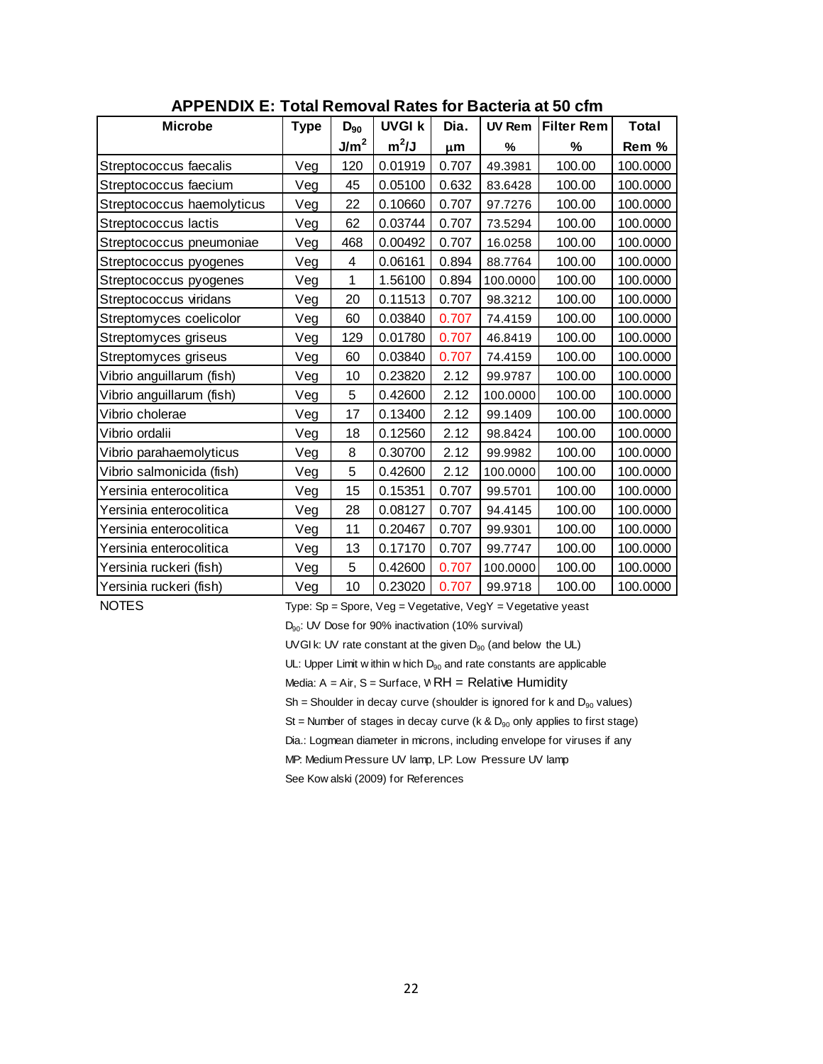## APPENDIX E: Total Removal Rates for Bacteria at 50 cfm

| Microbe | Type | $D_{90}$ $J/m^2$ | UVGI k $m^2/J$ | Dia. μm | UV Rem % | Filter Rem % | Total Rem % |
|---|---|---|---|---|---|---|---|
| Streptococcus faecalis | Veg | 120 | 0.01919 | 0.707 | 49.3981 | 100.00 | 100.0000 |
| Streptococcus faecium | Veg | 45 | 0.05100 | 0.632 | 83.6428 | 100.00 | 100.0000 |
| Streptococcus haemolyticus | Veg | 22 | 0.10660 | 0.707 | 97.7276 | 100.00 | 100.0000 |
| Streptococcus lactis | Veg | 62 | 0.03744 | 0.707 | 73.5294 | 100.00 | 100.0000 |
| Streptococcus pneumoniae | Veg | 468 | 0.00492 | 0.707 | 16.0258 | 100.00 | 100.0000 |
| Streptococcus pyogenes | Veg | 4 | 0.06161 | 0.894 | 88.7764 | 100.00 | 100.0000 |
| Streptococcus pyogenes | Veg | 1 | 1.56100 | 0.894 | 100.0000 | 100.00 | 100.0000 |
| Streptococcus viridans | Veg | 20 | 0.11513 | 0.707 | 98.3212 | 100.00 | 100.0000 |
| Streptomyces coelicolor | Veg | 60 | 0.03840 | 0.707 | 74.4159 | 100.00 | 100.0000 |
| Streptomyces griseus | Veg | 129 | 0.01780 | 0.707 | 46.8419 | 100.00 | 100.0000 |
| Streptomyces griseus | Veg | 60 | 0.03840 | 0.707 | 74.4159 | 100.00 | 100.0000 |
| Vibrio anguillarum (fish) | Veg | 10 | 0.23820 | 2.12 | 99.9787 | 100.00 | 100.0000 |
| Vibrio anguillarum (fish) | Veg | 5 | 0.42600 | 2.12 | 100.0000 | 100.00 | 100.0000 |
| Vibrio cholerae | Veg | 17 | 0.13400 | 2.12 | 99.1409 | 100.00 | 100.0000 |
| Vibrio ordalii | Veg | 18 | 0.12560 | 2.12 | 98.8424 | 100.00 | 100.0000 |
| Vibrio parahaemolyticus | Veg | 8 | 0.30700 | 2.12 | 99.9982 | 100.00 | 100.0000 |
| Vibrio salmonicida (fish) | Veg | 5 | 0.42600 | 2.12 | 100.0000 | 100.00 | 100.0000 |
| Yersinia enterocolitica | Veg | 15 | 0.15351 | 0.707 | 99.5701 | 100.00 | 100.0000 |
| Yersinia enterocolitica | Veg | 28 | 0.08127 | 0.707 | 94.4145 | 100.00 | 100.0000 |
| Yersinia enterocolitica | Veg | 11 | 0.20467 | 0.707 | 99.9301 | 100.00 | 100.0000 |
| Yersinia enterocolitica | Veg | 13 | 0.17170 | 0.707 | 99.7747 | 100.00 | 100.0000 |
| Yersinia ruckeri (fish) | Veg | 5 | 0.42600 | 0.707 | 100.0000 | 100.00 | 100.0000 |
| Yersinia ruckeri (fish) | Veg | 10 | 0.23020 | 0.707 | 99.9718 | 100.00 | 100.0000 |

NOTES

Type: Sp = Spore, Veg = Vegetative, VegY = Vegetative yeast

$D_{90}$: UV Dose for 90% inactivation (10% survival)

UVGI k: UV rate constant at the given $D_{90}$ (and below the UL)

UL: Upper Limit within which $D_{90}$ and rate constants are applicable

Media: A = Air, S = Surface, W RH = Relative Humidity

Sh = Shoulder in decay curve (shoulder is ignored for k and $D_{90}$ values)

St = Number of stages in decay curve (k & $D_{90}$ only applies to first stage)

Dia.: Logmean diameter in microns, including envelope for viruses if any

MP: Medium Pressure UV lamp, LP: Low Pressure UV lamp

See Kowalski (2009) for References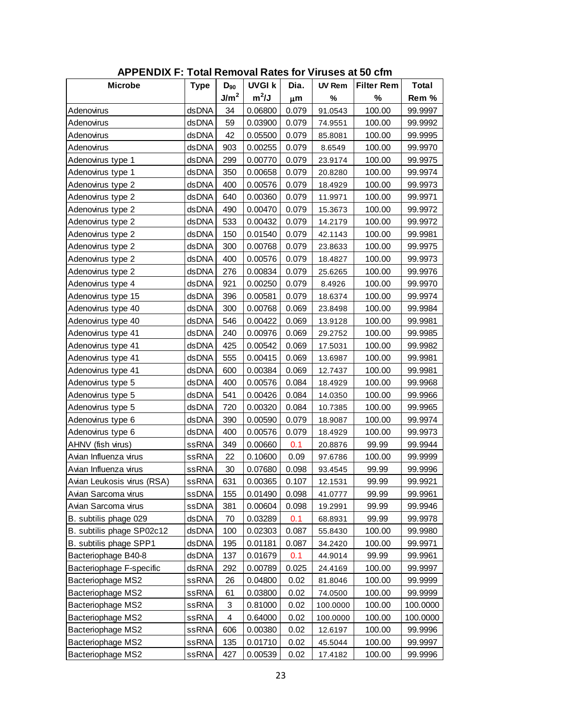## APPENDIX F: Total Removal Rates for Viruses at 50 cfm

| Microbe | Type | $D_{90}$ | UVGI k | Dia. | UV Rem | Filter Rem | Total |
|---|---|---|---|---|---|---|---|
| | | $J/m^2$ | $m^2/J$ | μm | % | % | Rem % |
| Adenovirus | dsDNA | 34 | 0.06800 | 0.079 | 91.0543 | 100.00 | 99.9997 |
| Adenovirus | dsDNA | 59 | 0.03900 | 0.079 | 74.9551 | 100.00 | 99.9992 |
| Adenovirus | dsDNA | 42 | 0.05500 | 0.079 | 85.8081 | 100.00 | 99.9995 |
| Adenovirus | dsDNA | 903 | 0.00255 | 0.079 | 8.6549 | 100.00 | 99.9970 |
| Adenovirus type 1 | dsDNA | 299 | 0.00770 | 0.079 | 23.9174 | 100.00 | 99.9975 |
| Adenovirus type 1 | dsDNA | 350 | 0.00658 | 0.079 | 20.8280 | 100.00 | 99.9974 |
| Adenovirus type 2 | dsDNA | 400 | 0.00576 | 0.079 | 18.4929 | 100.00 | 99.9973 |
| Adenovirus type 2 | dsDNA | 640 | 0.00360 | 0.079 | 11.9971 | 100.00 | 99.9971 |
| Adenovirus type 2 | dsDNA | 490 | 0.00470 | 0.079 | 15.3673 | 100.00 | 99.9972 |
| Adenovirus type 2 | dsDNA | 533 | 0.00432 | 0.079 | 14.2179 | 100.00 | 99.9972 |
| Adenovirus type 2 | dsDNA | 150 | 0.01540 | 0.079 | 42.1143 | 100.00 | 99.9981 |
| Adenovirus type 2 | dsDNA | 300 | 0.00768 | 0.079 | 23.8633 | 100.00 | 99.9975 |
| Adenovirus type 2 | dsDNA | 400 | 0.00576 | 0.079 | 18.4827 | 100.00 | 99.9973 |
| Adenovirus type 2 | dsDNA | 276 | 0.00834 | 0.079 | 25.6265 | 100.00 | 99.9976 |
| Adenovirus type 4 | dsDNA | 921 | 0.00250 | 0.079 | 8.4926 | 100.00 | 99.9970 |
| Adenovirus type 15 | dsDNA | 396 | 0.00581 | 0.079 | 18.6374 | 100.00 | 99.9974 |
| Adenovirus type 40 | dsDNA | 300 | 0.00768 | 0.069 | 23.8498 | 100.00 | 99.9984 |
| Adenovirus type 40 | dsDNA | 546 | 0.00422 | 0.069 | 13.9128 | 100.00 | 99.9981 |
| Adenovirus type 41 | dsDNA | 240 | 0.00976 | 0.069 | 29.2752 | 100.00 | 99.9985 |
| Adenovirus type 41 | dsDNA | 425 | 0.00542 | 0.069 | 17.5031 | 100.00 | 99.9982 |
| Adenovirus type 41 | dsDNA | 555 | 0.00415 | 0.069 | 13.6987 | 100.00 | 99.9981 |
| Adenovirus type 41 | dsDNA | 600 | 0.00384 | 0.069 | 12.7437 | 100.00 | 99.9981 |
| Adenovirus type 5 | dsDNA | 400 | 0.00576 | 0.084 | 18.4929 | 100.00 | 99.9968 |
| Adenovirus type 5 | dsDNA | 541 | 0.00426 | 0.084 | 14.0350 | 100.00 | 99.9966 |
| Adenovirus type 5 | dsDNA | 720 | 0.00320 | 0.084 | 10.7385 | 100.00 | 99.9965 |
| Adenovirus type 6 | dsDNA | 390 | 0.00590 | 0.079 | 18.9087 | 100.00 | 99.9974 |
| Adenovirus type 6 | dsDNA | 400 | 0.00576 | 0.079 | 18.4929 | 100.00 | 99.9973 |
| AHNV (fish virus) | ssRNA | 349 | 0.00660 | 0.1 | 20.8876 | 99.99 | 99.9944 |
| Avian Influenza virus | ssRNA | 22 | 0.10600 | 0.09 | 97.6786 | 100.00 | 99.9999 |
| Avian Influenza virus | ssRNA | 30 | 0.07680 | 0.098 | 93.4545 | 99.99 | 99.9996 |
| Avian Leukosis virus (RSA) | ssRNA | 631 | 0.00365 | 0.107 | 12.1531 | 99.99 | 99.9921 |
| Avian Sarcoma virus | ssDNA | 155 | 0.01490 | 0.098 | 41.0777 | 99.99 | 99.9961 |
| Avian Sarcoma virus | ssDNA | 381 | 0.00604 | 0.098 | 19.2991 | 99.99 | 99.9946 |
| B. subtilis phage 029 | dsDNA | 70 | 0.03289 | 0.1 | 68.8931 | 99.99 | 99.9978 |
| B. subtilis phage SP02c12 | dsDNA | 100 | 0.02303 | 0.087 | 55.8430 | 100.00 | 99.9980 |
| B. subtilis phage SPP1 | dsDNA | 195 | 0.01181 | 0.087 | 34.2420 | 100.00 | 99.9971 |
| Bacteriophage B40-8 | dsDNA | 137 | 0.01679 | 0.1 | 44.9014 | 99.99 | 99.9961 |
| Bacteriophage F-specific | dsRNA | 292 | 0.00789 | 0.025 | 24.4169 | 100.00 | 99.9997 |
| Bacteriophage MS2 | ssRNA | 26 | 0.04800 | 0.02 | 81.8046 | 100.00 | 99.9999 |
| Bacteriophage MS2 | ssRNA | 61 | 0.03800 | 0.02 | 74.0500 | 100.00 | 99.9999 |
| Bacteriophage MS2 | ssRNA | 3 | 0.81000 | 0.02 | 100.0000 | 100.00 | 100.0000 |
| Bacteriophage MS2 | ssRNA | 4 | 0.64000 | 0.02 | 100.0000 | 100.00 | 100.0000 |
| Bacteriophage MS2 | ssRNA | 606 | 0.00380 | 0.02 | 12.6197 | 100.00 | 99.9996 |
| Bacteriophage MS2 | ssRNA | 135 | 0.01710 | 0.02 | 45.5044 | 100.00 | 99.9997 |
| Bacteriophage MS2 | ssRNA | 427 | 0.00539 | 0.02 | 17.4182 | 100.00 | 99.9996 |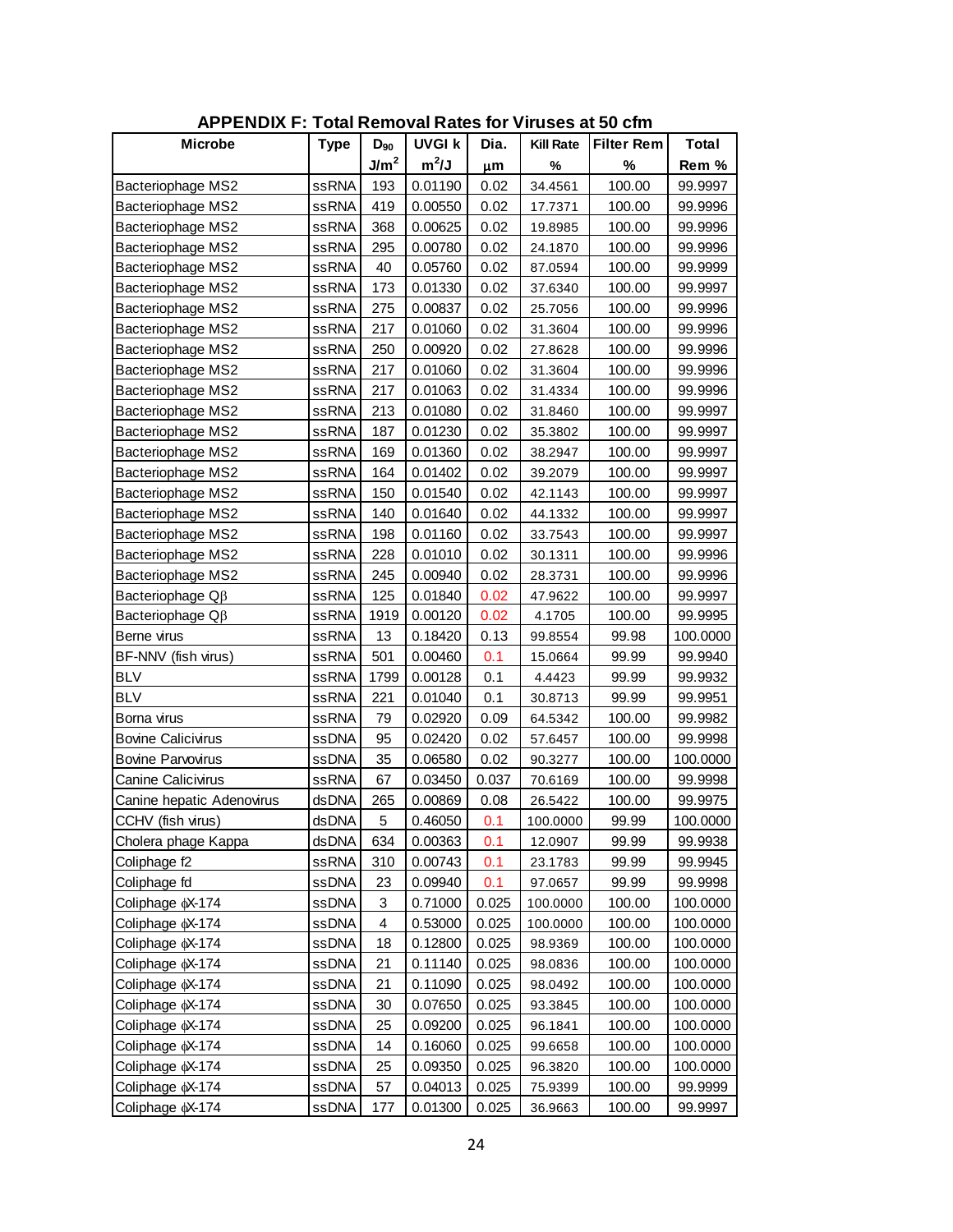## APPENDIX F: Total Removal Rates for Viruses at 50 cfm

| Microbe | Type | $D_{90}$ | UVGI k | Dia. | Kill Rate | Filter Rem | Total |
|---|---|---|---|---|---|---|---|
| | | $J/m^2$ | $m^2/J$ | μm | % | % | Rem % |
| Bacteriophage MS2 | ssRNA | 193 | 0.01190 | 0.02 | 34.4561 | 100.00 | 99.9997 |
| Bacteriophage MS2 | ssRNA | 419 | 0.00550 | 0.02 | 17.7371 | 100.00 | 99.9996 |
| Bacteriophage MS2 | ssRNA | 368 | 0.00625 | 0.02 | 19.8985 | 100.00 | 99.9996 |
| Bacteriophage MS2 | ssRNA | 295 | 0.00780 | 0.02 | 24.1870 | 100.00 | 99.9996 |
| Bacteriophage MS2 | ssRNA | 40 | 0.05760 | 0.02 | 87.0594 | 100.00 | 99.9999 |
| Bacteriophage MS2 | ssRNA | 173 | 0.01330 | 0.02 | 37.6340 | 100.00 | 99.9997 |
| Bacteriophage MS2 | ssRNA | 275 | 0.00837 | 0.02 | 25.7056 | 100.00 | 99.9996 |
| Bacteriophage MS2 | ssRNA | 217 | 0.01060 | 0.02 | 31.3604 | 100.00 | 99.9996 |
| Bacteriophage MS2 | ssRNA | 250 | 0.00920 | 0.02 | 27.8628 | 100.00 | 99.9996 |
| Bacteriophage MS2 | ssRNA | 217 | 0.01060 | 0.02 | 31.3604 | 100.00 | 99.9996 |
| Bacteriophage MS2 | ssRNA | 217 | 0.01063 | 0.02 | 31.4334 | 100.00 | 99.9996 |
| Bacteriophage MS2 | ssRNA | 213 | 0.01080 | 0.02 | 31.8460 | 100.00 | 99.9997 |
| Bacteriophage MS2 | ssRNA | 187 | 0.01230 | 0.02 | 35.3802 | 100.00 | 99.9997 |
| Bacteriophage MS2 | ssRNA | 169 | 0.01360 | 0.02 | 38.2947 | 100.00 | 99.9997 |
| Bacteriophage MS2 | ssRNA | 164 | 0.01402 | 0.02 | 39.2079 | 100.00 | 99.9997 |
| Bacteriophage MS2 | ssRNA | 150 | 0.01540 | 0.02 | 42.1143 | 100.00 | 99.9997 |
| Bacteriophage MS2 | ssRNA | 140 | 0.01640 | 0.02 | 44.1332 | 100.00 | 99.9997 |
| Bacteriophage MS2 | ssRNA | 198 | 0.01160 | 0.02 | 33.7543 | 100.00 | 99.9997 |
| Bacteriophage MS2 | ssRNA | 228 | 0.01010 | 0.02 | 30.1311 | 100.00 | 99.9996 |
| Bacteriophage MS2 | ssRNA | 245 | 0.00940 | 0.02 | 28.3731 | 100.00 | 99.9996 |
| Bacteriophage Qβ | ssRNA | 125 | 0.01840 | 0.02 | 47.9622 | 100.00 | 99.9997 |
| Bacteriophage Qβ | ssRNA | 1919 | 0.00120 | 0.02 | 4.1705 | 100.00 | 99.9995 |
| Berne virus | ssRNA | 13 | 0.18420 | 0.13 | 99.8554 | 99.98 | 100.0000 |
| BF-NNV (fish virus) | ssRNA | 501 | 0.00460 | 0.1 | 15.0664 | 99.99 | 99.9940 |
| BLV | ssRNA | 1799 | 0.00128 | 0.1 | 4.4423 | 99.99 | 99.9932 |
| BLV | ssRNA | 221 | 0.01040 | 0.1 | 30.8713 | 99.99 | 99.9951 |
| Borna virus | ssRNA | 79 | 0.02920 | 0.09 | 64.5342 | 100.00 | 99.9982 |
| Bovine Calicivirus | ssDNA | 95 | 0.02420 | 0.02 | 57.6457 | 100.00 | 99.9998 |
| Bovine Parvovirus | ssDNA | 35 | 0.06580 | 0.02 | 90.3277 | 100.00 | 100.0000 |
| Canine Calicivirus | ssRNA | 67 | 0.03450 | 0.037 | 70.6169 | 100.00 | 99.9998 |
| Canine hepatic Adenovirus | dsDNA | 265 | 0.00869 | 0.08 | 26.5422 | 100.00 | 99.9975 |
| CCHV (fish virus) | dsDNA | 5 | 0.46050 | 0.1 | 100.0000 | 99.99 | 100.0000 |
| Cholera phage Kappa | dsDNA | 634 | 0.00363 | 0.1 | 12.0907 | 99.99 | 99.9938 |
| Coliphage f2 | ssRNA | 310 | 0.00743 | 0.1 | 23.1783 | 99.99 | 99.9945 |
| Coliphage fd | ssDNA | 23 | 0.09940 | 0.1 | 97.0657 | 99.99 | 99.9998 |
| Coliphage φX-174 | ssDNA | 3 | 0.71000 | 0.025 | 100.0000 | 100.00 | 100.0000 |
| Coliphage φX-174 | ssDNA | 4 | 0.53000 | 0.025 | 100.0000 | 100.00 | 100.0000 |
| Coliphage φX-174 | ssDNA | 18 | 0.12800 | 0.025 | 98.9369 | 100.00 | 100.0000 |
| Coliphage φX-174 | ssDNA | 21 | 0.11140 | 0.025 | 98.0836 | 100.00 | 100.0000 |
| Coliphage φX-174 | ssDNA | 21 | 0.11090 | 0.025 | 98.0492 | 100.00 | 100.0000 |
| Coliphage φX-174 | ssDNA | 30 | 0.07650 | 0.025 | 93.3845 | 100.00 | 100.0000 |
| Coliphage φX-174 | ssDNA | 25 | 0.09200 | 0.025 | 96.1841 | 100.00 | 100.0000 |
| Coliphage φX-174 | ssDNA | 14 | 0.16060 | 0.025 | 99.6658 | 100.00 | 100.0000 |
| Coliphage φX-174 | ssDNA | 25 | 0.09350 | 0.025 | 96.3820 | 100.00 | 100.0000 |
| Coliphage φX-174 | ssDNA | 57 | 0.04013 | 0.025 | 75.9399 | 100.00 | 99.9999 |
| Coliphage φX-174 | ssDNA | 177 | 0.01300 | 0.025 | 36.9663 | 100.00 | 99.9997 |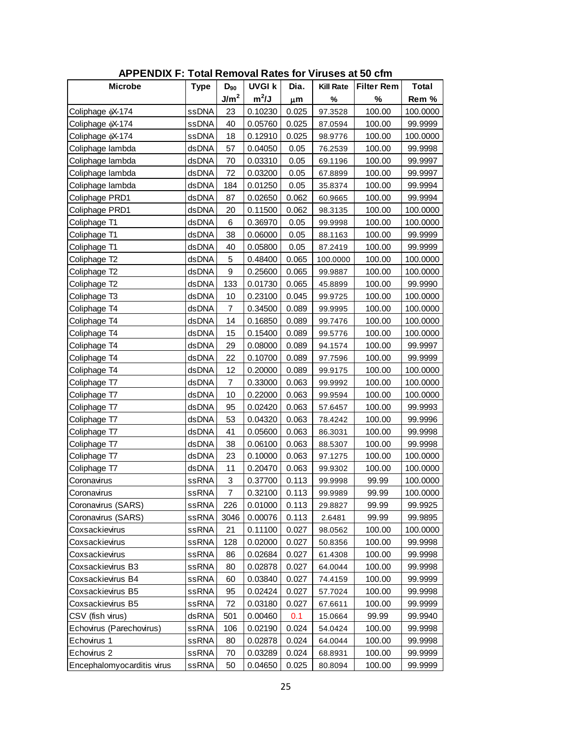## APPENDIX F: Total Removal Rates for Viruses at 50 cfm

| Microbe | Type | $D_{90}$ | UVGI k | Dia. | Kill Rate | Filter Rem | Total |
|---|---|---|---|---|---|---|---|
| | | $J/m^2$ | $m^2/J$ | $\mu m$ | % | % | Rem % |
| Coliphage φX-174 | ssDNA | 23 | 0.10230 | 0.025 | 97.3528 | 100.00 | 100.0000 |
| Coliphage φX-174 | ssDNA | 40 | 0.05760 | 0.025 | 87.0594 | 100.00 | 99.9999 |
| Coliphage φX-174 | ssDNA | 18 | 0.12910 | 0.025 | 98.9776 | 100.00 | 100.0000 |
| Coliphage lambda | dsDNA | 57 | 0.04050 | 0.05 | 76.2539 | 100.00 | 99.9998 |
| Coliphage lambda | dsDNA | 70 | 0.03310 | 0.05 | 69.1196 | 100.00 | 99.9997 |
| Coliphage lambda | dsDNA | 72 | 0.03200 | 0.05 | 67.8899 | 100.00 | 99.9997 |
| Coliphage lambda | dsDNA | 184 | 0.01250 | 0.05 | 35.8374 | 100.00 | 99.9994 |
| Coliphage PRD1 | dsDNA | 87 | 0.02650 | 0.062 | 60.9665 | 100.00 | 99.9994 |
| Coliphage PRD1 | dsDNA | 20 | 0.11500 | 0.062 | 98.3135 | 100.00 | 100.0000 |
| Coliphage T1 | dsDNA | 6 | 0.36970 | 0.05 | 99.9998 | 100.00 | 100.0000 |
| Coliphage T1 | dsDNA | 38 | 0.06000 | 0.05 | 88.1163 | 100.00 | 99.9999 |
| Coliphage T1 | dsDNA | 40 | 0.05800 | 0.05 | 87.2419 | 100.00 | 99.9999 |
| Coliphage T2 | dsDNA | 5 | 0.48400 | 0.065 | 100.0000 | 100.00 | 100.0000 |
| Coliphage T2 | dsDNA | 9 | 0.25600 | 0.065 | 99.9887 | 100.00 | 100.0000 |
| Coliphage T2 | dsDNA | 133 | 0.01730 | 0.065 | 45.8899 | 100.00 | 99.9990 |
| Coliphage T3 | dsDNA | 10 | 0.23100 | 0.045 | 99.9725 | 100.00 | 100.0000 |
| Coliphage T4 | dsDNA | 7 | 0.34500 | 0.089 | 99.9995 | 100.00 | 100.0000 |
| Coliphage T4 | dsDNA | 14 | 0.16850 | 0.089 | 99.7476 | 100.00 | 100.0000 |
| Coliphage T4 | dsDNA | 15 | 0.15400 | 0.089 | 99.5776 | 100.00 | 100.0000 |
| Coliphage T4 | dsDNA | 29 | 0.08000 | 0.089 | 94.1574 | 100.00 | 99.9997 |
| Coliphage T4 | dsDNA | 22 | 0.10700 | 0.089 | 97.7596 | 100.00 | 99.9999 |
| Coliphage T4 | dsDNA | 12 | 0.20000 | 0.089 | 99.9175 | 100.00 | 100.0000 |
| Coliphage T7 | dsDNA | 7 | 0.33000 | 0.063 | 99.9992 | 100.00 | 100.0000 |
| Coliphage T7 | dsDNA | 10 | 0.22000 | 0.063 | 99.9594 | 100.00 | 100.0000 |
| Coliphage T7 | dsDNA | 95 | 0.02420 | 0.063 | 57.6457 | 100.00 | 99.9993 |
| Coliphage T7 | dsDNA | 53 | 0.04320 | 0.063 | 78.4242 | 100.00 | 99.9996 |
| Coliphage T7 | dsDNA | 41 | 0.05600 | 0.063 | 86.3031 | 100.00 | 99.9998 |
| Coliphage T7 | dsDNA | 38 | 0.06100 | 0.063 | 88.5307 | 100.00 | 99.9998 |
| Coliphage T7 | dsDNA | 23 | 0.10000 | 0.063 | 97.1275 | 100.00 | 100.0000 |
| Coliphage T7 | dsDNA | 11 | 0.20470 | 0.063 | 99.9302 | 100.00 | 100.0000 |
| Coronavirus | ssRNA | 3 | 0.37700 | 0.113 | 99.9998 | 99.99 | 100.0000 |
| Coronavirus | ssRNA | 7 | 0.32100 | 0.113 | 99.9989 | 99.99 | 100.0000 |
| Coronavirus (SARS) | ssRNA | 226 | 0.01000 | 0.113 | 29.8827 | 99.99 | 99.9925 |
| Coronavirus (SARS) | ssRNA | 3046 | 0.00076 | 0.113 | 2.6481 | 99.99 | 99.9895 |
| Coxsackievirus | ssRNA | 21 | 0.11100 | 0.027 | 98.0562 | 100.00 | 100.0000 |
| Coxsackievirus | ssRNA | 128 | 0.02000 | 0.027 | 50.8356 | 100.00 | 99.9998 |
| Coxsackievirus | ssRNA | 86 | 0.02684 | 0.027 | 61.4308 | 100.00 | 99.9998 |
| Coxsackievirus B3 | ssRNA | 80 | 0.02878 | 0.027 | 64.0044 | 100.00 | 99.9998 |
| Coxsackievirus B4 | ssRNA | 60 | 0.03840 | 0.027 | 74.4159 | 100.00 | 99.9999 |
| Coxsackievirus B5 | ssRNA | 95 | 0.02424 | 0.027 | 57.7024 | 100.00 | 99.9998 |
| Coxsackievirus B5 | ssRNA | 72 | 0.03180 | 0.027 | 67.6611 | 100.00 | 99.9999 |
| CSV (fish virus) | dsRNA | 501 | 0.00460 | 0.1 | 15.0664 | 99.99 | 99.9940 |
| Echovirus (Parechovirus) | ssRNA | 106 | 0.02190 | 0.024 | 54.0424 | 100.00 | 99.9998 |
| Echovirus 1 | ssRNA | 80 | 0.02878 | 0.024 | 64.0044 | 100.00 | 99.9998 |
| Echovirus 2 | ssRNA | 70 | 0.03289 | 0.024 | 68.8931 | 100.00 | 99.9999 |
| Encephalomyocarditis virus | ssRNA | 50 | 0.04650 | 0.025 | 80.8094 | 100.00 | 99.9999 |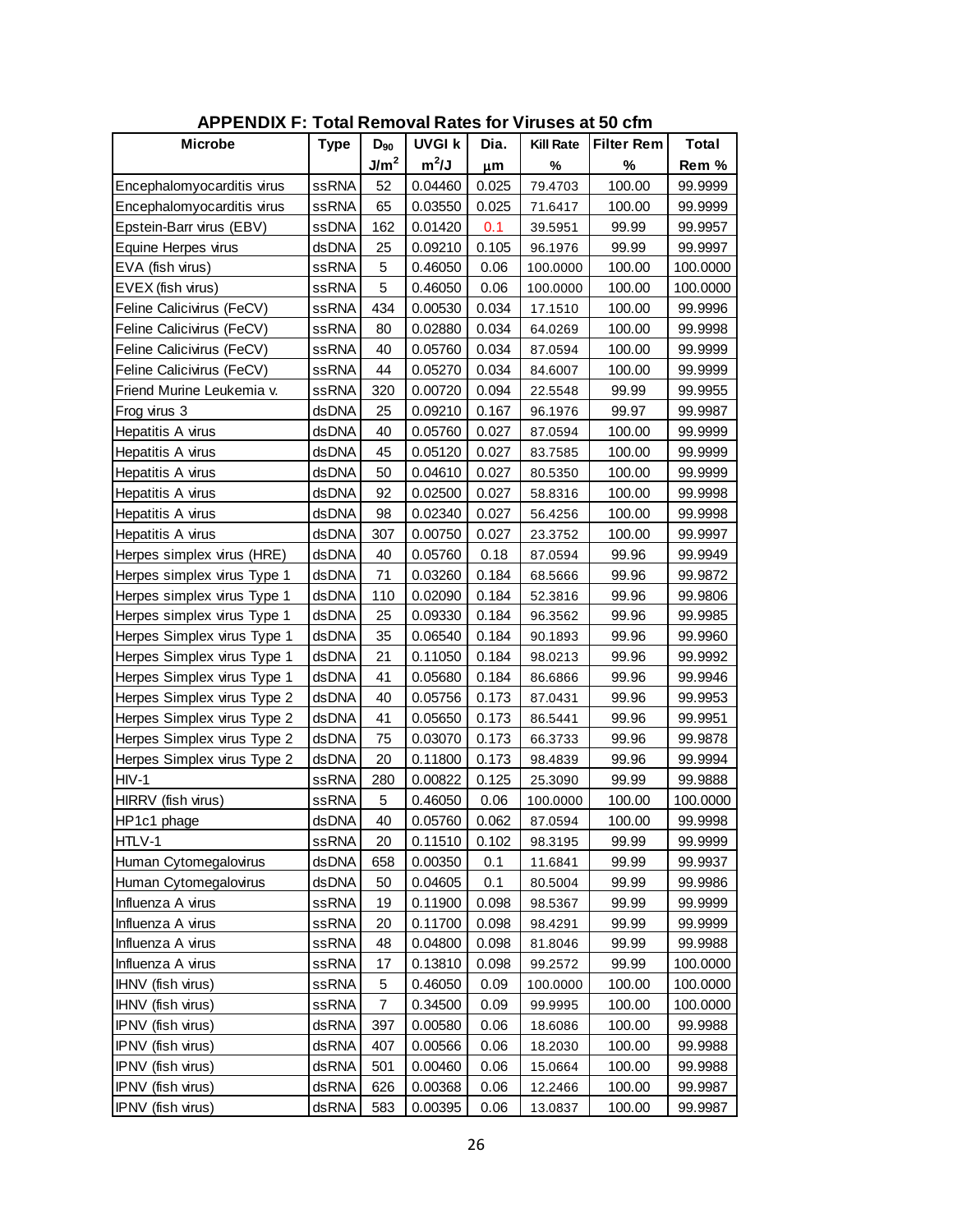**APPENDIX F: Total Removal Rates for Viruses at 50 cfm**

| Microbe | Type | $D_{90}$ | UVGI k | Dia. | Kill Rate | Filter Rem | Total |
|---|---|---|---|---|---|---|---|
| | | $J/m^2$ | $m^2/J$ | μm | % | % | Rem % |
| Encephalomyocarditis virus | ssRNA | 52 | 0.04460 | 0.025 | 79.4703 | 100.00 | 99.9999 |
| Encephalomyocarditis virus | ssRNA | 65 | 0.03550 | 0.025 | 71.6417 | 100.00 | 99.9999 |
| Epstein-Barr virus (EBV) | ssDNA | 162 | 0.01420 | 0.1 | 39.5951 | 99.99 | 99.9957 |
| Equine Herpes virus | dsDNA | 25 | 0.09210 | 0.105 | 96.1976 | 99.99 | 99.9997 |
| EVA (fish virus) | ssRNA | 5 | 0.46050 | 0.06 | 100.0000 | 100.00 | 100.0000 |
| EVEX (fish virus) | ssRNA | 5 | 0.46050 | 0.06 | 100.0000 | 100.00 | 100.0000 |
| Feline Calicivirus (FeCV) | ssRNA | 434 | 0.00530 | 0.034 | 17.1510 | 100.00 | 99.9996 |
| Feline Calicivirus (FeCV) | ssRNA | 80 | 0.02880 | 0.034 | 64.0269 | 100.00 | 99.9998 |
| Feline Calicivirus (FeCV) | ssRNA | 40 | 0.05760 | 0.034 | 87.0594 | 100.00 | 99.9999 |
| Feline Calicivirus (FeCV) | ssRNA | 44 | 0.05270 | 0.034 | 84.6007 | 100.00 | 99.9999 |
| Friend Murine Leukemia v. | ssRNA | 320 | 0.00720 | 0.094 | 22.5548 | 99.99 | 99.9955 |
| Frog virus 3 | dsDNA | 25 | 0.09210 | 0.167 | 96.1976 | 99.97 | 99.9987 |
| Hepatitis A virus | dsDNA | 40 | 0.05760 | 0.027 | 87.0594 | 100.00 | 99.9999 |
| Hepatitis A virus | dsDNA | 45 | 0.05120 | 0.027 | 83.7585 | 100.00 | 99.9999 |
| Hepatitis A virus | dsDNA | 50 | 0.04610 | 0.027 | 80.5350 | 100.00 | 99.9999 |
| Hepatitis A virus | dsDNA | 92 | 0.02500 | 0.027 | 58.8316 | 100.00 | 99.9998 |
| Hepatitis A virus | dsDNA | 98 | 0.02340 | 0.027 | 56.4256 | 100.00 | 99.9998 |
| Hepatitis A virus | dsDNA | 307 | 0.00750 | 0.027 | 23.3752 | 100.00 | 99.9997 |
| Herpes simplex virus (HRE) | dsDNA | 40 | 0.05760 | 0.18 | 87.0594 | 99.96 | 99.9949 |
| Herpes simplex virus Type 1 | dsDNA | 71 | 0.03260 | 0.184 | 68.5666 | 99.96 | 99.9872 |
| Herpes simplex virus Type 1 | dsDNA | 110 | 0.02090 | 0.184 | 52.3816 | 99.96 | 99.9806 |
| Herpes simplex virus Type 1 | dsDNA | 25 | 0.09330 | 0.184 | 96.3562 | 99.96 | 99.9985 |
| Herpes Simplex virus Type 1 | dsDNA | 35 | 0.06540 | 0.184 | 90.1893 | 99.96 | 99.9960 |
| Herpes Simplex virus Type 1 | dsDNA | 21 | 0.11050 | 0.184 | 98.0213 | 99.96 | 99.9992 |
| Herpes Simplex virus Type 1 | dsDNA | 41 | 0.05680 | 0.184 | 86.6866 | 99.96 | 99.9946 |
| Herpes Simplex virus Type 2 | dsDNA | 40 | 0.05756 | 0.173 | 87.0431 | 99.96 | 99.9953 |
| Herpes Simplex virus Type 2 | dsDNA | 41 | 0.05650 | 0.173 | 86.5441 | 99.96 | 99.9951 |
| Herpes Simplex virus Type 2 | dsDNA | 75 | 0.03070 | 0.173 | 66.3733 | 99.96 | 99.9878 |
| Herpes Simplex virus Type 2 | dsDNA | 20 | 0.11800 | 0.173 | 98.4839 | 99.96 | 99.9994 |
| HIV-1 | ssRNA | 280 | 0.00822 | 0.125 | 25.3090 | 99.99 | 99.9888 |
| HIRRV (fish virus) | ssRNA | 5 | 0.46050 | 0.06 | 100.0000 | 100.00 | 100.0000 |
| HP1c1 phage | dsDNA | 40 | 0.05760 | 0.062 | 87.0594 | 100.00 | 99.9998 |
| HTLV-1 | ssRNA | 20 | 0.11510 | 0.102 | 98.3195 | 99.99 | 99.9999 |
| Human Cytomegalovirus | dsDNA | 658 | 0.00350 | 0.1 | 11.6841 | 99.99 | 99.9937 |
| Human Cytomegalovirus | dsDNA | 50 | 0.04605 | 0.1 | 80.5004 | 99.99 | 99.9986 |
| Influenza A virus | ssRNA | 19 | 0.11900 | 0.098 | 98.5367 | 99.99 | 99.9999 |
| Influenza A virus | ssRNA | 20 | 0.11700 | 0.098 | 98.4291 | 99.99 | 99.9999 |
| Influenza A virus | ssRNA | 48 | 0.04800 | 0.098 | 81.8046 | 99.99 | 99.9988 |
| Influenza A virus | ssRNA | 17 | 0.13810 | 0.098 | 99.2572 | 99.99 | 100.0000 |
| IHNV (fish virus) | ssRNA | 5 | 0.46050 | 0.09 | 100.0000 | 100.00 | 100.0000 |
| IHNV (fish virus) | ssRNA | 7 | 0.34500 | 0.09 | 99.9995 | 100.00 | 100.0000 |
| IPNV (fish virus) | dsRNA | 397 | 0.00580 | 0.06 | 18.6086 | 100.00 | 99.9988 |
| IPNV (fish virus) | dsRNA | 407 | 0.00566 | 0.06 | 18.2030 | 100.00 | 99.9988 |
| IPNV (fish virus) | dsRNA | 501 | 0.00460 | 0.06 | 15.0664 | 100.00 | 99.9988 |
| IPNV (fish virus) | dsRNA | 626 | 0.00368 | 0.06 | 12.2466 | 100.00 | 99.9987 |
| IPNV (fish virus) | dsRNA | 583 | 0.00395 | 0.06 | 13.0837 | 100.00 | 99.9987 |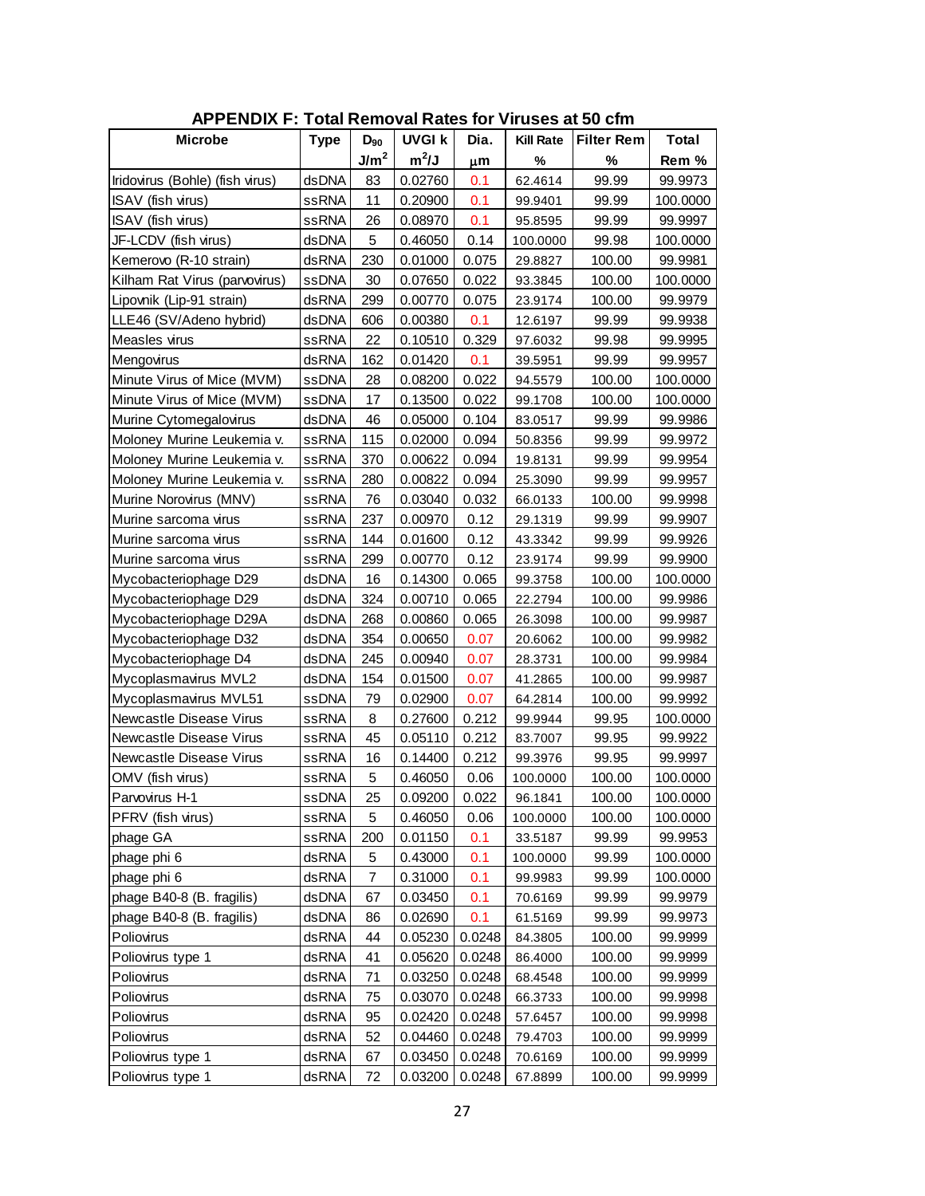## APPENDIX F: Total Removal Rates for Viruses at 50 cfm

| Microbe | Type | $D_{90}$ | UVGI k | Dia. | Kill Rate | Filter Rem | Total |
|---|---|---|---|---|---|---|---|
| | | $J/m^2$ | $m^2/J$ | μm | % | % | Rem % |
| Iridovirus (Bohle) (fish virus) | dsDNA | 83 | 0.02760 | 0.1 | 62.4614 | 99.99 | 99.9973 |
| ISAV (fish virus) | ssRNA | 11 | 0.20900 | 0.1 | 99.9401 | 99.99 | 100.0000 |
| ISAV (fish virus) | ssRNA | 26 | 0.08970 | 0.1 | 95.8595 | 99.99 | 99.9997 |
| JF-LCDV (fish virus) | dsDNA | 5 | 0.46050 | 0.14 | 100.0000 | 99.98 | 100.0000 |
| Kemerovo (R-10 strain) | dsRNA | 230 | 0.01000 | 0.075 | 29.8827 | 100.00 | 99.9981 |
| Kilham Rat Virus (parvovirus) | ssDNA | 30 | 0.07650 | 0.022 | 93.3845 | 100.00 | 100.0000 |
| Lipovnik (Lip-91 strain) | dsRNA | 299 | 0.00770 | 0.075 | 23.9174 | 100.00 | 99.9979 |
| LLE46 (SV/Adeno hybrid) | dsDNA | 606 | 0.00380 | 0.1 | 12.6197 | 99.99 | 99.9938 |
| Measles virus | ssRNA | 22 | 0.10510 | 0.329 | 97.6032 | 99.98 | 99.9995 |
| Mengovirus | dsRNA | 162 | 0.01420 | 0.1 | 39.5951 | 99.99 | 99.9957 |
| Minute Virus of Mice (MVM) | ssDNA | 28 | 0.08200 | 0.022 | 94.5579 | 100.00 | 100.0000 |
| Minute Virus of Mice (MVM) | ssDNA | 17 | 0.13500 | 0.022 | 99.1708 | 100.00 | 100.0000 |
| Murine Cytomegalovirus | dsDNA | 46 | 0.05000 | 0.104 | 83.0517 | 99.99 | 99.9986 |
| Moloney Murine Leukemia v. | ssRNA | 115 | 0.02000 | 0.094 | 50.8356 | 99.99 | 99.9972 |
| Moloney Murine Leukemia v. | ssRNA | 370 | 0.00622 | 0.094 | 19.8131 | 99.99 | 99.9954 |
| Moloney Murine Leukemia v. | ssRNA | 280 | 0.00822 | 0.094 | 25.3090 | 99.99 | 99.9957 |
| Murine Norovirus (MNV) | ssRNA | 76 | 0.03040 | 0.032 | 66.0133 | 100.00 | 99.9998 |
| Murine sarcoma virus | ssRNA | 237 | 0.00970 | 0.12 | 29.1319 | 99.99 | 99.9907 |
| Murine sarcoma virus | ssRNA | 144 | 0.01600 | 0.12 | 43.3342 | 99.99 | 99.9926 |
| Murine sarcoma virus | ssRNA | 299 | 0.00770 | 0.12 | 23.9174 | 99.99 | 99.9900 |
| Mycobacteriophage D29 | dsDNA | 16 | 0.14300 | 0.065 | 99.3758 | 100.00 | 100.0000 |
| Mycobacteriophage D29 | dsDNA | 324 | 0.00710 | 0.065 | 22.2794 | 100.00 | 99.9986 |
| Mycobacteriophage D29A | dsDNA | 268 | 0.00860 | 0.065 | 26.3098 | 100.00 | 99.9987 |
| Mycobacteriophage D32 | dsDNA | 354 | 0.00650 | 0.07 | 20.6062 | 100.00 | 99.9982 |
| Mycobacteriophage D4 | dsDNA | 245 | 0.00940 | 0.07 | 28.3731 | 100.00 | 99.9984 |
| Mycoplasmavirus MVL2 | dsDNA | 154 | 0.01500 | 0.07 | 41.2865 | 100.00 | 99.9987 |
| Mycoplasmavirus MVL51 | ssDNA | 79 | 0.02900 | 0.07 | 64.2814 | 100.00 | 99.9992 |
| Newcastle Disease Virus | ssRNA | 8 | 0.27600 | 0.212 | 99.9944 | 99.95 | 100.0000 |
| Newcastle Disease Virus | ssRNA | 45 | 0.05110 | 0.212 | 83.7007 | 99.95 | 99.9922 |
| Newcastle Disease Virus | ssRNA | 16 | 0.14400 | 0.212 | 99.3976 | 99.95 | 99.9997 |
| OMV (fish virus) | ssRNA | 5 | 0.46050 | 0.06 | 100.0000 | 100.00 | 100.0000 |
| Parvovirus H-1 | ssDNA | 25 | 0.09200 | 0.022 | 96.1841 | 100.00 | 100.0000 |
| PFRV (fish virus) | ssRNA | 5 | 0.46050 | 0.06 | 100.0000 | 100.00 | 100.0000 |
| phage GA | ssRNA | 200 | 0.01150 | 0.1 | 33.5187 | 99.99 | 99.9953 |
| phage phi 6 | dsRNA | 5 | 0.43000 | 0.1 | 100.0000 | 99.99 | 100.0000 |
| phage phi 6 | dsRNA | 7 | 0.31000 | 0.1 | 99.9983 | 99.99 | 100.0000 |
| phage B40-8 (B. fragilis) | dsDNA | 67 | 0.03450 | 0.1 | 70.6169 | 99.99 | 99.9979 |
| phage B40-8 (B. fragilis) | dsDNA | 86 | 0.02690 | 0.1 | 61.5169 | 99.99 | 99.9973 |
| Poliovirus | dsRNA | 44 | 0.05230 | 0.0248 | 84.3805 | 100.00 | 99.9999 |
| Poliovirus type 1 | dsRNA | 41 | 0.05620 | 0.0248 | 86.4000 | 100.00 | 99.9999 |
| Poliovirus | dsRNA | 71 | 0.03250 | 0.0248 | 68.4548 | 100.00 | 99.9999 |
| Poliovirus | dsRNA | 75 | 0.03070 | 0.0248 | 66.3733 | 100.00 | 99.9998 |
| Poliovirus | dsRNA | 95 | 0.02420 | 0.0248 | 57.6457 | 100.00 | 99.9998 |
| Poliovirus | dsRNA | 52 | 0.04460 | 0.0248 | 79.4703 | 100.00 | 99.9999 |
| Poliovirus type 1 | dsRNA | 67 | 0.03450 | 0.0248 | 70.6169 | 100.00 | 99.9999 |
| Poliovirus type 1 | dsRNA | 72 | 0.03200 | 0.0248 | 67.8899 | 100.00 | 99.9999 |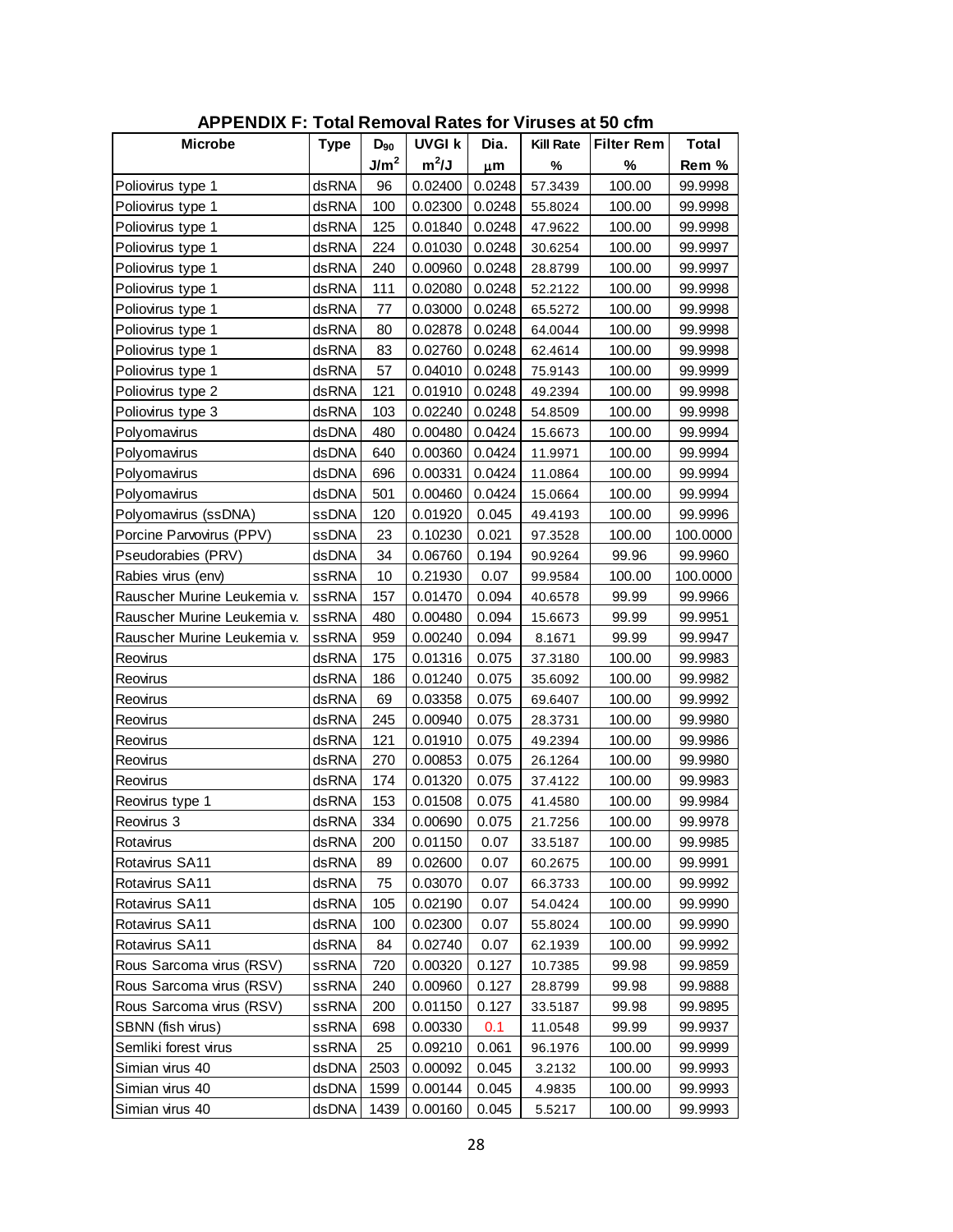## APPENDIX F: Total Removal Rates for Viruses at 50 cfm

| Microbe | Type | $D_{90}$ | UVGI k | Dia. | Kill Rate | Filter Rem | Total |
|---|---|---|---|---|---|---|---|
| | | $J/m^2$ | $m^2/J$ | $\mu m$ | % | % | Rem % |
| Poliovirus type 1 | dsRNA | 96 | 0.02400 | 0.0248 | 57.3439 | 100.00 | 99.9998 |
| Poliovirus type 1 | dsRNA | 100 | 0.02300 | 0.0248 | 55.8024 | 100.00 | 99.9998 |
| Poliovirus type 1 | dsRNA | 125 | 0.01840 | 0.0248 | 47.9622 | 100.00 | 99.9998 |
| Poliovirus type 1 | dsRNA | 224 | 0.01030 | 0.0248 | 30.6254 | 100.00 | 99.9997 |
| Poliovirus type 1 | dsRNA | 240 | 0.00960 | 0.0248 | 28.8799 | 100.00 | 99.9997 |
| Poliovirus type 1 | dsRNA | 111 | 0.02080 | 0.0248 | 52.2122 | 100.00 | 99.9998 |
| Poliovirus type 1 | dsRNA | 77 | 0.03000 | 0.0248 | 65.5272 | 100.00 | 99.9998 |
| Poliovirus type 1 | dsRNA | 80 | 0.02878 | 0.0248 | 64.0044 | 100.00 | 99.9998 |
| Poliovirus type 1 | dsRNA | 83 | 0.02760 | 0.0248 | 62.4614 | 100.00 | 99.9998 |
| Poliovirus type 1 | dsRNA | 57 | 0.04010 | 0.0248 | 75.9143 | 100.00 | 99.9999 |
| Poliovirus type 2 | dsRNA | 121 | 0.01910 | 0.0248 | 49.2394 | 100.00 | 99.9998 |
| Poliovirus type 3 | dsRNA | 103 | 0.02240 | 0.0248 | 54.8509 | 100.00 | 99.9998 |
| Polyomavirus | dsDNA | 480 | 0.00480 | 0.0424 | 15.6673 | 100.00 | 99.9994 |
| Polyomavirus | dsDNA | 640 | 0.00360 | 0.0424 | 11.9971 | 100.00 | 99.9994 |
| Polyomavirus | dsDNA | 696 | 0.00331 | 0.0424 | 11.0864 | 100.00 | 99.9994 |
| Polyomavirus | dsDNA | 501 | 0.00460 | 0.0424 | 15.0664 | 100.00 | 99.9994 |
| Polyomavirus (ssDNA) | ssDNA | 120 | 0.01920 | 0.045 | 49.4193 | 100.00 | 99.9996 |
| Porcine Parvovirus (PPV) | ssDNA | 23 | 0.10230 | 0.021 | 97.3528 | 100.00 | 100.0000 |
| Pseudorabies (PRV) | dsDNA | 34 | 0.06760 | 0.194 | 90.9264 | 99.96 | 99.9960 |
| Rabies virus (env) | ssRNA | 10 | 0.21930 | 0.07 | 99.9584 | 100.00 | 100.0000 |
| Rauscher Murine Leukemia v. | ssRNA | 157 | 0.01470 | 0.094 | 40.6578 | 99.99 | 99.9966 |
| Rauscher Murine Leukemia v. | ssRNA | 480 | 0.00480 | 0.094 | 15.6673 | 99.99 | 99.9951 |
| Rauscher Murine Leukemia v. | ssRNA | 959 | 0.00240 | 0.094 | 8.1671 | 99.99 | 99.9947 |
| Reovirus | dsRNA | 175 | 0.01316 | 0.075 | 37.3180 | 100.00 | 99.9983 |
| Reovirus | dsRNA | 186 | 0.01240 | 0.075 | 35.6092 | 100.00 | 99.9982 |
| Reovirus | dsRNA | 69 | 0.03358 | 0.075 | 69.6407 | 100.00 | 99.9992 |
| Reovirus | dsRNA | 245 | 0.00940 | 0.075 | 28.3731 | 100.00 | 99.9980 |
| Reovirus | dsRNA | 121 | 0.01910 | 0.075 | 49.2394 | 100.00 | 99.9986 |
| Reovirus | dsRNA | 270 | 0.00853 | 0.075 | 26.1264 | 100.00 | 99.9980 |
| Reovirus | dsRNA | 174 | 0.01320 | 0.075 | 37.4122 | 100.00 | 99.9983 |
| Reovirus type 1 | dsRNA | 153 | 0.01508 | 0.075 | 41.4580 | 100.00 | 99.9984 |
| Reovirus 3 | dsRNA | 334 | 0.00690 | 0.075 | 21.7256 | 100.00 | 99.9978 |
| Rotavirus | dsRNA | 200 | 0.01150 | 0.07 | 33.5187 | 100.00 | 99.9985 |
| Rotavirus SA11 | dsRNA | 89 | 0.02600 | 0.07 | 60.2675 | 100.00 | 99.9991 |
| Rotavirus SA11 | dsRNA | 75 | 0.03070 | 0.07 | 66.3733 | 100.00 | 99.9992 |
| Rotavirus SA11 | dsRNA | 105 | 0.02190 | 0.07 | 54.0424 | 100.00 | 99.9990 |
| Rotavirus SA11 | dsRNA | 100 | 0.02300 | 0.07 | 55.8024 | 100.00 | 99.9990 |
| Rotavirus SA11 | dsRNA | 84 | 0.02740 | 0.07 | 62.1939 | 100.00 | 99.9992 |
| Rous Sarcoma virus (RSV) | ssRNA | 720 | 0.00320 | 0.127 | 10.7385 | 99.98 | 99.9859 |
| Rous Sarcoma virus (RSV) | ssRNA | 240 | 0.00960 | 0.127 | 28.8799 | 99.98 | 99.9888 |
| Rous Sarcoma virus (RSV) | ssRNA | 200 | 0.01150 | 0.127 | 33.5187 | 99.98 | 99.9895 |
| SBNN (fish virus) | ssRNA | 698 | 0.00330 | 0.1 | 11.0548 | 99.99 | 99.9937 |
| Semliki forest virus | ssRNA | 25 | 0.09210 | 0.061 | 96.1976 | 100.00 | 99.9999 |
| Simian virus 40 | dsDNA | 2503 | 0.00092 | 0.045 | 3.2132 | 100.00 | 99.9993 |
| Simian virus 40 | dsDNA | 1599 | 0.00144 | 0.045 | 4.9835 | 100.00 | 99.9993 |
| Simian virus 40 | dsDNA | 1439 | 0.00160 | 0.045 | 5.5217 | 100.00 | 99.9993 |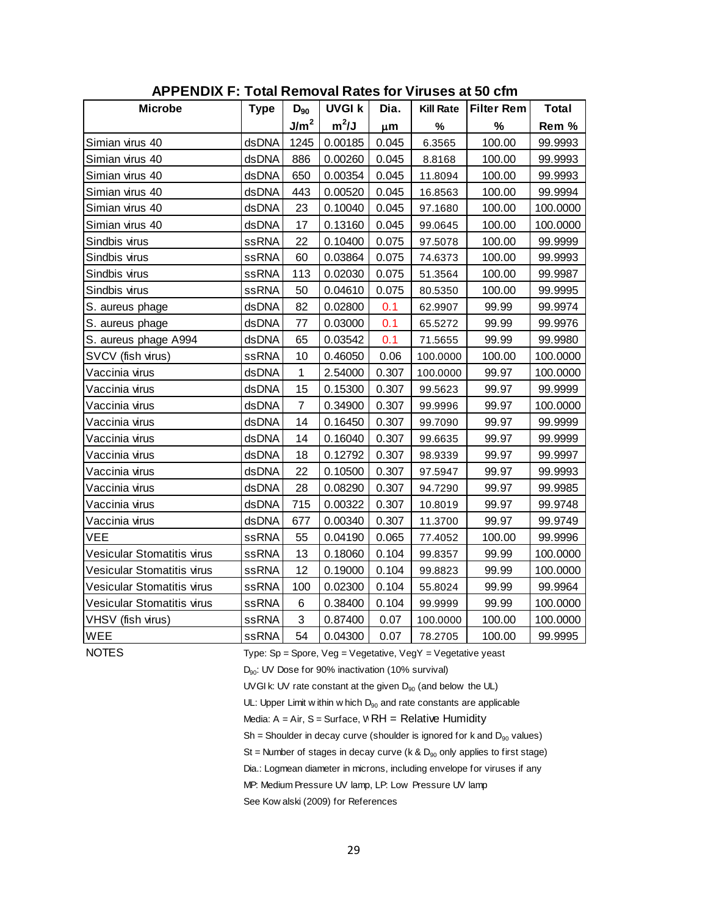## APPENDIX F: Total Removal Rates for Viruses at 50 cfm

| Microbe | Type | $D_{90}$ | UVGI k | Dia. | Kill Rate | Filter Rem | Total |
|---|---|---|---|---|---|---|---|
| | | $J/m^2$ | $m^2/J$ | μm | % | % | Rem % |
| Simian virus 40 | dsDNA | 1245 | 0.00185 | 0.045 | 6.3565 | 100.00 | 99.9993 |
| Simian virus 40 | dsDNA | 886 | 0.00260 | 0.045 | 8.8168 | 100.00 | 99.9993 |
| Simian virus 40 | dsDNA | 650 | 0.00354 | 0.045 | 11.8094 | 100.00 | 99.9993 |
| Simian virus 40 | dsDNA | 443 | 0.00520 | 0.045 | 16.8563 | 100.00 | 99.9994 |
| Simian virus 40 | dsDNA | 23 | 0.10040 | 0.045 | 97.1680 | 100.00 | 100.0000 |
| Simian virus 40 | dsDNA | 17 | 0.13160 | 0.045 | 99.0645 | 100.00 | 100.0000 |
| Sindbis virus | ssRNA | 22 | 0.10400 | 0.075 | 97.5078 | 100.00 | 99.9999 |
| Sindbis virus | ssRNA | 60 | 0.03864 | 0.075 | 74.6373 | 100.00 | 99.9993 |
| Sindbis virus | ssRNA | 113 | 0.02030 | 0.075 | 51.3564 | 100.00 | 99.9987 |
| Sindbis virus | ssRNA | 50 | 0.04610 | 0.075 | 80.5350 | 100.00 | 99.9995 |
| S. aureus phage | dsDNA | 82 | 0.02800 | 0.1 | 62.9907 | 99.99 | 99.9974 |
| S. aureus phage | dsDNA | 77 | 0.03000 | 0.1 | 65.5272 | 99.99 | 99.9976 |
| S. aureus phage A994 | dsDNA | 65 | 0.03542 | 0.1 | 71.5655 | 99.99 | 99.9980 |
| SVCV (fish virus) | ssRNA | 10 | 0.46050 | 0.06 | 100.0000 | 100.00 | 100.0000 |
| Vaccinia virus | dsDNA | 1 | 2.54000 | 0.307 | 100.0000 | 99.97 | 100.0000 |
| Vaccinia virus | dsDNA | 15 | 0.15300 | 0.307 | 99.5623 | 99.97 | 99.9999 |
| Vaccinia virus | dsDNA | 7 | 0.34900 | 0.307 | 99.9996 | 99.97 | 100.0000 |
| Vaccinia virus | dsDNA | 14 | 0.16450 | 0.307 | 99.7090 | 99.97 | 99.9999 |
| Vaccinia virus | dsDNA | 14 | 0.16040 | 0.307 | 99.6635 | 99.97 | 99.9999 |
| Vaccinia virus | dsDNA | 18 | 0.12792 | 0.307 | 98.9339 | 99.97 | 99.9997 |
| Vaccinia virus | dsDNA | 22 | 0.10500 | 0.307 | 97.5947 | 99.97 | 99.9993 |
| Vaccinia virus | dsDNA | 28 | 0.08290 | 0.307 | 94.7290 | 99.97 | 99.9985 |
| Vaccinia virus | dsDNA | 715 | 0.00322 | 0.307 | 10.8019 | 99.97 | 99.9748 |
| Vaccinia virus | dsDNA | 677 | 0.00340 | 0.307 | 11.3700 | 99.97 | 99.9749 |
| VEE | ssRNA | 55 | 0.04190 | 0.065 | 77.4052 | 100.00 | 99.9996 |
| Vesicular Stomatitis virus | ssRNA | 13 | 0.18060 | 0.104 | 99.8357 | 99.99 | 100.0000 |
| Vesicular Stomatitis virus | ssRNA | 12 | 0.19000 | 0.104 | 99.8823 | 99.99 | 100.0000 |
| Vesicular Stomatitis virus | ssRNA | 100 | 0.02300 | 0.104 | 55.8024 | 99.99 | 99.9964 |
| Vesicular Stomatitis virus | ssRNA | 6 | 0.38400 | 0.104 | 99.9999 | 99.99 | 100.0000 |
| VHSV (fish virus) | ssRNA | 3 | 0.87400 | 0.07 | 100.0000 | 100.00 | 100.0000 |
| WEE | ssRNA | 54 | 0.04300 | 0.07 | 78.2705 | 100.00 | 99.9995 |

NOTES

Type: Sp = Spore, Veg = Vegetative, VegY = Vegetative yeast

$D_{90}$: UV Dose for 90% inactivation (10% survival)

UVGI k: UV rate constant at the given $D_{90}$ (and below the UL)

UL: Upper Limit within which $D_{90}$ and rate constants are applicable

Media: A = Air, S = Surface, W RH = Relative Humidity

Sh = Shoulder in decay curve (shoulder is ignored for k and $D_{90}$ values)

St = Number of stages in decay curve (k & $D_{90}$ only applies to first stage)

Dia.: Logmean diameter in microns, including envelope for viruses if any

MP: Medium Pressure UV lamp, LP: Low Pressure UV lamp

See Kowalski (2009) for References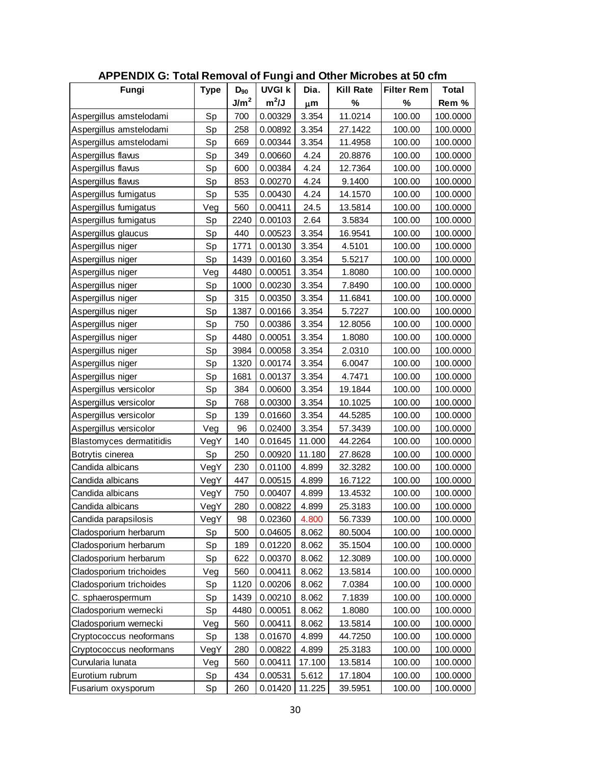## APPENDIX G: Total Removal of Fungi and Other Microbes at 50 cfm

| Fungi | Type | $D_{90}$ | UVGI k | Dia. | Kill Rate | Filter Rem | Total |
|---|---|---|---|---|---|---|---|
| | | $J/m^2$ | $m^2/J$ | $\mu m$ | % | % | Rem % |
| Aspergillus amstelodami | Sp | 700 | 0.00329 | 3.354 | 11.0214 | 100.00 | 100.0000 |
| Aspergillus amstelodami | Sp | 258 | 0.00892 | 3.354 | 27.1422 | 100.00 | 100.0000 |
| Aspergillus amstelodami | Sp | 669 | 0.00344 | 3.354 | 11.4958 | 100.00 | 100.0000 |
| Aspergillus flavus | Sp | 349 | 0.00660 | 4.24 | 20.8876 | 100.00 | 100.0000 |
| Aspergillus flavus | Sp | 600 | 0.00384 | 4.24 | 12.7364 | 100.00 | 100.0000 |
| Aspergillus flavus | Sp | 853 | 0.00270 | 4.24 | 9.1400 | 100.00 | 100.0000 |
| Aspergillus fumigatus | Sp | 535 | 0.00430 | 4.24 | 14.1570 | 100.00 | 100.0000 |
| Aspergillus fumigatus | Veg | 560 | 0.00411 | 24.5 | 13.5814 | 100.00 | 100.0000 |
| Aspergillus fumigatus | Sp | 2240 | 0.00103 | 2.64 | 3.5834 | 100.00 | 100.0000 |
| Aspergillus glaucus | Sp | 440 | 0.00523 | 3.354 | 16.9541 | 100.00 | 100.0000 |
| Aspergillus niger | Sp | 1771 | 0.00130 | 3.354 | 4.5101 | 100.00 | 100.0000 |
| Aspergillus niger | Sp | 1439 | 0.00160 | 3.354 | 5.5217 | 100.00 | 100.0000 |
| Aspergillus niger | Veg | 4480 | 0.00051 | 3.354 | 1.8080 | 100.00 | 100.0000 |
| Aspergillus niger | Sp | 1000 | 0.00230 | 3.354 | 7.8490 | 100.00 | 100.0000 |
| Aspergillus niger | Sp | 315 | 0.00350 | 3.354 | 11.6841 | 100.00 | 100.0000 |
| Aspergillus niger | Sp | 1387 | 0.00166 | 3.354 | 5.7227 | 100.00 | 100.0000 |
| Aspergillus niger | Sp | 750 | 0.00386 | 3.354 | 12.8056 | 100.00 | 100.0000 |
| Aspergillus niger | Sp | 4480 | 0.00051 | 3.354 | 1.8080 | 100.00 | 100.0000 |
| Aspergillus niger | Sp | 3984 | 0.00058 | 3.354 | 2.0310 | 100.00 | 100.0000 |
| Aspergillus niger | Sp | 1320 | 0.00174 | 3.354 | 6.0047 | 100.00 | 100.0000 |
| Aspergillus niger | Sp | 1681 | 0.00137 | 3.354 | 4.7471 | 100.00 | 100.0000 |
| Aspergillus versicolor | Sp | 384 | 0.00600 | 3.354 | 19.1844 | 100.00 | 100.0000 |
| Aspergillus versicolor | Sp | 768 | 0.00300 | 3.354 | 10.1025 | 100.00 | 100.0000 |
| Aspergillus versicolor | Sp | 139 | 0.01660 | 3.354 | 44.5285 | 100.00 | 100.0000 |
| Aspergillus versicolor | Veg | 96 | 0.02400 | 3.354 | 57.3439 | 100.00 | 100.0000 |
| Blastomyces dermatitidis | VegY | 140 | 0.01645 | 11.000 | 44.2264 | 100.00 | 100.0000 |
| Botrytis cinerea | Sp | 250 | 0.00920 | 11.180 | 27.8628 | 100.00 | 100.0000 |
| Candida albicans | VegY | 230 | 0.01100 | 4.899 | 32.3282 | 100.00 | 100.0000 |
| Candida albicans | VegY | 447 | 0.00515 | 4.899 | 16.7122 | 100.00 | 100.0000 |
| Candida albicans | VegY | 750 | 0.00407 | 4.899 | 13.4532 | 100.00 | 100.0000 |
| Candida albicans | VegY | 280 | 0.00822 | 4.899 | 25.3183 | 100.00 | 100.0000 |
| Candida parapsilosis | VegY | 98 | 0.02360 | 4.800 | 56.7339 | 100.00 | 100.0000 |
| Cladosporium herbarum | Sp | 500 | 0.04605 | 8.062 | 80.5004 | 100.00 | 100.0000 |
| Cladosporium herbarum | Sp | 189 | 0.01220 | 8.062 | 35.1504 | 100.00 | 100.0000 |
| Cladosporium herbarum | Sp | 622 | 0.00370 | 8.062 | 12.3089 | 100.00 | 100.0000 |
| Cladosporium trichoides | Veg | 560 | 0.00411 | 8.062 | 13.5814 | 100.00 | 100.0000 |
| Cladosporium trichoides | Sp | 1120 | 0.00206 | 8.062 | 7.0384 | 100.00 | 100.0000 |
| C. sphaerospermum | Sp | 1439 | 0.00210 | 8.062 | 7.1839 | 100.00 | 100.0000 |
| Cladosporium wernecki | Sp | 4480 | 0.00051 | 8.062 | 1.8080 | 100.00 | 100.0000 |
| Cladosporium wernecki | Veg | 560 | 0.00411 | 8.062 | 13.5814 | 100.00 | 100.0000 |
| Cryptococcus neoformans | Sp | 138 | 0.01670 | 4.899 | 44.7250 | 100.00 | 100.0000 |
| Cryptococcus neoformans | VegY | 280 | 0.00822 | 4.899 | 25.3183 | 100.00 | 100.0000 |
| Curvularia lunata | Veg | 560 | 0.00411 | 17.100 | 13.5814 | 100.00 | 100.0000 |
| Eurotium rubrum | Sp | 434 | 0.00531 | 5.612 | 17.1804 | 100.00 | 100.0000 |
| Fusarium oxysporum | Sp | 260 | 0.01420 | 11.225 | 39.5951 | 100.00 | 100.0000 |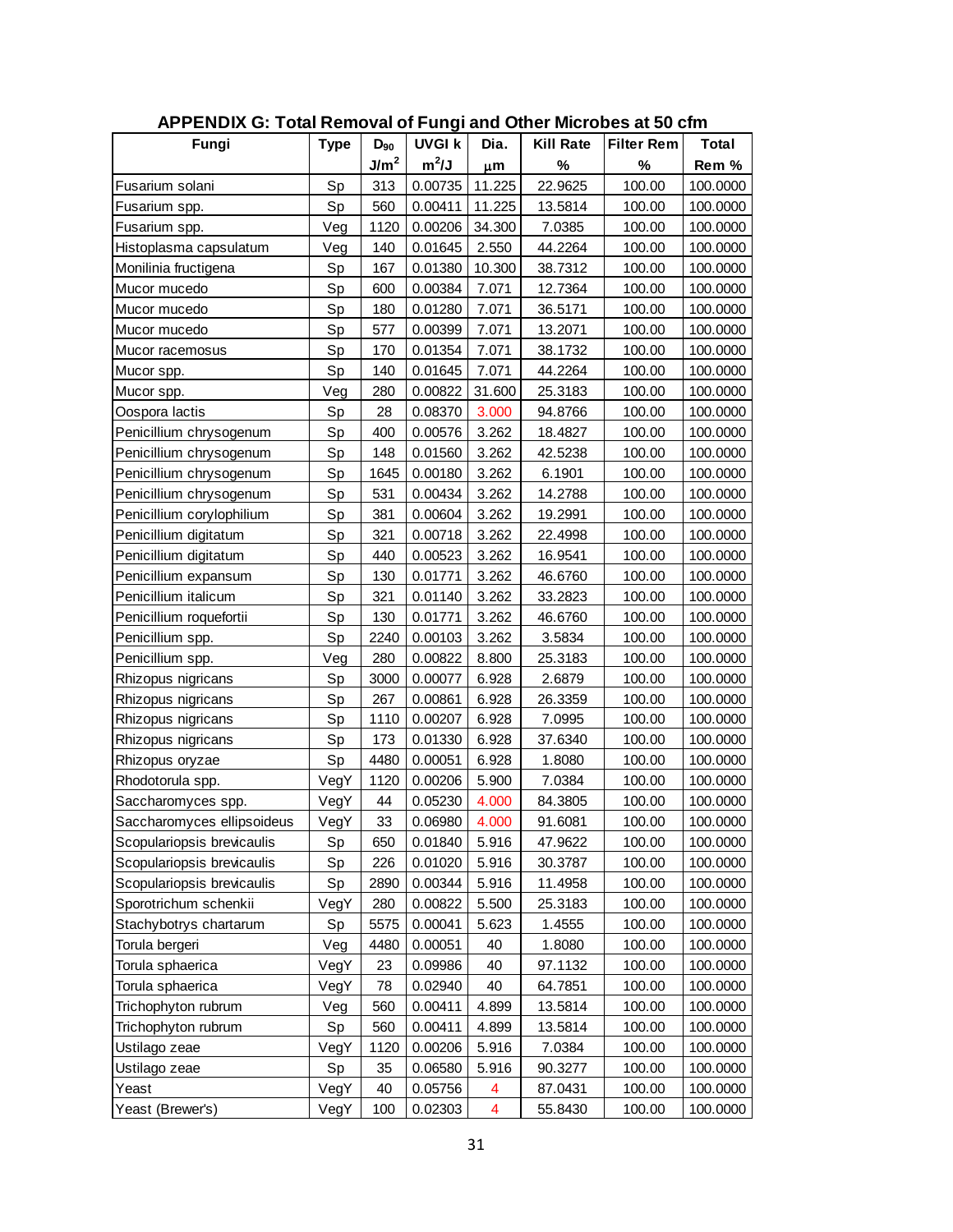## APPENDIX G: Total Removal of Fungi and Other Microbes at 50 cfm

| Fungi | Type | $D_{90}$ | UVGI k | Dia. | Kill Rate | Filter Rem | Total |
|---|---|---|---|---|---|---|---|
| | | $J/m^2$ | $m^2/J$ | μm | % | % | Rem % |
| Fusarium solani | Sp | 313 | 0.00735 | 11.225 | 22.9625 | 100.00 | 100.0000 |
| Fusarium spp. | Sp | 560 | 0.00411 | 11.225 | 13.5814 | 100.00 | 100.0000 |
| Fusarium spp. | Veg | 1120 | 0.00206 | 34.300 | 7.0385 | 100.00 | 100.0000 |
| Histoplasma capsulatum | Veg | 140 | 0.01645 | 2.550 | 44.2264 | 100.00 | 100.0000 |
| Monilinia fructigena | Sp | 167 | 0.01380 | 10.300 | 38.7312 | 100.00 | 100.0000 |
| Mucor mucedo | Sp | 600 | 0.00384 | 7.071 | 12.7364 | 100.00 | 100.0000 |
| Mucor mucedo | Sp | 180 | 0.01280 | 7.071 | 36.5171 | 100.00 | 100.0000 |
| Mucor mucedo | Sp | 577 | 0.00399 | 7.071 | 13.2071 | 100.00 | 100.0000 |
| Mucor racemosus | Sp | 170 | 0.01354 | 7.071 | 38.1732 | 100.00 | 100.0000 |
| Mucor spp. | Sp | 140 | 0.01645 | 7.071 | 44.2264 | 100.00 | 100.0000 |
| Mucor spp. | Veg | 280 | 0.00822 | 31.600 | 25.3183 | 100.00 | 100.0000 |
| Oospora lactis | Sp | 28 | 0.08370 | 3.000 | 94.8766 | 100.00 | 100.0000 |
| Penicillium chrysogenum | Sp | 400 | 0.00576 | 3.262 | 18.4827 | 100.00 | 100.0000 |
| Penicillium chrysogenum | Sp | 148 | 0.01560 | 3.262 | 42.5238 | 100.00 | 100.0000 |
| Penicillium chrysogenum | Sp | 1645 | 0.00180 | 3.262 | 6.1901 | 100.00 | 100.0000 |
| Penicillium chrysogenum | Sp | 531 | 0.00434 | 3.262 | 14.2788 | 100.00 | 100.0000 |
| Penicillium corylophilium | Sp | 381 | 0.00604 | 3.262 | 19.2991 | 100.00 | 100.0000 |
| Penicillium digitatum | Sp | 321 | 0.00718 | 3.262 | 22.4998 | 100.00 | 100.0000 |
| Penicillium digitatum | Sp | 440 | 0.00523 | 3.262 | 16.9541 | 100.00 | 100.0000 |
| Penicillium expansum | Sp | 130 | 0.01771 | 3.262 | 46.6760 | 100.00 | 100.0000 |
| Penicillium italicum | Sp | 321 | 0.01140 | 3.262 | 33.2823 | 100.00 | 100.0000 |
| Penicillium roquefortii | Sp | 130 | 0.01771 | 3.262 | 46.6760 | 100.00 | 100.0000 |
| Penicillium spp. | Sp | 2240 | 0.00103 | 3.262 | 3.5834 | 100.00 | 100.0000 |
| Penicillium spp. | Veg | 280 | 0.00822 | 8.800 | 25.3183 | 100.00 | 100.0000 |
| Rhizopus nigricans | Sp | 3000 | 0.00077 | 6.928 | 2.6879 | 100.00 | 100.0000 |
| Rhizopus nigricans | Sp | 267 | 0.00861 | 6.928 | 26.3359 | 100.00 | 100.0000 |
| Rhizopus nigricans | Sp | 1110 | 0.00207 | 6.928 | 7.0995 | 100.00 | 100.0000 |
| Rhizopus nigricans | Sp | 173 | 0.01330 | 6.928 | 37.6340 | 100.00 | 100.0000 |
| Rhizopus oryzae | Sp | 4480 | 0.00051 | 6.928 | 1.8080 | 100.00 | 100.0000 |
| Rhodotorula spp. | VegY | 1120 | 0.00206 | 5.900 | 7.0384 | 100.00 | 100.0000 |
| Saccharomyces spp. | VegY | 44 | 0.05230 | 4.000 | 84.3805 | 100.00 | 100.0000 |
| Saccharomyces ellipsoideus | VegY | 33 | 0.06980 | 4.000 | 91.6081 | 100.00 | 100.0000 |
| Scopulariopsis brevicaulis | Sp | 650 | 0.01840 | 5.916 | 47.9622 | 100.00 | 100.0000 |
| Scopulariopsis brevicaulis | Sp | 226 | 0.01020 | 5.916 | 30.3787 | 100.00 | 100.0000 |
| Scopulariopsis brevicaulis | Sp | 2890 | 0.00344 | 5.916 | 11.4958 | 100.00 | 100.0000 |
| Sporotrichum schenkii | VegY | 280 | 0.00822 | 5.500 | 25.3183 | 100.00 | 100.0000 |
| Stachybotrys chartarum | Sp | 5575 | 0.00041 | 5.623 | 1.4555 | 100.00 | 100.0000 |
| Torula bergeri | Veg | 4480 | 0.00051 | 40 | 1.8080 | 100.00 | 100.0000 |
| Torula sphaerica | VegY | 23 | 0.09986 | 40 | 97.1132 | 100.00 | 100.0000 |
| Torula sphaerica | VegY | 78 | 0.02940 | 40 | 64.7851 | 100.00 | 100.0000 |
| Trichophyton rubrum | Veg | 560 | 0.00411 | 4.899 | 13.5814 | 100.00 | 100.0000 |
| Trichophyton rubrum | Sp | 560 | 0.00411 | 4.899 | 13.5814 | 100.00 | 100.0000 |
| Ustilago zeae | VegY | 1120 | 0.00206 | 5.916 | 7.0384 | 100.00 | 100.0000 |
| Ustilago zeae | Sp | 35 | 0.06580 | 5.916 | 90.3277 | 100.00 | 100.0000 |
| Yeast | VegY | 40 | 0.05756 | 4 | 87.0431 | 100.00 | 100.0000 |
| Yeast (Brewer's) | VegY | 100 | 0.02303 | 4 | 55.8430 | 100.00 | 100.0000 |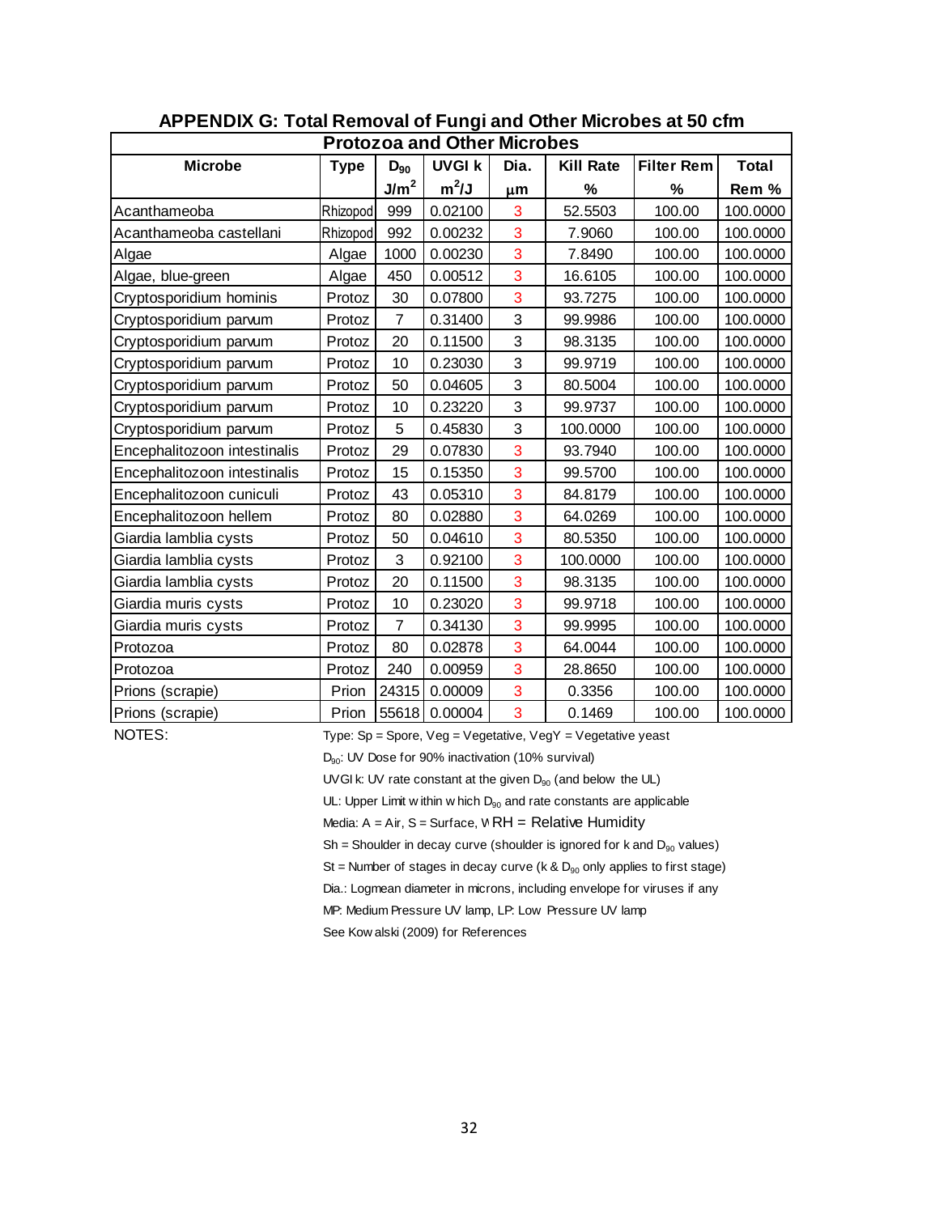## APPENDIX G: Total Removal of Fungi and Other Microbes at 50 cfm

| Protozoa and Other Microbes | | | | | | | |
|---|---|---|---|---|---|---|---|
| **Microbe** | **Type** | **$D_{90}$** | **UVGI k** | **Dia.** | **Kill Rate** | **Filter Rem** | **Total** |
| | | **$J/m^2$** | **$m^2/J$** | **μm** | **%** | **%** | **Rem %** |
| Acanthameoba | Rhizopod | 999 | 0.02100 | 3 | 52.5503 | 100.00 | 100.0000 |
| Acanthameoba castellani | Rhizopod | 992 | 0.00232 | 3 | 7.9060 | 100.00 | 100.0000 |
| Algae | Algae | 1000 | 0.00230 | 3 | 7.8490 | 100.00 | 100.0000 |
| Algae, blue-green | Algae | 450 | 0.00512 | 3 | 16.6105 | 100.00 | 100.0000 |
| Cryptosporidium hominis | Protoz | 30 | 0.07800 | 3 | 93.7275 | 100.00 | 100.0000 |
| Cryptosporidium parvum | Protoz | 7 | 0.31400 | 3 | 99.9986 | 100.00 | 100.0000 |
| Cryptosporidium parvum | Protoz | 20 | 0.11500 | 3 | 98.3135 | 100.00 | 100.0000 |
| Cryptosporidium parvum | Protoz | 10 | 0.23030 | 3 | 99.9719 | 100.00 | 100.0000 |
| Cryptosporidium parvum | Protoz | 50 | 0.04605 | 3 | 80.5004 | 100.00 | 100.0000 |
| Cryptosporidium parvum | Protoz | 10 | 0.23220 | 3 | 99.9737 | 100.00 | 100.0000 |
| Cryptosporidium parvum | Protoz | 5 | 0.45830 | 3 | 100.0000 | 100.00 | 100.0000 |
| Encephalitozoon intestinalis | Protoz | 29 | 0.07830 | 3 | 93.7940 | 100.00 | 100.0000 |
| Encephalitozoon intestinalis | Protoz | 15 | 0.15350 | 3 | 99.5700 | 100.00 | 100.0000 |
| Encephalitozoon cuniculi | Protoz | 43 | 0.05310 | 3 | 84.8179 | 100.00 | 100.0000 |
| Encephalitozoon hellem | Protoz | 80 | 0.02880 | 3 | 64.0269 | 100.00 | 100.0000 |
| Giardia lamblia cysts | Protoz | 50 | 0.04610 | 3 | 80.5350 | 100.00 | 100.0000 |
| Giardia lamblia cysts | Protoz | 3 | 0.92100 | 3 | 100.0000 | 100.00 | 100.0000 |
| Giardia lamblia cysts | Protoz | 20 | 0.11500 | 3 | 98.3135 | 100.00 | 100.0000 |
| Giardia muris cysts | Protoz | 10 | 0.23020 | 3 | 99.9718 | 100.00 | 100.0000 |
| Giardia muris cysts | Protoz | 7 | 0.34130 | 3 | 99.9995 | 100.00 | 100.0000 |
| Protozoa | Protoz | 80 | 0.02878 | 3 | 64.0044 | 100.00 | 100.0000 |
| Protozoa | Protoz | 240 | 0.00959 | 3 | 28.8650 | 100.00 | 100.0000 |
| Prions (scrapie) | Prion | 24315 | 0.00009 | 3 | 0.3356 | 100.00 | 100.0000 |
| Prions (scrapie) | Prion | 55618 | 0.00004 | 3 | 0.1469 | 100.00 | 100.0000 |

NOTES:

Type: Sp = Spore, Veg = Vegetative, VegY = Vegetative yeast

$D_{90}$: UV Dose for 90% inactivation (10% survival)

UVGI k: UV rate constant at the given $D_{90}$ (and below the UL)

UL: Upper Limit within which $D_{90}$ and rate constants are applicable

Media: A = Air, S = Surface, W RH = Relative Humidity

Sh = Shoulder in decay curve (shoulder is ignored for k and $D_{90}$ values)

St = Number of stages in decay curve (k & $D_{90}$ only applies to first stage)

Dia.: Logmean diameter in microns, including envelope for viruses if any

MP: Medium Pressure UV lamp, LP: Low Pressure UV lamp

See Kowalski (2009) for References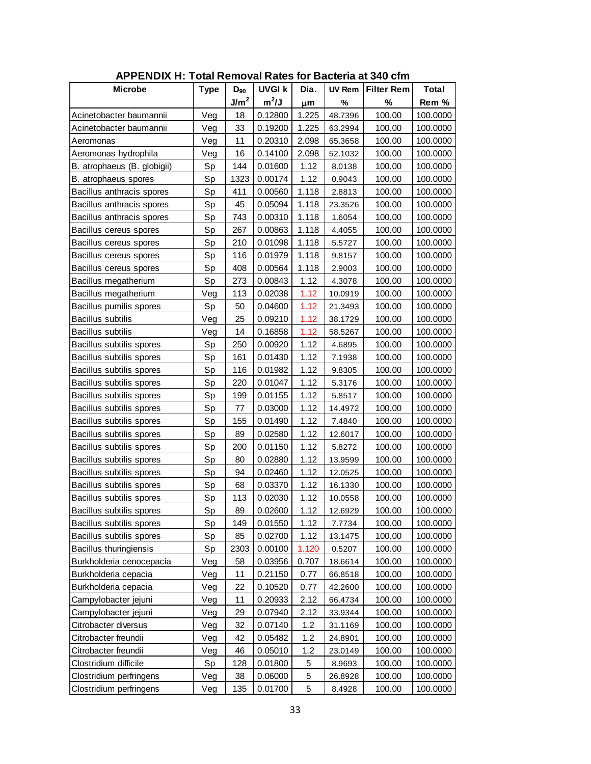## APPENDIX H: Total Removal Rates for Bacteria at 340 cfm

| Microbe | Type | $D_{90}$ | UVGI k | Dia. | UV Rem | Filter Rem | Total |
|---|---|---|---|---|---|---|---|
| | | $J/m^2$ | $m^2/J$ | μm | % | % | Rem % |
| Acinetobacter baumannii | Veg | 18 | 0.12800 | 1.225 | 48.7396 | 100.00 | 100.0000 |
| Acinetobacter baumannii | Veg | 33 | 0.19200 | 1.225 | 63.2994 | 100.00 | 100.0000 |
| Aeromonas | Veg | 11 | 0.20310 | 2.098 | 65.3658 | 100.00 | 100.0000 |
| Aeromonas hydrophila | Veg | 16 | 0.14100 | 2.098 | 52.1032 | 100.00 | 100.0000 |
| B. atrophaeus (B. globigii) | Sp | 144 | 0.01600 | 1.12 | 8.0138 | 100.00 | 100.0000 |
| B. atrophaeus spores | Sp | 1323 | 0.00174 | 1.12 | 0.9043 | 100.00 | 100.0000 |
| Bacillus anthracis spores | Sp | 411 | 0.00560 | 1.118 | 2.8813 | 100.00 | 100.0000 |
| Bacillus anthracis spores | Sp | 45 | 0.05094 | 1.118 | 23.3526 | 100.00 | 100.0000 |
| Bacillus anthracis spores | Sp | 743 | 0.00310 | 1.118 | 1.6054 | 100.00 | 100.0000 |
| Bacillus cereus spores | Sp | 267 | 0.00863 | 1.118 | 4.4055 | 100.00 | 100.0000 |
| Bacillus cereus spores | Sp | 210 | 0.01098 | 1.118 | 5.5727 | 100.00 | 100.0000 |
| Bacillus cereus spores | Sp | 116 | 0.01979 | 1.118 | 9.8157 | 100.00 | 100.0000 |
| Bacillus cereus spores | Sp | 408 | 0.00564 | 1.118 | 2.9003 | 100.00 | 100.0000 |
| Bacillus megatherium | Sp | 273 | 0.00843 | 1.12 | 4.3078 | 100.00 | 100.0000 |
| Bacillus megatherium | Veg | 113 | 0.02038 | 1.12 | 10.0919 | 100.00 | 100.0000 |
| Bacillus pumilis spores | Sp | 50 | 0.04600 | 1.12 | 21.3493 | 100.00 | 100.0000 |
| Bacillus subtilis | Veg | 25 | 0.09210 | 1.12 | 38.1729 | 100.00 | 100.0000 |
| Bacillus subtilis | Veg | 14 | 0.16858 | 1.12 | 58.5267 | 100.00 | 100.0000 |
| Bacillus subtilis spores | Sp | 250 | 0.00920 | 1.12 | 4.6895 | 100.00 | 100.0000 |
| Bacillus subtilis spores | Sp | 161 | 0.01430 | 1.12 | 7.1938 | 100.00 | 100.0000 |
| Bacillus subtilis spores | Sp | 116 | 0.01982 | 1.12 | 9.8305 | 100.00 | 100.0000 |
| Bacillus subtilis spores | Sp | 220 | 0.01047 | 1.12 | 5.3176 | 100.00 | 100.0000 |
| Bacillus subtilis spores | Sp | 199 | 0.01155 | 1.12 | 5.8517 | 100.00 | 100.0000 |
| Bacillus subtilis spores | Sp | 77 | 0.03000 | 1.12 | 14.4972 | 100.00 | 100.0000 |
| Bacillus subtilis spores | Sp | 155 | 0.01490 | 1.12 | 7.4840 | 100.00 | 100.0000 |
| Bacillus subtilis spores | Sp | 89 | 0.02580 | 1.12 | 12.6017 | 100.00 | 100.0000 |
| Bacillus subtilis spores | Sp | 200 | 0.01150 | 1.12 | 5.8272 | 100.00 | 100.0000 |
| Bacillus subtilis spores | Sp | 80 | 0.02880 | 1.12 | 13.9599 | 100.00 | 100.0000 |
| Bacillus subtilis spores | Sp | 94 | 0.02460 | 1.12 | 12.0525 | 100.00 | 100.0000 |
| Bacillus subtilis spores | Sp | 68 | 0.03370 | 1.12 | 16.1330 | 100.00 | 100.0000 |
| Bacillus subtilis spores | Sp | 113 | 0.02030 | 1.12 | 10.0558 | 100.00 | 100.0000 |
| Bacillus subtilis spores | Sp | 89 | 0.02600 | 1.12 | 12.6929 | 100.00 | 100.0000 |
| Bacillus subtilis spores | Sp | 149 | 0.01550 | 1.12 | 7.7734 | 100.00 | 100.0000 |
| Bacillus subtilis spores | Sp | 85 | 0.02700 | 1.12 | 13.1475 | 100.00 | 100.0000 |
| Bacillus thuringiensis | Sp | 2303 | 0.00100 | 1.120 | 0.5207 | 100.00 | 100.0000 |
| Burkholderia cenocepacia | Veg | 58 | 0.03956 | 0.707 | 18.6614 | 100.00 | 100.0000 |
| Burkholderia cepacia | Veg | 11 | 0.21150 | 0.77 | 66.8518 | 100.00 | 100.0000 |
| Burkholderia cepacia | Veg | 22 | 0.10520 | 0.77 | 42.2600 | 100.00 | 100.0000 |
| Campylobacter jejuni | Veg | 11 | 0.20933 | 2.12 | 66.4734 | 100.00 | 100.0000 |
| Campylobacter jejuni | Veg | 29 | 0.07940 | 2.12 | 33.9344 | 100.00 | 100.0000 |
| Citrobacter diversus | Veg | 32 | 0.07140 | 1.2 | 31.1169 | 100.00 | 100.0000 |
| Citrobacter freundii | Veg | 42 | 0.05482 | 1.2 | 24.8901 | 100.00 | 100.0000 |
| Citrobacter freundii | Veg | 46 | 0.05010 | 1.2 | 23.0149 | 100.00 | 100.0000 |
| Clostridium difficile | Sp | 128 | 0.01800 | 5 | 8.9693 | 100.00 | 100.0000 |
| Clostridium perfringens | Veg | 38 | 0.06000 | 5 | 26.8928 | 100.00 | 100.0000 |
| Clostridium perfringens | Veg | 135 | 0.01700 | 5 | 8.4928 | 100.00 | 100.0000 |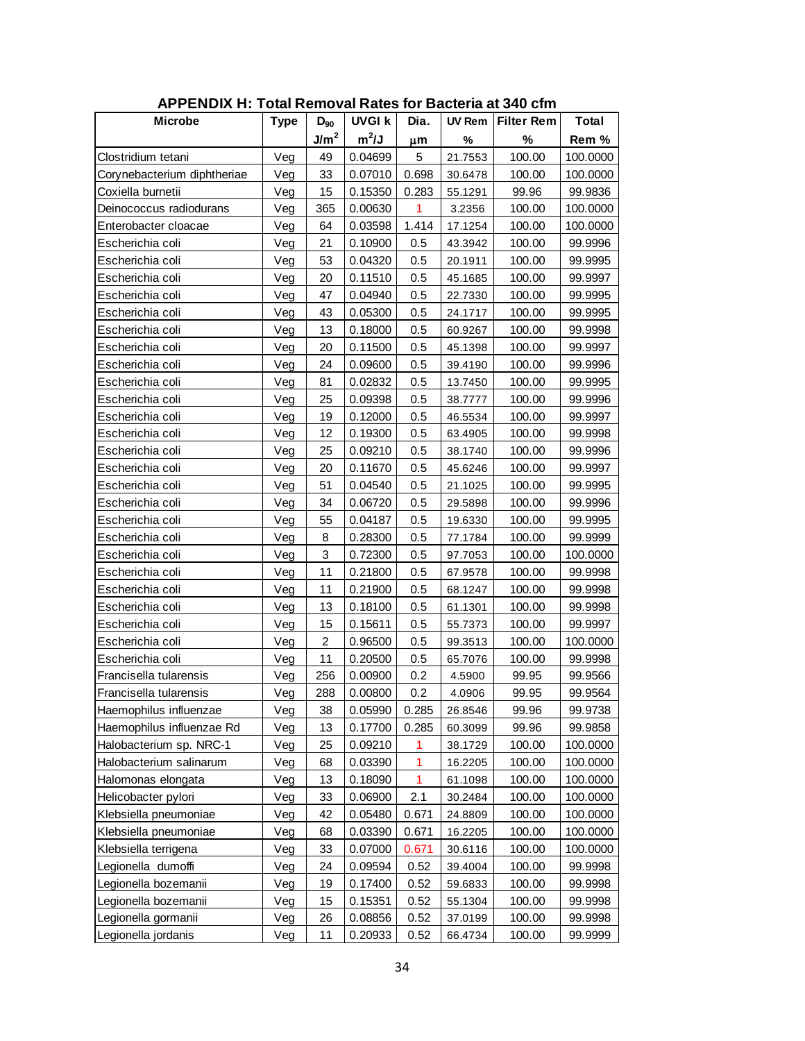## APPENDIX H: Total Removal Rates for Bacteria at 340 cfm

| Microbe | Type | $D_{90}$ | UVGI k | Dia. | UV Rem | Filter Rem | Total |
|---|---|---|---|---|---|---|---|
| | | $J/m^2$ | $m^2/J$ | μm | % | % | Rem % |
| Clostridium tetani | Veg | 49 | 0.04699 | 5 | 21.7553 | 100.00 | 100.0000 |
| Corynebacterium diphtheriae | Veg | 33 | 0.07010 | 0.698 | 30.6478 | 100.00 | 100.0000 |
| Coxiella burnetii | Veg | 15 | 0.15350 | 0.283 | 55.1291 | 99.96 | 99.9836 |
| Deinococcus radiodurans | Veg | 365 | 0.00630 | 1 | 3.2356 | 100.00 | 100.0000 |
| Enterobacter cloacae | Veg | 64 | 0.03598 | 1.414 | 17.1254 | 100.00 | 100.0000 |
| Escherichia coli | Veg | 21 | 0.10900 | 0.5 | 43.3942 | 100.00 | 99.9996 |
| Escherichia coli | Veg | 53 | 0.04320 | 0.5 | 20.1911 | 100.00 | 99.9995 |
| Escherichia coli | Veg | 20 | 0.11510 | 0.5 | 45.1685 | 100.00 | 99.9997 |
| Escherichia coli | Veg | 47 | 0.04940 | 0.5 | 22.7330 | 100.00 | 99.9995 |
| Escherichia coli | Veg | 43 | 0.05300 | 0.5 | 24.1717 | 100.00 | 99.9995 |
| Escherichia coli | Veg | 13 | 0.18000 | 0.5 | 60.9267 | 100.00 | 99.9998 |
| Escherichia coli | Veg | 20 | 0.11500 | 0.5 | 45.1398 | 100.00 | 99.9997 |
| Escherichia coli | Veg | 24 | 0.09600 | 0.5 | 39.4190 | 100.00 | 99.9996 |
| Escherichia coli | Veg | 81 | 0.02832 | 0.5 | 13.7450 | 100.00 | 99.9995 |
| Escherichia coli | Veg | 25 | 0.09398 | 0.5 | 38.7777 | 100.00 | 99.9996 |
| Escherichia coli | Veg | 19 | 0.12000 | 0.5 | 46.5534 | 100.00 | 99.9997 |
| Escherichia coli | Veg | 12 | 0.19300 | 0.5 | 63.4905 | 100.00 | 99.9998 |
| Escherichia coli | Veg | 25 | 0.09210 | 0.5 | 38.1740 | 100.00 | 99.9996 |
| Escherichia coli | Veg | 20 | 0.11670 | 0.5 | 45.6246 | 100.00 | 99.9997 |
| Escherichia coli | Veg | 51 | 0.04540 | 0.5 | 21.1025 | 100.00 | 99.9995 |
| Escherichia coli | Veg | 34 | 0.06720 | 0.5 | 29.5898 | 100.00 | 99.9996 |
| Escherichia coli | Veg | 55 | 0.04187 | 0.5 | 19.6330 | 100.00 | 99.9995 |
| Escherichia coli | Veg | 8 | 0.28300 | 0.5 | 77.1784 | 100.00 | 99.9999 |
| Escherichia coli | Veg | 3 | 0.72300 | 0.5 | 97.7053 | 100.00 | 100.0000 |
| Escherichia coli | Veg | 11 | 0.21800 | 0.5 | 67.9578 | 100.00 | 99.9998 |
| Escherichia coli | Veg | 11 | 0.21900 | 0.5 | 68.1247 | 100.00 | 99.9998 |
| Escherichia coli | Veg | 13 | 0.18100 | 0.5 | 61.1301 | 100.00 | 99.9998 |
| Escherichia coli | Veg | 15 | 0.15611 | 0.5 | 55.7373 | 100.00 | 99.9997 |
| Escherichia coli | Veg | 2 | 0.96500 | 0.5 | 99.3513 | 100.00 | 100.0000 |
| Escherichia coli | Veg | 11 | 0.20500 | 0.5 | 65.7076 | 100.00 | 99.9998 |
| Francisella tularensis | Veg | 256 | 0.00900 | 0.2 | 4.5900 | 99.95 | 99.9566 |
| Francisella tularensis | Veg | 288 | 0.00800 | 0.2 | 4.0906 | 99.95 | 99.9564 |
| Haemophilus influenzae | Veg | 38 | 0.05990 | 0.285 | 26.8546 | 99.96 | 99.9738 |
| Haemophilus influenzae Rd | Veg | 13 | 0.17700 | 0.285 | 60.3099 | 99.96 | 99.9858 |
| Halobacterium sp. NRC-1 | Veg | 25 | 0.09210 | 1 | 38.1729 | 100.00 | 100.0000 |
| Halobacterium salinarum | Veg | 68 | 0.03390 | 1 | 16.2205 | 100.00 | 100.0000 |
| Halomonas elongata | Veg | 13 | 0.18090 | 1 | 61.1098 | 100.00 | 100.0000 |
| Helicobacter pylori | Veg | 33 | 0.06900 | 2.1 | 30.2484 | 100.00 | 100.0000 |
| Klebsiella pneumoniae | Veg | 42 | 0.05480 | 0.671 | 24.8809 | 100.00 | 100.0000 |
| Klebsiella pneumoniae | Veg | 68 | 0.03390 | 0.671 | 16.2205 | 100.00 | 100.0000 |
| Klebsiella terrigena | Veg | 33 | 0.07000 | 0.671 | 30.6116 | 100.00 | 100.0000 |
| Legionella dumoffi | Veg | 24 | 0.09594 | 0.52 | 39.4004 | 100.00 | 99.9998 |
| Legionella bozemanii | Veg | 19 | 0.17400 | 0.52 | 59.6833 | 100.00 | 99.9998 |
| Legionella bozemanii | Veg | 15 | 0.15351 | 0.52 | 55.1304 | 100.00 | 99.9998 |
| Legionella gormanii | Veg | 26 | 0.08856 | 0.52 | 37.0199 | 100.00 | 99.9998 |
| Legionella jordanis | Veg | 11 | 0.20933 | 0.52 | 66.4734 | 100.00 | 99.9999 |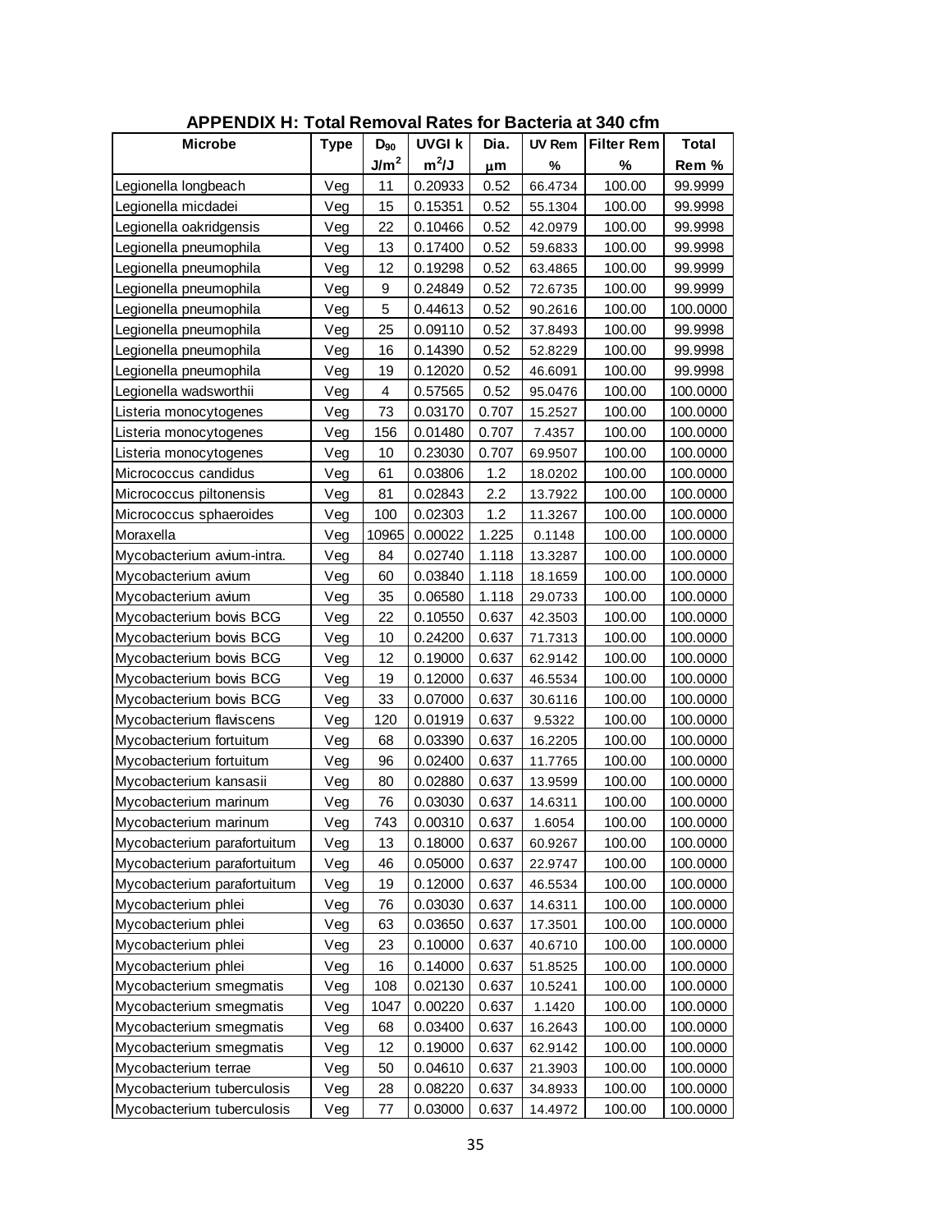## APPENDIX H: Total Removal Rates for Bacteria at 340 cfm

| Microbe | Type | $D_{90}$ | UVGI k | Dia. | UV Rem | Filter Rem | Total |
|---|---|---|---|---|---|---|---|
| | | $J/m^2$ | $m^2/J$ | $\mu m$ | % | % | Rem % |
| Legionella longbeach | Veg | 11 | 0.20933 | 0.52 | 66.4734 | 100.00 | 99.9999 |
| Legionella micdadei | Veg | 15 | 0.15351 | 0.52 | 55.1304 | 100.00 | 99.9998 |
| Legionella oakridgensis | Veg | 22 | 0.10466 | 0.52 | 42.0979 | 100.00 | 99.9998 |
| Legionella pneumophila | Veg | 13 | 0.17400 | 0.52 | 59.6833 | 100.00 | 99.9998 |
| Legionella pneumophila | Veg | 12 | 0.19298 | 0.52 | 63.4865 | 100.00 | 99.9999 |
| Legionella pneumophila | Veg | 9 | 0.24849 | 0.52 | 72.6735 | 100.00 | 99.9999 |
| Legionella pneumophila | Veg | 5 | 0.44613 | 0.52 | 90.2616 | 100.00 | 100.0000 |
| Legionella pneumophila | Veg | 25 | 0.09110 | 0.52 | 37.8493 | 100.00 | 99.9998 |
| Legionella pneumophila | Veg | 16 | 0.14390 | 0.52 | 52.8229 | 100.00 | 99.9998 |
| Legionella pneumophila | Veg | 19 | 0.12020 | 0.52 | 46.6091 | 100.00 | 99.9998 |
| Legionella wadsworthii | Veg | 4 | 0.57565 | 0.52 | 95.0476 | 100.00 | 100.0000 |
| Listeria monocytogenes | Veg | 73 | 0.03170 | 0.707 | 15.2527 | 100.00 | 100.0000 |
| Listeria monocytogenes | Veg | 156 | 0.01480 | 0.707 | 7.4357 | 100.00 | 100.0000 |
| Listeria monocytogenes | Veg | 10 | 0.23030 | 0.707 | 69.9507 | 100.00 | 100.0000 |
| Micrococcus candidus | Veg | 61 | 0.03806 | 1.2 | 18.0202 | 100.00 | 100.0000 |
| Micrococcus piltonensis | Veg | 81 | 0.02843 | 2.2 | 13.7922 | 100.00 | 100.0000 |
| Micrococcus sphaeroides | Veg | 100 | 0.02303 | 1.2 | 11.3267 | 100.00 | 100.0000 |
| Moraxella | Veg | 10965 | 0.00022 | 1.225 | 0.1148 | 100.00 | 100.0000 |
| Mycobacterium avium-intra. | Veg | 84 | 0.02740 | 1.118 | 13.3287 | 100.00 | 100.0000 |
| Mycobacterium avium | Veg | 60 | 0.03840 | 1.118 | 18.1659 | 100.00 | 100.0000 |
| Mycobacterium avium | Veg | 35 | 0.06580 | 1.118 | 29.0733 | 100.00 | 100.0000 |
| Mycobacterium bovis BCG | Veg | 22 | 0.10550 | 0.637 | 42.3503 | 100.00 | 100.0000 |
| Mycobacterium bovis BCG | Veg | 10 | 0.24200 | 0.637 | 71.7313 | 100.00 | 100.0000 |
| Mycobacterium bovis BCG | Veg | 12 | 0.19000 | 0.637 | 62.9142 | 100.00 | 100.0000 |
| Mycobacterium bovis BCG | Veg | 19 | 0.12000 | 0.637 | 46.5534 | 100.00 | 100.0000 |
| Mycobacterium bovis BCG | Veg | 33 | 0.07000 | 0.637 | 30.6116 | 100.00 | 100.0000 |
| Mycobacterium flaviscens | Veg | 120 | 0.01919 | 0.637 | 9.5322 | 100.00 | 100.0000 |
| Mycobacterium fortuitum | Veg | 68 | 0.03390 | 0.637 | 16.2205 | 100.00 | 100.0000 |
| Mycobacterium fortuitum | Veg | 96 | 0.02400 | 0.637 | 11.7765 | 100.00 | 100.0000 |
| Mycobacterium kansasii | Veg | 80 | 0.02880 | 0.637 | 13.9599 | 100.00 | 100.0000 |
| Mycobacterium marinum | Veg | 76 | 0.03030 | 0.637 | 14.6311 | 100.00 | 100.0000 |
| Mycobacterium marinum | Veg | 743 | 0.00310 | 0.637 | 1.6054 | 100.00 | 100.0000 |
| Mycobacterium parafortuitum | Veg | 13 | 0.18000 | 0.637 | 60.9267 | 100.00 | 100.0000 |
| Mycobacterium parafortuitum | Veg | 46 | 0.05000 | 0.637 | 22.9747 | 100.00 | 100.0000 |
| Mycobacterium parafortuitum | Veg | 19 | 0.12000 | 0.637 | 46.5534 | 100.00 | 100.0000 |
| Mycobacterium phlei | Veg | 76 | 0.03030 | 0.637 | 14.6311 | 100.00 | 100.0000 |
| Mycobacterium phlei | Veg | 63 | 0.03650 | 0.637 | 17.3501 | 100.00 | 100.0000 |
| Mycobacterium phlei | Veg | 23 | 0.10000 | 0.637 | 40.6710 | 100.00 | 100.0000 |
| Mycobacterium phlei | Veg | 16 | 0.14000 | 0.637 | 51.8525 | 100.00 | 100.0000 |
| Mycobacterium smegmatis | Veg | 108 | 0.02130 | 0.637 | 10.5241 | 100.00 | 100.0000 |
| Mycobacterium smegmatis | Veg | 1047 | 0.00220 | 0.637 | 1.1420 | 100.00 | 100.0000 |
| Mycobacterium smegmatis | Veg | 68 | 0.03400 | 0.637 | 16.2643 | 100.00 | 100.0000 |
| Mycobacterium smegmatis | Veg | 12 | 0.19000 | 0.637 | 62.9142 | 100.00 | 100.0000 |
| Mycobacterium terrae | Veg | 50 | 0.04610 | 0.637 | 21.3903 | 100.00 | 100.0000 |
| Mycobacterium tuberculosis | Veg | 28 | 0.08220 | 0.637 | 34.8933 | 100.00 | 100.0000 |
| Mycobacterium tuberculosis | Veg | 77 | 0.03000 | 0.637 | 14.4972 | 100.00 | 100.0000 |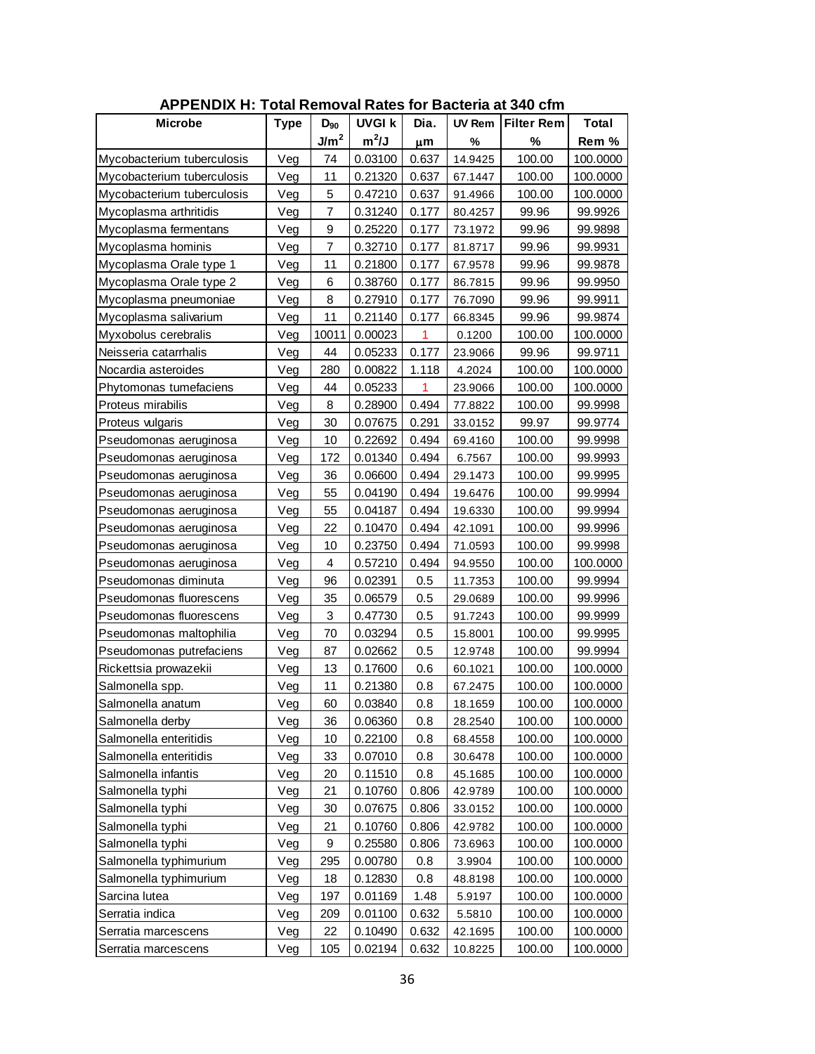## APPENDIX H: Total Removal Rates for Bacteria at 340 cfm

| Microbe | Type | $D_{90}$ | UVGI k | Dia. | UV Rem | Filter Rem | Total |
|---|---|---|---|---|---|---|---|
| | | $J/m^2$ | $m^2/J$ | μm | % | % | Rem % |
| Mycobacterium tuberculosis | Veg | 74 | 0.03100 | 0.637 | 14.9425 | 100.00 | 100.0000 |
| Mycobacterium tuberculosis | Veg | 11 | 0.21320 | 0.637 | 67.1447 | 100.00 | 100.0000 |
| Mycobacterium tuberculosis | Veg | 5 | 0.47210 | 0.637 | 91.4966 | 100.00 | 100.0000 |
| Mycoplasma arthritidis | Veg | 7 | 0.31240 | 0.177 | 80.4257 | 99.96 | 99.9926 |
| Mycoplasma fermentans | Veg | 9 | 0.25220 | 0.177 | 73.1972 | 99.96 | 99.9898 |
| Mycoplasma hominis | Veg | 7 | 0.32710 | 0.177 | 81.8717 | 99.96 | 99.9931 |
| Mycoplasma Orale type 1 | Veg | 11 | 0.21800 | 0.177 | 67.9578 | 99.96 | 99.9878 |
| Mycoplasma Orale type 2 | Veg | 6 | 0.38760 | 0.177 | 86.7815 | 99.96 | 99.9950 |
| Mycoplasma pneumoniae | Veg | 8 | 0.27910 | 0.177 | 76.7090 | 99.96 | 99.9911 |
| Mycoplasma salivarium | Veg | 11 | 0.21140 | 0.177 | 66.8345 | 99.96 | 99.9874 |
| Myxobolus cerebralis | Veg | 10011 | 0.00023 | 1 | 0.1200 | 100.00 | 100.0000 |
| Neisseria catarrhalis | Veg | 44 | 0.05233 | 0.177 | 23.9066 | 99.96 | 99.9711 |
| Nocardia asteroides | Veg | 280 | 0.00822 | 1.118 | 4.2024 | 100.00 | 100.0000 |
| Phytomonas tumefaciens | Veg | 44 | 0.05233 | 1 | 23.9066 | 100.00 | 100.0000 |
| Proteus mirabilis | Veg | 8 | 0.28900 | 0.494 | 77.8822 | 100.00 | 99.9998 |
| Proteus vulgaris | Veg | 30 | 0.07675 | 0.291 | 33.0152 | 99.97 | 99.9774 |
| Pseudomonas aeruginosa | Veg | 10 | 0.22692 | 0.494 | 69.4160 | 100.00 | 99.9998 |
| Pseudomonas aeruginosa | Veg | 172 | 0.01340 | 0.494 | 6.7567 | 100.00 | 99.9993 |
| Pseudomonas aeruginosa | Veg | 36 | 0.06600 | 0.494 | 29.1473 | 100.00 | 99.9995 |
| Pseudomonas aeruginosa | Veg | 55 | 0.04190 | 0.494 | 19.6476 | 100.00 | 99.9994 |
| Pseudomonas aeruginosa | Veg | 55 | 0.04187 | 0.494 | 19.6330 | 100.00 | 99.9994 |
| Pseudomonas aeruginosa | Veg | 22 | 0.10470 | 0.494 | 42.1091 | 100.00 | 99.9996 |
| Pseudomonas aeruginosa | Veg | 10 | 0.23750 | 0.494 | 71.0593 | 100.00 | 99.9998 |
| Pseudomonas aeruginosa | Veg | 4 | 0.57210 | 0.494 | 94.9550 | 100.00 | 100.0000 |
| Pseudomonas diminuta | Veg | 96 | 0.02391 | 0.5 | 11.7353 | 100.00 | 99.9994 |
| Pseudomonas fluorescens | Veg | 35 | 0.06579 | 0.5 | 29.0689 | 100.00 | 99.9996 |
| Pseudomonas fluorescens | Veg | 3 | 0.47730 | 0.5 | 91.7243 | 100.00 | 99.9999 |
| Pseudomonas maltophilia | Veg | 70 | 0.03294 | 0.5 | 15.8001 | 100.00 | 99.9995 |
| Pseudomonas putrefaciens | Veg | 87 | 0.02662 | 0.5 | 12.9748 | 100.00 | 99.9994 |
| Rickettsia prowazekii | Veg | 13 | 0.17600 | 0.6 | 60.1021 | 100.00 | 100.0000 |
| Salmonella spp. | Veg | 11 | 0.21380 | 0.8 | 67.2475 | 100.00 | 100.0000 |
| Salmonella anatum | Veg | 60 | 0.03840 | 0.8 | 18.1659 | 100.00 | 100.0000 |
| Salmonella derby | Veg | 36 | 0.06360 | 0.8 | 28.2540 | 100.00 | 100.0000 |
| Salmonella enteritidis | Veg | 10 | 0.22100 | 0.8 | 68.4558 | 100.00 | 100.0000 |
| Salmonella enteritidis | Veg | 33 | 0.07010 | 0.8 | 30.6478 | 100.00 | 100.0000 |
| Salmonella infantis | Veg | 20 | 0.11510 | 0.8 | 45.1685 | 100.00 | 100.0000 |
| Salmonella typhi | Veg | 21 | 0.10760 | 0.806 | 42.9789 | 100.00 | 100.0000 |
| Salmonella typhi | Veg | 30 | 0.07675 | 0.806 | 33.0152 | 100.00 | 100.0000 |
| Salmonella typhi | Veg | 21 | 0.10760 | 0.806 | 42.9782 | 100.00 | 100.0000 |
| Salmonella typhi | Veg | 9 | 0.25580 | 0.806 | 73.6963 | 100.00 | 100.0000 |
| Salmonella typhimurium | Veg | 295 | 0.00780 | 0.8 | 3.9904 | 100.00 | 100.0000 |
| Salmonella typhimurium | Veg | 18 | 0.12830 | 0.8 | 48.8198 | 100.00 | 100.0000 |
| Sarcina lutea | Veg | 197 | 0.01169 | 1.48 | 5.9197 | 100.00 | 100.0000 |
| Serratia indica | Veg | 209 | 0.01100 | 0.632 | 5.5810 | 100.00 | 100.0000 |
| Serratia marcescens | Veg | 22 | 0.10490 | 0.632 | 42.1695 | 100.00 | 100.0000 |
| Serratia marcescens | Veg | 105 | 0.02194 | 0.632 | 10.8225 | 100.00 | 100.0000 |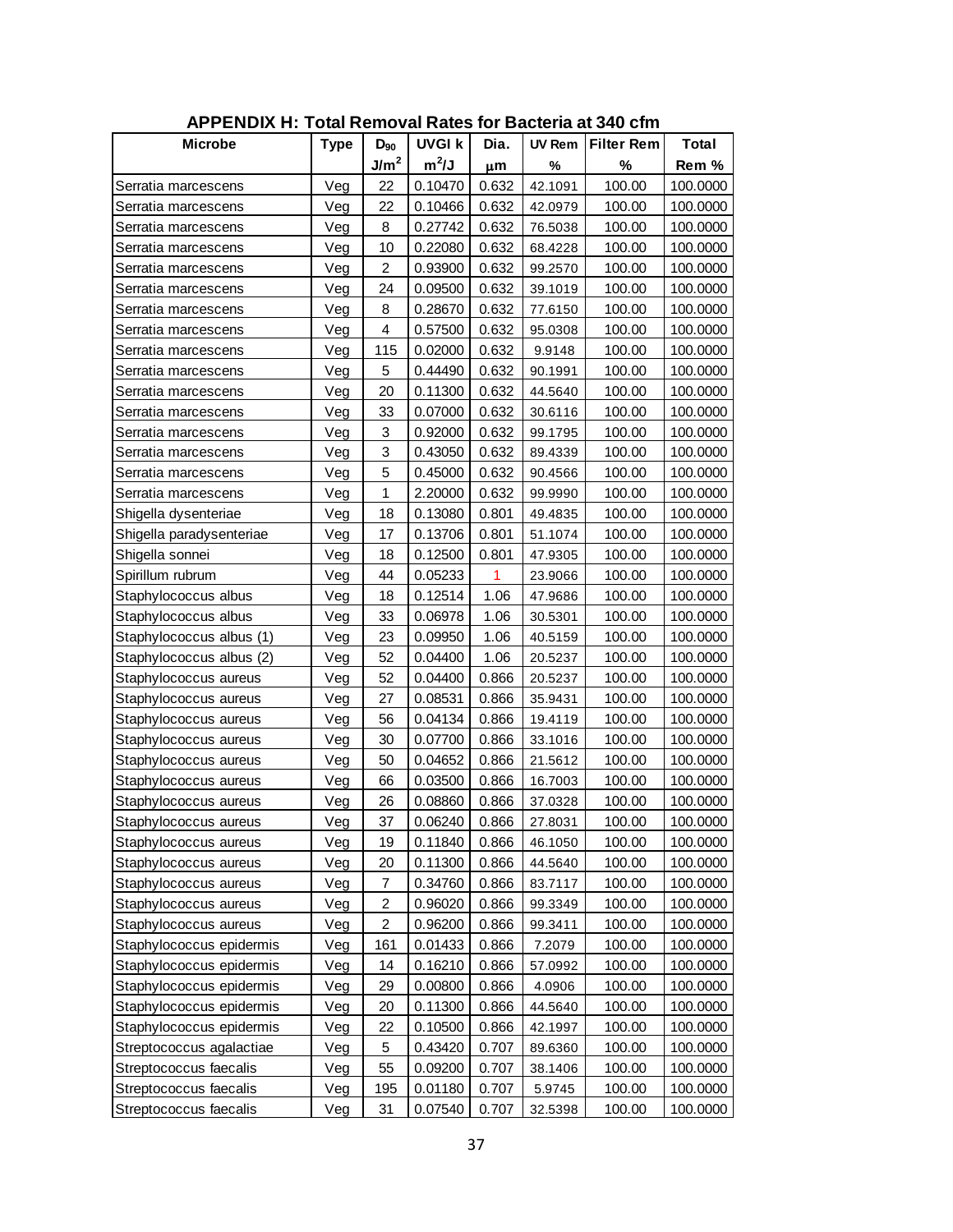## APPENDIX H: Total Removal Rates for Bacteria at 340 cfm

| Microbe | Type | $D_{90}$ | UVGI k | Dia. | UV Rem | Filter Rem | Total |
|---|---|---|---|---|---|---|---|
| | | $J/m^2$ | $m^2/J$ | μm | % | % | Rem % |
| Serratia marcescens | Veg | 22 | 0.10470 | 0.632 | 42.1091 | 100.00 | 100.0000 |
| Serratia marcescens | Veg | 22 | 0.10466 | 0.632 | 42.0979 | 100.00 | 100.0000 |
| Serratia marcescens | Veg | 8 | 0.27742 | 0.632 | 76.5038 | 100.00 | 100.0000 |
| Serratia marcescens | Veg | 10 | 0.22080 | 0.632 | 68.4228 | 100.00 | 100.0000 |
| Serratia marcescens | Veg | 2 | 0.93900 | 0.632 | 99.2570 | 100.00 | 100.0000 |
| Serratia marcescens | Veg | 24 | 0.09500 | 0.632 | 39.1019 | 100.00 | 100.0000 |
| Serratia marcescens | Veg | 8 | 0.28670 | 0.632 | 77.6150 | 100.00 | 100.0000 |
| Serratia marcescens | Veg | 4 | 0.57500 | 0.632 | 95.0308 | 100.00 | 100.0000 |
| Serratia marcescens | Veg | 115 | 0.02000 | 0.632 | 9.9148 | 100.00 | 100.0000 |
| Serratia marcescens | Veg | 5 | 0.44490 | 0.632 | 90.1991 | 100.00 | 100.0000 |
| Serratia marcescens | Veg | 20 | 0.11300 | 0.632 | 44.5640 | 100.00 | 100.0000 |
| Serratia marcescens | Veg | 33 | 0.07000 | 0.632 | 30.6116 | 100.00 | 100.0000 |
| Serratia marcescens | Veg | 3 | 0.92000 | 0.632 | 99.1795 | 100.00 | 100.0000 |
| Serratia marcescens | Veg | 3 | 0.43050 | 0.632 | 89.4339 | 100.00 | 100.0000 |
| Serratia marcescens | Veg | 5 | 0.45000 | 0.632 | 90.4566 | 100.00 | 100.0000 |
| Serratia marcescens | Veg | 1 | 2.20000 | 0.632 | 99.9990 | 100.00 | 100.0000 |
| Shigella dysenteriae | Veg | 18 | 0.13080 | 0.801 | 49.4835 | 100.00 | 100.0000 |
| Shigella paradysenteriae | Veg | 17 | 0.13706 | 0.801 | 51.1074 | 100.00 | 100.0000 |
| Shigella sonnei | Veg | 18 | 0.12500 | 0.801 | 47.9305 | 100.00 | 100.0000 |
| Spirillum rubrum | Veg | 44 | 0.05233 | 1 | 23.9066 | 100.00 | 100.0000 |
| Staphylococcus albus | Veg | 18 | 0.12514 | 1.06 | 47.9686 | 100.00 | 100.0000 |
| Staphylococcus albus | Veg | 33 | 0.06978 | 1.06 | 30.5301 | 100.00 | 100.0000 |
| Staphylococcus albus (1) | Veg | 23 | 0.09950 | 1.06 | 40.5159 | 100.00 | 100.0000 |
| Staphylococcus albus (2) | Veg | 52 | 0.04400 | 1.06 | 20.5237 | 100.00 | 100.0000 |
| Staphylococcus aureus | Veg | 52 | 0.04400 | 0.866 | 20.5237 | 100.00 | 100.0000 |
| Staphylococcus aureus | Veg | 27 | 0.08531 | 0.866 | 35.9431 | 100.00 | 100.0000 |
| Staphylococcus aureus | Veg | 56 | 0.04134 | 0.866 | 19.4119 | 100.00 | 100.0000 |
| Staphylococcus aureus | Veg | 30 | 0.07700 | 0.866 | 33.1016 | 100.00 | 100.0000 |
| Staphylococcus aureus | Veg | 50 | 0.04652 | 0.866 | 21.5612 | 100.00 | 100.0000 |
| Staphylococcus aureus | Veg | 66 | 0.03500 | 0.866 | 16.7003 | 100.00 | 100.0000 |
| Staphylococcus aureus | Veg | 26 | 0.08860 | 0.866 | 37.0328 | 100.00 | 100.0000 |
| Staphylococcus aureus | Veg | 37 | 0.06240 | 0.866 | 27.8031 | 100.00 | 100.0000 |
| Staphylococcus aureus | Veg | 19 | 0.11840 | 0.866 | 46.1050 | 100.00 | 100.0000 |
| Staphylococcus aureus | Veg | 20 | 0.11300 | 0.866 | 44.5640 | 100.00 | 100.0000 |
| Staphylococcus aureus | Veg | 7 | 0.34760 | 0.866 | 83.7117 | 100.00 | 100.0000 |
| Staphylococcus aureus | Veg | 2 | 0.96020 | 0.866 | 99.3349 | 100.00 | 100.0000 |
| Staphylococcus aureus | Veg | 2 | 0.96200 | 0.866 | 99.3411 | 100.00 | 100.0000 |
| Staphylococcus epidermis | Veg | 161 | 0.01433 | 0.866 | 7.2079 | 100.00 | 100.0000 |
| Staphylococcus epidermis | Veg | 14 | 0.16210 | 0.866 | 57.0992 | 100.00 | 100.0000 |
| Staphylococcus epidermis | Veg | 29 | 0.00800 | 0.866 | 4.0906 | 100.00 | 100.0000 |
| Staphylococcus epidermis | Veg | 20 | 0.11300 | 0.866 | 44.5640 | 100.00 | 100.0000 |
| Staphylococcus epidermis | Veg | 22 | 0.10500 | 0.866 | 42.1997 | 100.00 | 100.0000 |
| Streptococcus agalactiae | Veg | 5 | 0.43420 | 0.707 | 89.6360 | 100.00 | 100.0000 |
| Streptococcus faecalis | Veg | 55 | 0.09200 | 0.707 | 38.1406 | 100.00 | 100.0000 |
| Streptococcus faecalis | Veg | 195 | 0.01180 | 0.707 | 5.9745 | 100.00 | 100.0000 |
| Streptococcus faecalis | Veg | 31 | 0.07540 | 0.707 | 32.5398 | 100.00 | 100.0000 |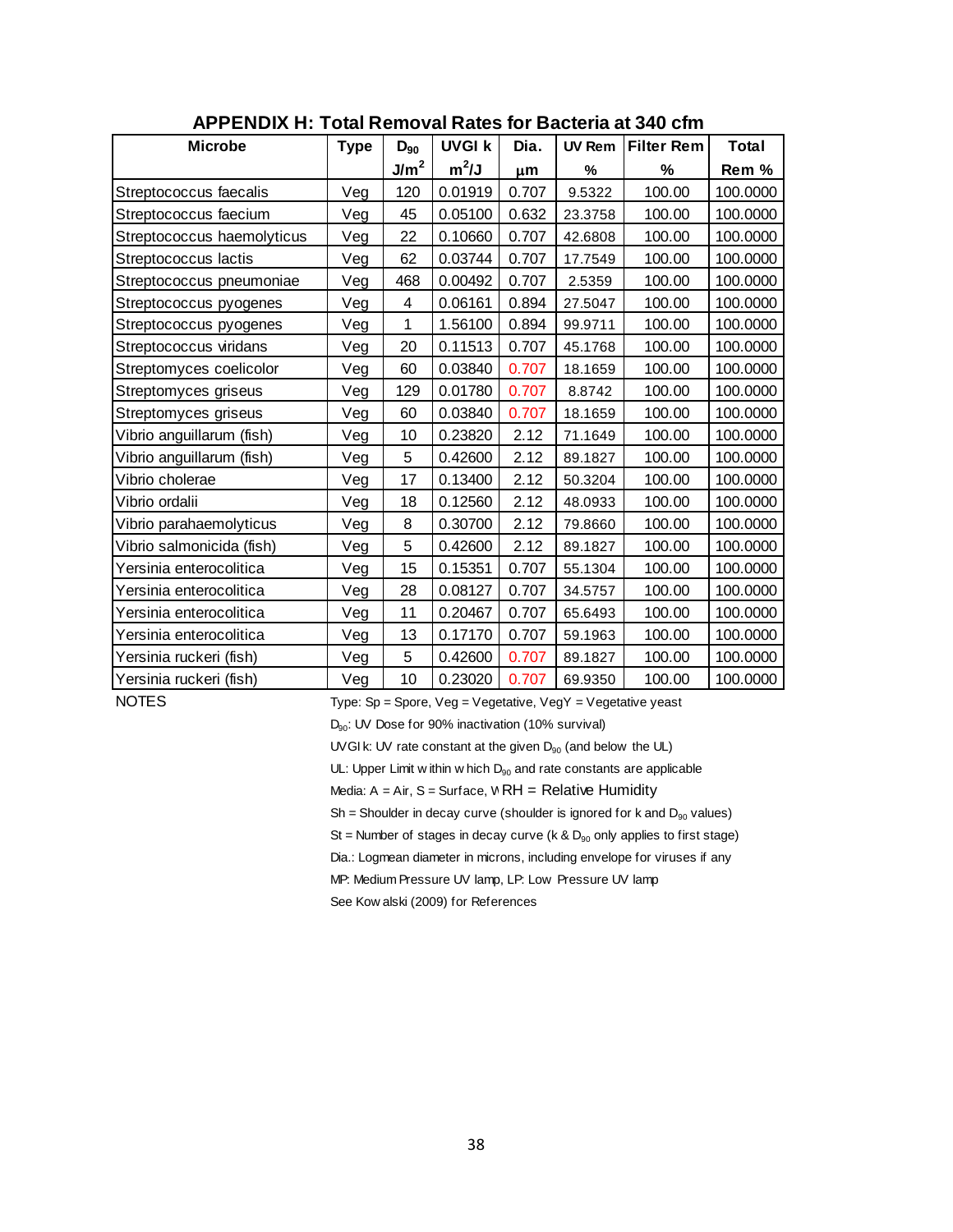## APPENDIX H: Total Removal Rates for Bacteria at 340 cfm

| Microbe | Type | $D_{90}$ | UVGI k | Dia. | UV Rem | Filter Rem | Total |
|---|---|---|---|---|---|---|---|
| | | $J/m^2$ | $m^2/J$ | μm | % | % | Rem % |
| Streptococcus faecalis | Veg | 120 | 0.01919 | 0.707 | 9.5322 | 100.00 | 100.0000 |
| Streptococcus faecium | Veg | 45 | 0.05100 | 0.632 | 23.3758 | 100.00 | 100.0000 |
| Streptococcus haemolyticus | Veg | 22 | 0.10660 | 0.707 | 42.6808 | 100.00 | 100.0000 |
| Streptococcus lactis | Veg | 62 | 0.03744 | 0.707 | 17.7549 | 100.00 | 100.0000 |
| Streptococcus pneumoniae | Veg | 468 | 0.00492 | 0.707 | 2.5359 | 100.00 | 100.0000 |
| Streptococcus pyogenes | Veg | 4 | 0.06161 | 0.894 | 27.5047 | 100.00 | 100.0000 |
| Streptococcus pyogenes | Veg | 1 | 1.56100 | 0.894 | 99.9711 | 100.00 | 100.0000 |
| Streptococcus viridans | Veg | 20 | 0.11513 | 0.707 | 45.1768 | 100.00 | 100.0000 |
| Streptomyces coelicolor | Veg | 60 | 0.03840 | 0.707 | 18.1659 | 100.00 | 100.0000 |
| Streptomyces griseus | Veg | 129 | 0.01780 | 0.707 | 8.8742 | 100.00 | 100.0000 |
| Streptomyces griseus | Veg | 60 | 0.03840 | 0.707 | 18.1659 | 100.00 | 100.0000 |
| Vibrio anguillarum (fish) | Veg | 10 | 0.23820 | 2.12 | 71.1649 | 100.00 | 100.0000 |
| Vibrio anguillarum (fish) | Veg | 5 | 0.42600 | 2.12 | 89.1827 | 100.00 | 100.0000 |
| Vibrio cholerae | Veg | 17 | 0.13400 | 2.12 | 50.3204 | 100.00 | 100.0000 |
| Vibrio ordalii | Veg | 18 | 0.12560 | 2.12 | 48.0933 | 100.00 | 100.0000 |
| Vibrio parahaemolyticus | Veg | 8 | 0.30700 | 2.12 | 79.8660 | 100.00 | 100.0000 |
| Vibrio salmonicida (fish) | Veg | 5 | 0.42600 | 2.12 | 89.1827 | 100.00 | 100.0000 |
| Yersinia enterocolitica | Veg | 15 | 0.15351 | 0.707 | 55.1304 | 100.00 | 100.0000 |
| Yersinia enterocolitica | Veg | 28 | 0.08127 | 0.707 | 34.5757 | 100.00 | 100.0000 |
| Yersinia enterocolitica | Veg | 11 | 0.20467 | 0.707 | 65.6493 | 100.00 | 100.0000 |
| Yersinia enterocolitica | Veg | 13 | 0.17170 | 0.707 | 59.1963 | 100.00 | 100.0000 |
| Yersinia ruckeri (fish) | Veg | 5 | 0.42600 | 0.707 | 89.1827 | 100.00 | 100.0000 |
| Yersinia ruckeri (fish) | Veg | 10 | 0.23020 | 0.707 | 69.9350 | 100.00 | 100.0000 |

NOTES

Type: Sp = Spore, Veg = Vegetative, VegY = Vegetative yeast

$D_{90}$: UV Dose for 90% inactivation (10% survival)

UVGI k: UV rate constant at the given $D_{90}$ (and below the UL)

UL: Upper Limit within which $D_{90}$ and rate constants are applicable

Media: A = Air, S = Surface, W RH = Relative Humidity

Sh = Shoulder in decay curve (shoulder is ignored for k and $D_{90}$ values)

St = Number of stages in decay curve (k & $D_{90}$ only applies to first stage)

Dia.: Logmean diameter in microns, including envelope for viruses if any

MP: Medium Pressure UV lamp, LP: Low Pressure UV lamp

See Kowalski (2009) for References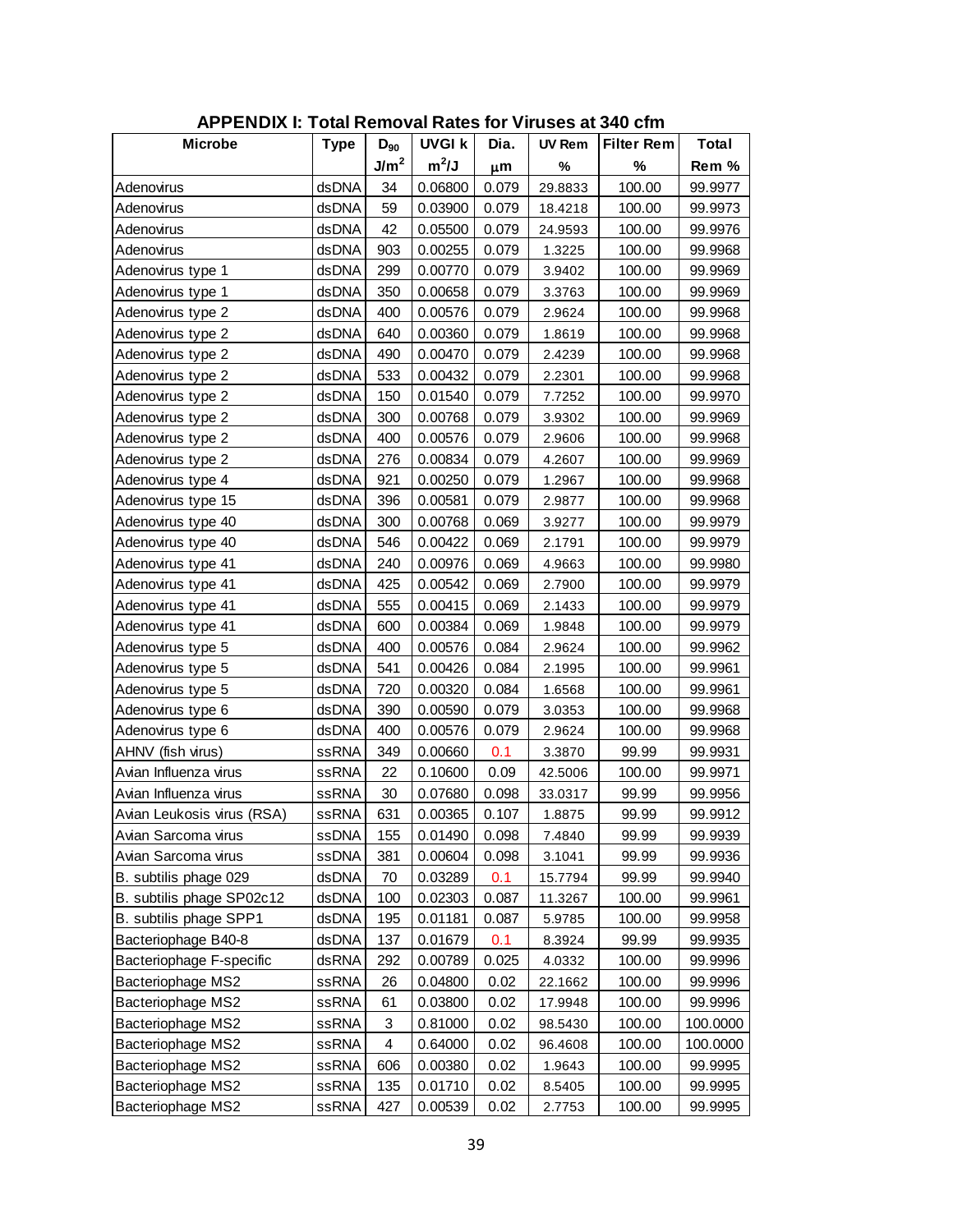# APPENDIX I: Total Removal Rates for Viruses at 340 cfm

| Microbe | Type | $D_{90}$ $J/m^2$ | UVGI k $m^2/J$ | Dia. $\mu m$ | UV Rem % | Filter Rem % | Total Rem % |
|---|---|---|---|---|---|---|---|
| Adenovirus | dsDNA | 34 | 0.06800 | 0.079 | 29.8833 | 100.00 | 99.9977 |
| Adenovirus | dsDNA | 59 | 0.03900 | 0.079 | 18.4218 | 100.00 | 99.9973 |
| Adenovirus | dsDNA | 42 | 0.05500 | 0.079 | 24.9593 | 100.00 | 99.9976 |
| Adenovirus | dsDNA | 903 | 0.00255 | 0.079 | 1.3225 | 100.00 | 99.9968 |
| Adenovirus type 1 | dsDNA | 299 | 0.00770 | 0.079 | 3.9402 | 100.00 | 99.9969 |
| Adenovirus type 1 | dsDNA | 350 | 0.00658 | 0.079 | 3.3763 | 100.00 | 99.9969 |
| Adenovirus type 2 | dsDNA | 400 | 0.00576 | 0.079 | 2.9624 | 100.00 | 99.9968 |
| Adenovirus type 2 | dsDNA | 640 | 0.00360 | 0.079 | 1.8619 | 100.00 | 99.9968 |
| Adenovirus type 2 | dsDNA | 490 | 0.00470 | 0.079 | 2.4239 | 100.00 | 99.9968 |
| Adenovirus type 2 | dsDNA | 533 | 0.00432 | 0.079 | 2.2301 | 100.00 | 99.9968 |
| Adenovirus type 2 | dsDNA | 150 | 0.01540 | 0.079 | 7.7252 | 100.00 | 99.9970 |
| Adenovirus type 2 | dsDNA | 300 | 0.00768 | 0.079 | 3.9302 | 100.00 | 99.9969 |
| Adenovirus type 2 | dsDNA | 400 | 0.00576 | 0.079 | 2.9606 | 100.00 | 99.9968 |
| Adenovirus type 2 | dsDNA | 276 | 0.00834 | 0.079 | 4.2607 | 100.00 | 99.9969 |
| Adenovirus type 4 | dsDNA | 921 | 0.00250 | 0.079 | 1.2967 | 100.00 | 99.9968 |
| Adenovirus type 15 | dsDNA | 396 | 0.00581 | 0.079 | 2.9877 | 100.00 | 99.9968 |
| Adenovirus type 40 | dsDNA | 300 | 0.00768 | 0.069 | 3.9277 | 100.00 | 99.9979 |
| Adenovirus type 40 | dsDNA | 546 | 0.00422 | 0.069 | 2.1791 | 100.00 | 99.9979 |
| Adenovirus type 41 | dsDNA | 240 | 0.00976 | 0.069 | 4.9663 | 100.00 | 99.9980 |
| Adenovirus type 41 | dsDNA | 425 | 0.00542 | 0.069 | 2.7900 | 100.00 | 99.9979 |
| Adenovirus type 41 | dsDNA | 555 | 0.00415 | 0.069 | 2.1433 | 100.00 | 99.9979 |
| Adenovirus type 41 | dsDNA | 600 | 0.00384 | 0.069 | 1.9848 | 100.00 | 99.9979 |
| Adenovirus type 5 | dsDNA | 400 | 0.00576 | 0.084 | 2.9624 | 100.00 | 99.9962 |
| Adenovirus type 5 | dsDNA | 541 | 0.00426 | 0.084 | 2.1995 | 100.00 | 99.9961 |
| Adenovirus type 5 | dsDNA | 720 | 0.00320 | 0.084 | 1.6568 | 100.00 | 99.9961 |
| Adenovirus type 6 | dsDNA | 390 | 0.00590 | 0.079 | 3.0353 | 100.00 | 99.9968 |
| Adenovirus type 6 | dsDNA | 400 | 0.00576 | 0.079 | 2.9624 | 100.00 | 99.9968 |
| AHNV (fish virus) | ssRNA | 349 | 0.00660 | 0.1 | 3.3870 | 99.99 | 99.9931 |
| Avian Influenza virus | ssRNA | 22 | 0.10600 | 0.09 | 42.5006 | 100.00 | 99.9971 |
| Avian Influenza virus | ssRNA | 30 | 0.07680 | 0.098 | 33.0317 | 99.99 | 99.9956 |
| Avian Leukosis virus (RSA) | ssRNA | 631 | 0.00365 | 0.107 | 1.8875 | 99.99 | 99.9912 |
| Avian Sarcoma virus | ssDNA | 155 | 0.01490 | 0.098 | 7.4840 | 99.99 | 99.9939 |
| Avian Sarcoma virus | ssDNA | 381 | 0.00604 | 0.098 | 3.1041 | 99.99 | 99.9936 |
| B. subtilis phage 029 | dsDNA | 70 | 0.03289 | 0.1 | 15.7794 | 99.99 | 99.9940 |
| B. subtilis phage SP02c12 | dsDNA | 100 | 0.02303 | 0.087 | 11.3267 | 100.00 | 99.9961 |
| B. subtilis phage SPP1 | dsDNA | 195 | 0.01181 | 0.087 | 5.9785 | 100.00 | 99.9958 |
| Bacteriophage B40-8 | dsDNA | 137 | 0.01679 | 0.1 | 8.3924 | 99.99 | 99.9935 |
| Bacteriophage F-specific | dsRNA | 292 | 0.00789 | 0.025 | 4.0332 | 100.00 | 99.9996 |
| Bacteriophage MS2 | ssRNA | 26 | 0.04800 | 0.02 | 22.1662 | 100.00 | 99.9996 |
| Bacteriophage MS2 | ssRNA | 61 | 0.03800 | 0.02 | 17.9948 | 100.00 | 99.9996 |
| Bacteriophage MS2 | ssRNA | 3 | 0.81000 | 0.02 | 98.5430 | 100.00 | 100.0000 |
| Bacteriophage MS2 | ssRNA | 4 | 0.64000 | 0.02 | 96.4608 | 100.00 | 100.0000 |
| Bacteriophage MS2 | ssRNA | 606 | 0.00380 | 0.02 | 1.9643 | 100.00 | 99.9995 |
| Bacteriophage MS2 | ssRNA | 135 | 0.01710 | 0.02 | 8.5405 | 100.00 | 99.9995 |
| Bacteriophage MS2 | ssRNA | 427 | 0.00539 | 0.02 | 2.7753 | 100.00 | 99.9995 |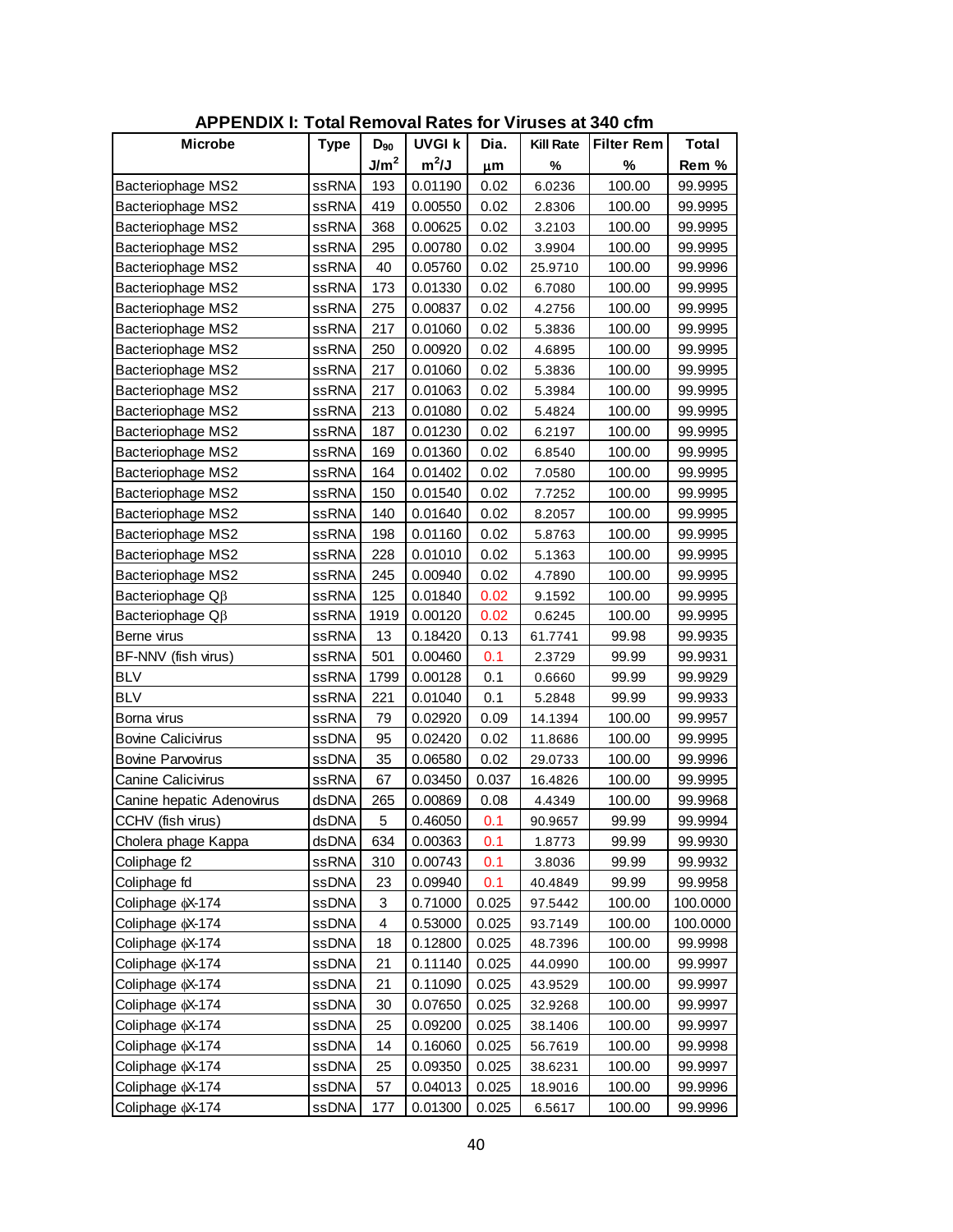## APPENDIX I: Total Removal Rates for Viruses at 340 cfm

| Microbe | Type | $D_{90}$ | UVGI k | Dia. | Kill Rate | Filter Rem | Total |
|---|---|---|---|---|---|---|---|
| | | $J/m^2$ | $m^2/J$ | μm | % | % | Rem % |
| Bacteriophage MS2 | ssRNA | 193 | 0.01190 | 0.02 | 6.0236 | 100.00 | 99.9995 |
| Bacteriophage MS2 | ssRNA | 419 | 0.00550 | 0.02 | 2.8306 | 100.00 | 99.9995 |
| Bacteriophage MS2 | ssRNA | 368 | 0.00625 | 0.02 | 3.2103 | 100.00 | 99.9995 |
| Bacteriophage MS2 | ssRNA | 295 | 0.00780 | 0.02 | 3.9904 | 100.00 | 99.9995 |
| Bacteriophage MS2 | ssRNA | 40 | 0.05760 | 0.02 | 25.9710 | 100.00 | 99.9996 |
| Bacteriophage MS2 | ssRNA | 173 | 0.01330 | 0.02 | 6.7080 | 100.00 | 99.9995 |
| Bacteriophage MS2 | ssRNA | 275 | 0.00837 | 0.02 | 4.2756 | 100.00 | 99.9995 |
| Bacteriophage MS2 | ssRNA | 217 | 0.01060 | 0.02 | 5.3836 | 100.00 | 99.9995 |
| Bacteriophage MS2 | ssRNA | 250 | 0.00920 | 0.02 | 4.6895 | 100.00 | 99.9995 |
| Bacteriophage MS2 | ssRNA | 217 | 0.01060 | 0.02 | 5.3836 | 100.00 | 99.9995 |
| Bacteriophage MS2 | ssRNA | 217 | 0.01063 | 0.02 | 5.3984 | 100.00 | 99.9995 |
| Bacteriophage MS2 | ssRNA | 213 | 0.01080 | 0.02 | 5.4824 | 100.00 | 99.9995 |
| Bacteriophage MS2 | ssRNA | 187 | 0.01230 | 0.02 | 6.2197 | 100.00 | 99.9995 |
| Bacteriophage MS2 | ssRNA | 169 | 0.01360 | 0.02 | 6.8540 | 100.00 | 99.9995 |
| Bacteriophage MS2 | ssRNA | 164 | 0.01402 | 0.02 | 7.0580 | 100.00 | 99.9995 |
| Bacteriophage MS2 | ssRNA | 150 | 0.01540 | 0.02 | 7.7252 | 100.00 | 99.9995 |
| Bacteriophage MS2 | ssRNA | 140 | 0.01640 | 0.02 | 8.2057 | 100.00 | 99.9995 |
| Bacteriophage MS2 | ssRNA | 198 | 0.01160 | 0.02 | 5.8763 | 100.00 | 99.9995 |
| Bacteriophage MS2 | ssRNA | 228 | 0.01010 | 0.02 | 5.1363 | 100.00 | 99.9995 |
| Bacteriophage MS2 | ssRNA | 245 | 0.00940 | 0.02 | 4.7890 | 100.00 | 99.9995 |
| Bacteriophage Qβ | ssRNA | 125 | 0.01840 | 0.02 | 9.1592 | 100.00 | 99.9995 |
| Bacteriophage Qβ | ssRNA | 1919 | 0.00120 | 0.02 | 0.6245 | 100.00 | 99.9995 |
| Berne virus | ssRNA | 13 | 0.18420 | 0.13 | 61.7741 | 99.98 | 99.9935 |
| BF-NNV (fish virus) | ssRNA | 501 | 0.00460 | 0.1 | 2.3729 | 99.99 | 99.9931 |
| BLV | ssRNA | 1799 | 0.00128 | 0.1 | 0.6660 | 99.99 | 99.9929 |
| BLV | ssRNA | 221 | 0.01040 | 0.1 | 5.2848 | 99.99 | 99.9933 |
| Borna virus | ssRNA | 79 | 0.02920 | 0.09 | 14.1394 | 100.00 | 99.9957 |
| Bovine Calicivirus | ssDNA | 95 | 0.02420 | 0.02 | 11.8686 | 100.00 | 99.9995 |
| Bovine Parvovirus | ssDNA | 35 | 0.06580 | 0.02 | 29.0733 | 100.00 | 99.9996 |
| Canine Calicivirus | ssRNA | 67 | 0.03450 | 0.037 | 16.4826 | 100.00 | 99.9995 |
| Canine hepatic Adenovirus | dsDNA | 265 | 0.00869 | 0.08 | 4.4349 | 100.00 | 99.9968 |
| CCHV (fish virus) | dsDNA | 5 | 0.46050 | 0.1 | 90.9657 | 99.99 | 99.9994 |
| Cholera phage Kappa | dsDNA | 634 | 0.00363 | 0.1 | 1.8773 | 99.99 | 99.9930 |
| Coliphage f2 | ssRNA | 310 | 0.00743 | 0.1 | 3.8036 | 99.99 | 99.9932 |
| Coliphage fd | ssDNA | 23 | 0.09940 | 0.1 | 40.4849 | 99.99 | 99.9958 |
| Coliphage φX-174 | ssDNA | 3 | 0.71000 | 0.025 | 97.5442 | 100.00 | 100.0000 |
| Coliphage φX-174 | ssDNA | 4 | 0.53000 | 0.025 | 93.7149 | 100.00 | 100.0000 |
| Coliphage φX-174 | ssDNA | 18 | 0.12800 | 0.025 | 48.7396 | 100.00 | 99.9998 |
| Coliphage φX-174 | ssDNA | 21 | 0.11140 | 0.025 | 44.0990 | 100.00 | 99.9997 |
| Coliphage φX-174 | ssDNA | 21 | 0.11090 | 0.025 | 43.9529 | 100.00 | 99.9997 |
| Coliphage φX-174 | ssDNA | 30 | 0.07650 | 0.025 | 32.9268 | 100.00 | 99.9997 |
| Coliphage φX-174 | ssDNA | 25 | 0.09200 | 0.025 | 38.1406 | 100.00 | 99.9997 |
| Coliphage φX-174 | ssDNA | 14 | 0.16060 | 0.025 | 56.7619 | 100.00 | 99.9998 |
| Coliphage φX-174 | ssDNA | 25 | 0.09350 | 0.025 | 38.6231 | 100.00 | 99.9997 |
| Coliphage φX-174 | ssDNA | 57 | 0.04013 | 0.025 | 18.9016 | 100.00 | 99.9996 |
| Coliphage φX-174 | ssDNA | 177 | 0.01300 | 0.025 | 6.5617 | 100.00 | 99.9996 |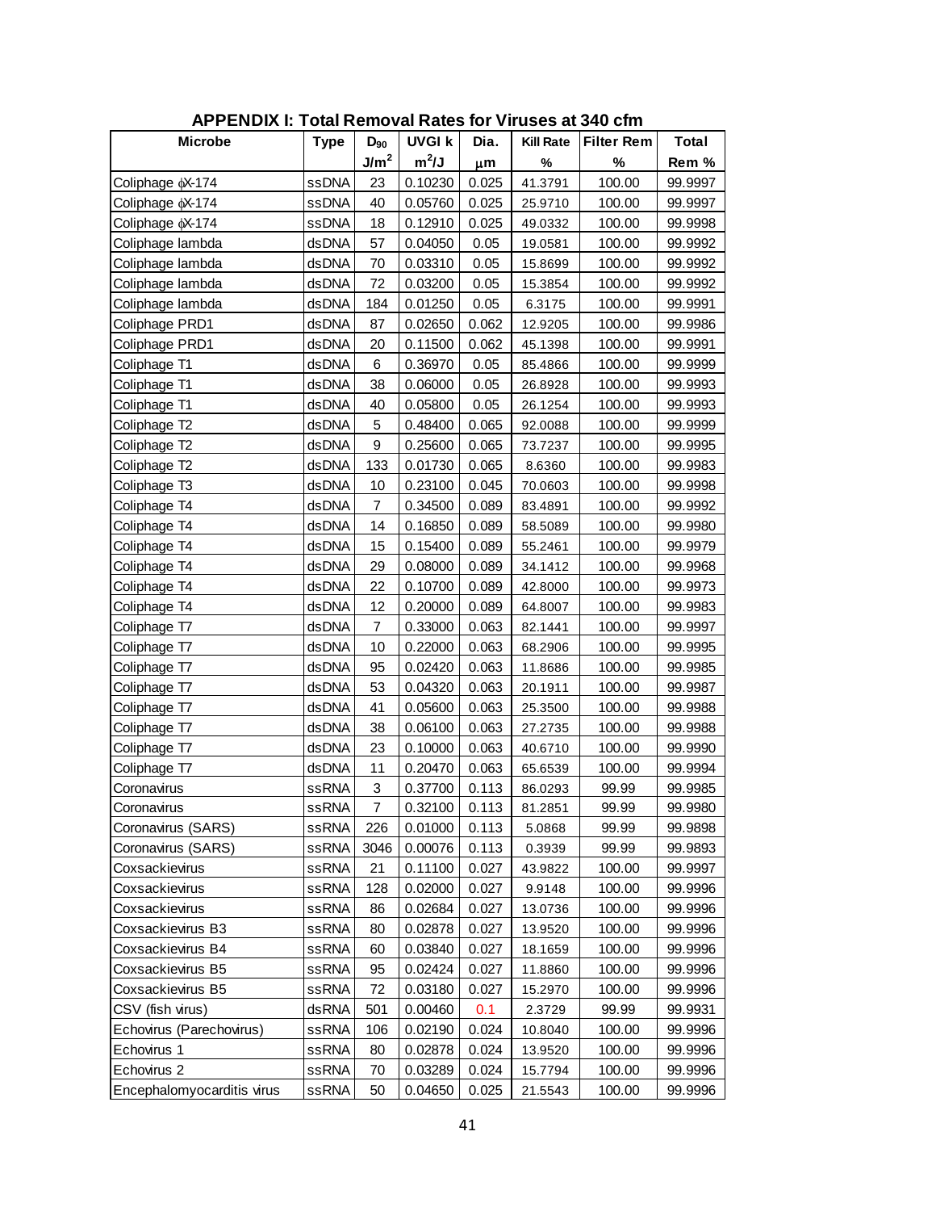**APPENDIX I: Total Removal Rates for Viruses at 340 cfm**

| Microbe | Type | $D_{90}$ | UVGI k | Dia. | Kill Rate | Filter Rem | Total |
|---|---|---|---|---|---|---|---|
| | | $J/m^2$ | $m^2/J$ | $\mu m$ | % | % | Rem % |
| Coliphage $\phi$X-174 | ssDNA | 23 | 0.10230 | 0.025 | 41.3791 | 100.00 | 99.9997 |
| Coliphage $\phi$X-174 | ssDNA | 40 | 0.05760 | 0.025 | 25.9710 | 100.00 | 99.9997 |
| Coliphage $\phi$X-174 | ssDNA | 18 | 0.12910 | 0.025 | 49.0332 | 100.00 | 99.9998 |
| Coliphage lambda | dsDNA | 57 | 0.04050 | 0.05 | 19.0581 | 100.00 | 99.9992 |
| Coliphage lambda | dsDNA | 70 | 0.03310 | 0.05 | 15.8699 | 100.00 | 99.9992 |
| Coliphage lambda | dsDNA | 72 | 0.03200 | 0.05 | 15.3854 | 100.00 | 99.9992 |
| Coliphage lambda | dsDNA | 184 | 0.01250 | 0.05 | 6.3175 | 100.00 | 99.9991 |
| Coliphage PRD1 | dsDNA | 87 | 0.02650 | 0.062 | 12.9205 | 100.00 | 99.9986 |
| Coliphage PRD1 | dsDNA | 20 | 0.11500 | 0.062 | 45.1398 | 100.00 | 99.9991 |
| Coliphage T1 | dsDNA | 6 | 0.36970 | 0.05 | 85.4866 | 100.00 | 99.9999 |
| Coliphage T1 | dsDNA | 38 | 0.06000 | 0.05 | 26.8928 | 100.00 | 99.9993 |
| Coliphage T1 | dsDNA | 40 | 0.05800 | 0.05 | 26.1254 | 100.00 | 99.9993 |
| Coliphage T2 | dsDNA | 5 | 0.48400 | 0.065 | 92.0088 | 100.00 | 99.9999 |
| Coliphage T2 | dsDNA | 9 | 0.25600 | 0.065 | 73.7237 | 100.00 | 99.9995 |
| Coliphage T2 | dsDNA | 133 | 0.01730 | 0.065 | 8.6360 | 100.00 | 99.9983 |
| Coliphage T3 | dsDNA | 10 | 0.23100 | 0.045 | 70.0603 | 100.00 | 99.9998 |
| Coliphage T4 | dsDNA | 7 | 0.34500 | 0.089 | 83.4891 | 100.00 | 99.9992 |
| Coliphage T4 | dsDNA | 14 | 0.16850 | 0.089 | 58.5089 | 100.00 | 99.9980 |
| Coliphage T4 | dsDNA | 15 | 0.15400 | 0.089 | 55.2461 | 100.00 | 99.9979 |
| Coliphage T4 | dsDNA | 29 | 0.08000 | 0.089 | 34.1412 | 100.00 | 99.9968 |
| Coliphage T4 | dsDNA | 22 | 0.10700 | 0.089 | 42.8000 | 100.00 | 99.9973 |
| Coliphage T4 | dsDNA | 12 | 0.20000 | 0.089 | 64.8007 | 100.00 | 99.9983 |
| Coliphage T7 | dsDNA | 7 | 0.33000 | 0.063 | 82.1441 | 100.00 | 99.9997 |
| Coliphage T7 | dsDNA | 10 | 0.22000 | 0.063 | 68.2906 | 100.00 | 99.9995 |
| Coliphage T7 | dsDNA | 95 | 0.02420 | 0.063 | 11.8686 | 100.00 | 99.9985 |
| Coliphage T7 | dsDNA | 53 | 0.04320 | 0.063 | 20.1911 | 100.00 | 99.9987 |
| Coliphage T7 | dsDNA | 41 | 0.05600 | 0.063 | 25.3500 | 100.00 | 99.9988 |
| Coliphage T7 | dsDNA | 38 | 0.06100 | 0.063 | 27.2735 | 100.00 | 99.9988 |
| Coliphage T7 | dsDNA | 23 | 0.10000 | 0.063 | 40.6710 | 100.00 | 99.9990 |
| Coliphage T7 | dsDNA | 11 | 0.20470 | 0.063 | 65.6539 | 100.00 | 99.9994 |
| Coronavirus | ssRNA | 3 | 0.37700 | 0.113 | 86.0293 | 99.99 | 99.9985 |
| Coronavirus | ssRNA | 7 | 0.32100 | 0.113 | 81.2851 | 99.99 | 99.9980 |
| Coronavirus (SARS) | ssRNA | 226 | 0.01000 | 0.113 | 5.0868 | 99.99 | 99.9898 |
| Coronavirus (SARS) | ssRNA | 3046 | 0.00076 | 0.113 | 0.3939 | 99.99 | 99.9893 |
| Coxsackievirus | ssRNA | 21 | 0.11100 | 0.027 | 43.9822 | 100.00 | 99.9997 |
| Coxsackievirus | ssRNA | 128 | 0.02000 | 0.027 | 9.9148 | 100.00 | 99.9996 |
| Coxsackievirus | ssRNA | 86 | 0.02684 | 0.027 | 13.0736 | 100.00 | 99.9996 |
| Coxsackievirus B3 | ssRNA | 80 | 0.02878 | 0.027 | 13.9520 | 100.00 | 99.9996 |
| Coxsackievirus B4 | ssRNA | 60 | 0.03840 | 0.027 | 18.1659 | 100.00 | 99.9996 |
| Coxsackievirus B5 | ssRNA | 95 | 0.02424 | 0.027 | 11.8860 | 100.00 | 99.9996 |
| Coxsackievirus B5 | ssRNA | 72 | 0.03180 | 0.027 | 15.2970 | 100.00 | 99.9996 |
| CSV (fish virus) | dsRNA | 501 | 0.00460 | 0.1 | 2.3729 | 99.99 | 99.9931 |
| Echovirus (Parechovirus) | ssRNA | 106 | 0.02190 | 0.024 | 10.8040 | 100.00 | 99.9996 |
| Echovirus 1 | ssRNA | 80 | 0.02878 | 0.024 | 13.9520 | 100.00 | 99.9996 |
| Echovirus 2 | ssRNA | 70 | 0.03289 | 0.024 | 15.7794 | 100.00 | 99.9996 |
| Encephalomyocarditis virus | ssRNA | 50 | 0.04650 | 0.025 | 21.5543 | 100.00 | 99.9996 |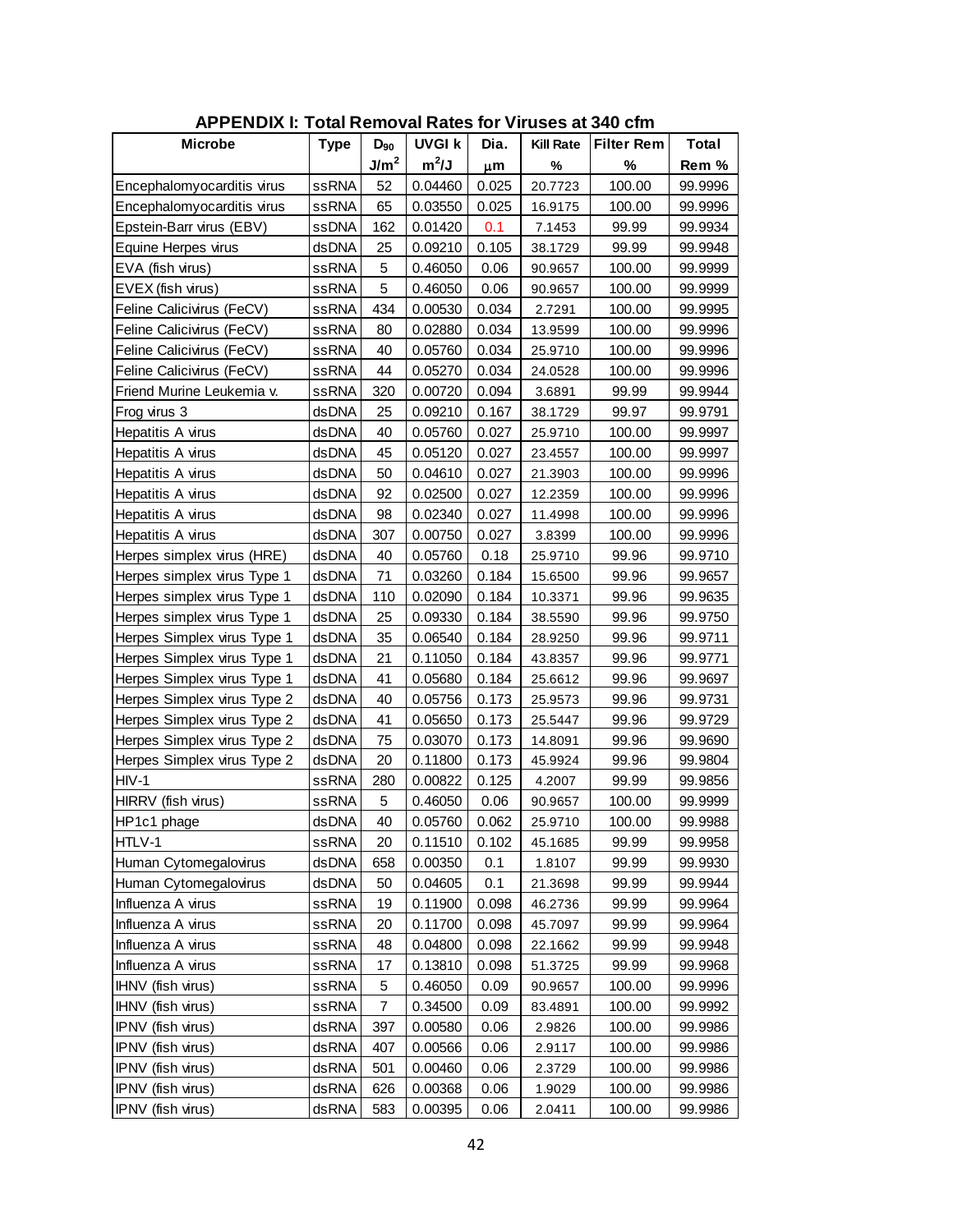## APPENDIX I: Total Removal Rates for Viruses at 340 cfm

| Microbe | Type | $D_{90}$ | UVGI k | Dia. | Kill Rate | Filter Rem | Total |
|---|---|---|---|---|---|---|---|
| | | $J/m^2$ | $m^2/J$ | μm | % | % | Rem % |
| Encephalomyocarditis virus | ssRNA | 52 | 0.04460 | 0.025 | 20.7723 | 100.00 | 99.9996 |
| Encephalomyocarditis virus | ssRNA | 65 | 0.03550 | 0.025 | 16.9175 | 100.00 | 99.9996 |
| Epstein-Barr virus (EBV) | ssDNA | 162 | 0.01420 | 0.1 | 7.1453 | 99.99 | 99.9934 |
| Equine Herpes virus | dsDNA | 25 | 0.09210 | 0.105 | 38.1729 | 99.99 | 99.9948 |
| EVA (fish virus) | ssRNA | 5 | 0.46050 | 0.06 | 90.9657 | 100.00 | 99.9999 |
| EVEX (fish virus) | ssRNA | 5 | 0.46050 | 0.06 | 90.9657 | 100.00 | 99.9999 |
| Feline Calicivirus (FeCV) | ssRNA | 434 | 0.00530 | 0.034 | 2.7291 | 100.00 | 99.9995 |
| Feline Calicivirus (FeCV) | ssRNA | 80 | 0.02880 | 0.034 | 13.9599 | 100.00 | 99.9996 |
| Feline Calicivirus (FeCV) | ssRNA | 40 | 0.05760 | 0.034 | 25.9710 | 100.00 | 99.9996 |
| Feline Calicivirus (FeCV) | ssRNA | 44 | 0.05270 | 0.034 | 24.0528 | 100.00 | 99.9996 |
| Friend Murine Leukemia v. | ssRNA | 320 | 0.00720 | 0.094 | 3.6891 | 99.99 | 99.9944 |
| Frog virus 3 | dsDNA | 25 | 0.09210 | 0.167 | 38.1729 | 99.97 | 99.9791 |
| Hepatitis A virus | dsDNA | 40 | 0.05760 | 0.027 | 25.9710 | 100.00 | 99.9997 |
| Hepatitis A virus | dsDNA | 45 | 0.05120 | 0.027 | 23.4557 | 100.00 | 99.9997 |
| Hepatitis A virus | dsDNA | 50 | 0.04610 | 0.027 | 21.3903 | 100.00 | 99.9996 |
| Hepatitis A virus | dsDNA | 92 | 0.02500 | 0.027 | 12.2359 | 100.00 | 99.9996 |
| Hepatitis A virus | dsDNA | 98 | 0.02340 | 0.027 | 11.4998 | 100.00 | 99.9996 |
| Hepatitis A virus | dsDNA | 307 | 0.00750 | 0.027 | 3.8399 | 100.00 | 99.9996 |
| Herpes simplex virus (HRE) | dsDNA | 40 | 0.05760 | 0.18 | 25.9710 | 99.96 | 99.9710 |
| Herpes simplex virus Type 1 | dsDNA | 71 | 0.03260 | 0.184 | 15.6500 | 99.96 | 99.9657 |
| Herpes simplex virus Type 1 | dsDNA | 110 | 0.02090 | 0.184 | 10.3371 | 99.96 | 99.9635 |
| Herpes simplex virus Type 1 | dsDNA | 25 | 0.09330 | 0.184 | 38.5590 | 99.96 | 99.9750 |
| Herpes Simplex virus Type 1 | dsDNA | 35 | 0.06540 | 0.184 | 28.9250 | 99.96 | 99.9711 |
| Herpes Simplex virus Type 1 | dsDNA | 21 | 0.11050 | 0.184 | 43.8357 | 99.96 | 99.9771 |
| Herpes Simplex virus Type 1 | dsDNA | 41 | 0.05680 | 0.184 | 25.6612 | 99.96 | 99.9697 |
| Herpes Simplex virus Type 2 | dsDNA | 40 | 0.05756 | 0.173 | 25.9573 | 99.96 | 99.9731 |
| Herpes Simplex virus Type 2 | dsDNA | 41 | 0.05650 | 0.173 | 25.5447 | 99.96 | 99.9729 |
| Herpes Simplex virus Type 2 | dsDNA | 75 | 0.03070 | 0.173 | 14.8091 | 99.96 | 99.9690 |
| Herpes Simplex virus Type 2 | dsDNA | 20 | 0.11800 | 0.173 | 45.9924 | 99.96 | 99.9804 |
| HIV-1 | ssRNA | 280 | 0.00822 | 0.125 | 4.2007 | 99.99 | 99.9856 |
| HIRRV (fish virus) | ssRNA | 5 | 0.46050 | 0.06 | 90.9657 | 100.00 | 99.9999 |
| HP1c1 phage | dsDNA | 40 | 0.05760 | 0.062 | 25.9710 | 100.00 | 99.9988 |
| HTLV-1 | ssRNA | 20 | 0.11510 | 0.102 | 45.1685 | 99.99 | 99.9958 |
| Human Cytomegalovirus | dsDNA | 658 | 0.00350 | 0.1 | 1.8107 | 99.99 | 99.9930 |
| Human Cytomegalovirus | dsDNA | 50 | 0.04605 | 0.1 | 21.3698 | 99.99 | 99.9944 |
| Influenza A virus | ssRNA | 19 | 0.11900 | 0.098 | 46.2736 | 99.99 | 99.9964 |
| Influenza A virus | ssRNA | 20 | 0.11700 | 0.098 | 45.7097 | 99.99 | 99.9964 |
| Influenza A virus | ssRNA | 48 | 0.04800 | 0.098 | 22.1662 | 99.99 | 99.9948 |
| Influenza A virus | ssRNA | 17 | 0.13810 | 0.098 | 51.3725 | 99.99 | 99.9968 |
| IHNV (fish virus) | ssRNA | 5 | 0.46050 | 0.09 | 90.9657 | 100.00 | 99.9996 |
| IHNV (fish virus) | ssRNA | 7 | 0.34500 | 0.09 | 83.4891 | 100.00 | 99.9992 |
| IPNV (fish virus) | dsRNA | 397 | 0.00580 | 0.06 | 2.9826 | 100.00 | 99.9986 |
| IPNV (fish virus) | dsRNA | 407 | 0.00566 | 0.06 | 2.9117 | 100.00 | 99.9986 |
| IPNV (fish virus) | dsRNA | 501 | 0.00460 | 0.06 | 2.3729 | 100.00 | 99.9986 |
| IPNV (fish virus) | dsRNA | 626 | 0.00368 | 0.06 | 1.9029 | 100.00 | 99.9986 |
| IPNV (fish virus) | dsRNA | 583 | 0.00395 | 0.06 | 2.0411 | 100.00 | 99.9986 |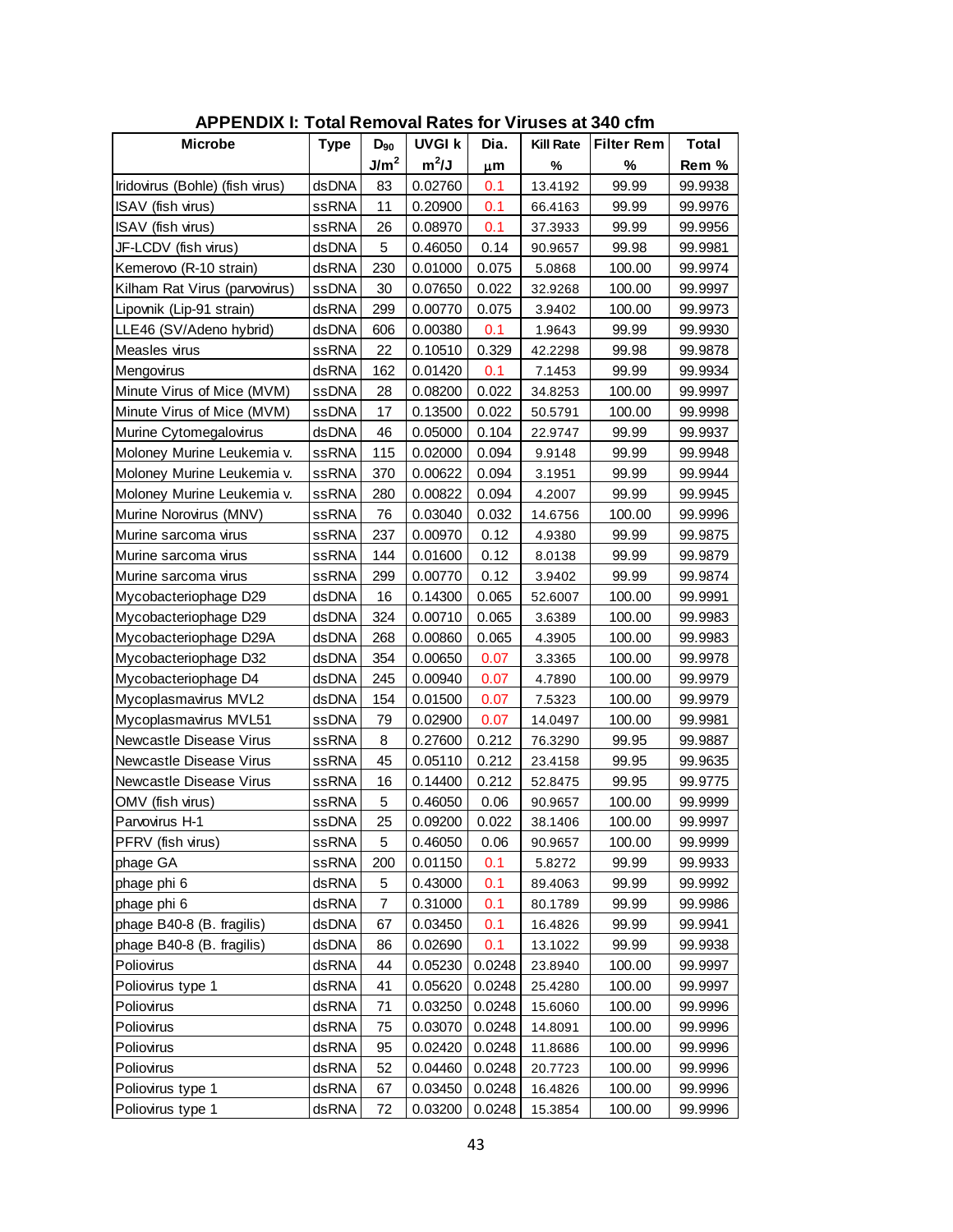## APPENDIX I: Total Removal Rates for Viruses at 340 cfm

| Microbe | Type | $D_{90}$ | UVGI k | Dia. | Kill Rate | Filter Rem | Total |
|---|---|---|---|---|---|---|---|
| | | $J/m^2$ | $m^2/J$ | μm | % | % | Rem % |
| Iridovirus (Bohle) (fish virus) | dsDNA | 83 | 0.02760 | 0.1 | 13.4192 | 99.99 | 99.9938 |
| ISAV (fish virus) | ssRNA | 11 | 0.20900 | 0.1 | 66.4163 | 99.99 | 99.9976 |
| ISAV (fish virus) | ssRNA | 26 | 0.08970 | 0.1 | 37.3933 | 99.99 | 99.9956 |
| JF-LCDV (fish virus) | dsDNA | 5 | 0.46050 | 0.14 | 90.9657 | 99.98 | 99.9981 |
| Kemerovo (R-10 strain) | dsRNA | 230 | 0.01000 | 0.075 | 5.0868 | 100.00 | 99.9974 |
| Kilham Rat Virus (parvovirus) | ssDNA | 30 | 0.07650 | 0.022 | 32.9268 | 100.00 | 99.9997 |
| Lipovnik (Lip-91 strain) | dsRNA | 299 | 0.00770 | 0.075 | 3.9402 | 100.00 | 99.9973 |
| LLE46 (SV/Adeno hybrid) | dsDNA | 606 | 0.00380 | 0.1 | 1.9643 | 99.99 | 99.9930 |
| Measles virus | ssRNA | 22 | 0.10510 | 0.329 | 42.2298 | 99.98 | 99.9878 |
| Mengovirus | dsRNA | 162 | 0.01420 | 0.1 | 7.1453 | 99.99 | 99.9934 |
| Minute Virus of Mice (MVM) | ssDNA | 28 | 0.08200 | 0.022 | 34.8253 | 100.00 | 99.9997 |
| Minute Virus of Mice (MVM) | ssDNA | 17 | 0.13500 | 0.022 | 50.5791 | 100.00 | 99.9998 |
| Murine Cytomegalovirus | dsDNA | 46 | 0.05000 | 0.104 | 22.9747 | 99.99 | 99.9937 |
| Moloney Murine Leukemia v. | ssRNA | 115 | 0.02000 | 0.094 | 9.9148 | 99.99 | 99.9948 |
| Moloney Murine Leukemia v. | ssRNA | 370 | 0.00622 | 0.094 | 3.1951 | 99.99 | 99.9944 |
| Moloney Murine Leukemia v. | ssRNA | 280 | 0.00822 | 0.094 | 4.2007 | 99.99 | 99.9945 |
| Murine Norovirus (MNV) | ssRNA | 76 | 0.03040 | 0.032 | 14.6756 | 100.00 | 99.9996 |
| Murine sarcoma virus | ssRNA | 237 | 0.00970 | 0.12 | 4.9380 | 99.99 | 99.9875 |
| Murine sarcoma virus | ssRNA | 144 | 0.01600 | 0.12 | 8.0138 | 99.99 | 99.9879 |
| Murine sarcoma virus | ssRNA | 299 | 0.00770 | 0.12 | 3.9402 | 99.99 | 99.9874 |
| Mycobacteriophage D29 | dsDNA | 16 | 0.14300 | 0.065 | 52.6007 | 100.00 | 99.9991 |
| Mycobacteriophage D29 | dsDNA | 324 | 0.00710 | 0.065 | 3.6389 | 100.00 | 99.9983 |
| Mycobacteriophage D29A | dsDNA | 268 | 0.00860 | 0.065 | 4.3905 | 100.00 | 99.9983 |
| Mycobacteriophage D32 | dsDNA | 354 | 0.00650 | 0.07 | 3.3365 | 100.00 | 99.9978 |
| Mycobacteriophage D4 | dsDNA | 245 | 0.00940 | 0.07 | 4.7890 | 100.00 | 99.9979 |
| Mycoplasmavirus MVL2 | dsDNA | 154 | 0.01500 | 0.07 | 7.5323 | 100.00 | 99.9979 |
| Mycoplasmavirus MVL51 | ssDNA | 79 | 0.02900 | 0.07 | 14.0497 | 100.00 | 99.9981 |
| Newcastle Disease Virus | ssRNA | 8 | 0.27600 | 0.212 | 76.3290 | 99.95 | 99.9887 |
| Newcastle Disease Virus | ssRNA | 45 | 0.05110 | 0.212 | 23.4158 | 99.95 | 99.9635 |
| Newcastle Disease Virus | ssRNA | 16 | 0.14400 | 0.212 | 52.8475 | 99.95 | 99.9775 |
| OMV (fish virus) | ssRNA | 5 | 0.46050 | 0.06 | 90.9657 | 100.00 | 99.9999 |
| Parvovirus H-1 | ssDNA | 25 | 0.09200 | 0.022 | 38.1406 | 100.00 | 99.9997 |
| PFRV (fish virus) | ssRNA | 5 | 0.46050 | 0.06 | 90.9657 | 100.00 | 99.9999 |
| phage GA | ssRNA | 200 | 0.01150 | 0.1 | 5.8272 | 99.99 | 99.9933 |
| phage phi 6 | dsRNA | 5 | 0.43000 | 0.1 | 89.4063 | 99.99 | 99.9992 |
| phage phi 6 | dsRNA | 7 | 0.31000 | 0.1 | 80.1789 | 99.99 | 99.9986 |
| phage B40-8 (B. fragilis) | dsDNA | 67 | 0.03450 | 0.1 | 16.4826 | 99.99 | 99.9941 |
| phage B40-8 (B. fragilis) | dsDNA | 86 | 0.02690 | 0.1 | 13.1022 | 99.99 | 99.9938 |
| Poliovirus | dsRNA | 44 | 0.05230 | 0.0248 | 23.8940 | 100.00 | 99.9997 |
| Poliovirus type 1 | dsRNA | 41 | 0.05620 | 0.0248 | 25.4280 | 100.00 | 99.9997 |
| Poliovirus | dsRNA | 71 | 0.03250 | 0.0248 | 15.6060 | 100.00 | 99.9996 |
| Poliovirus | dsRNA | 75 | 0.03070 | 0.0248 | 14.8091 | 100.00 | 99.9996 |
| Poliovirus | dsRNA | 95 | 0.02420 | 0.0248 | 11.8686 | 100.00 | 99.9996 |
| Poliovirus | dsRNA | 52 | 0.04460 | 0.0248 | 20.7723 | 100.00 | 99.9996 |
| Poliovirus type 1 | dsRNA | 67 | 0.03450 | 0.0248 | 16.4826 | 100.00 | 99.9996 |
| Poliovirus type 1 | dsRNA | 72 | 0.03200 | 0.0248 | 15.3854 | 100.00 | 99.9996 |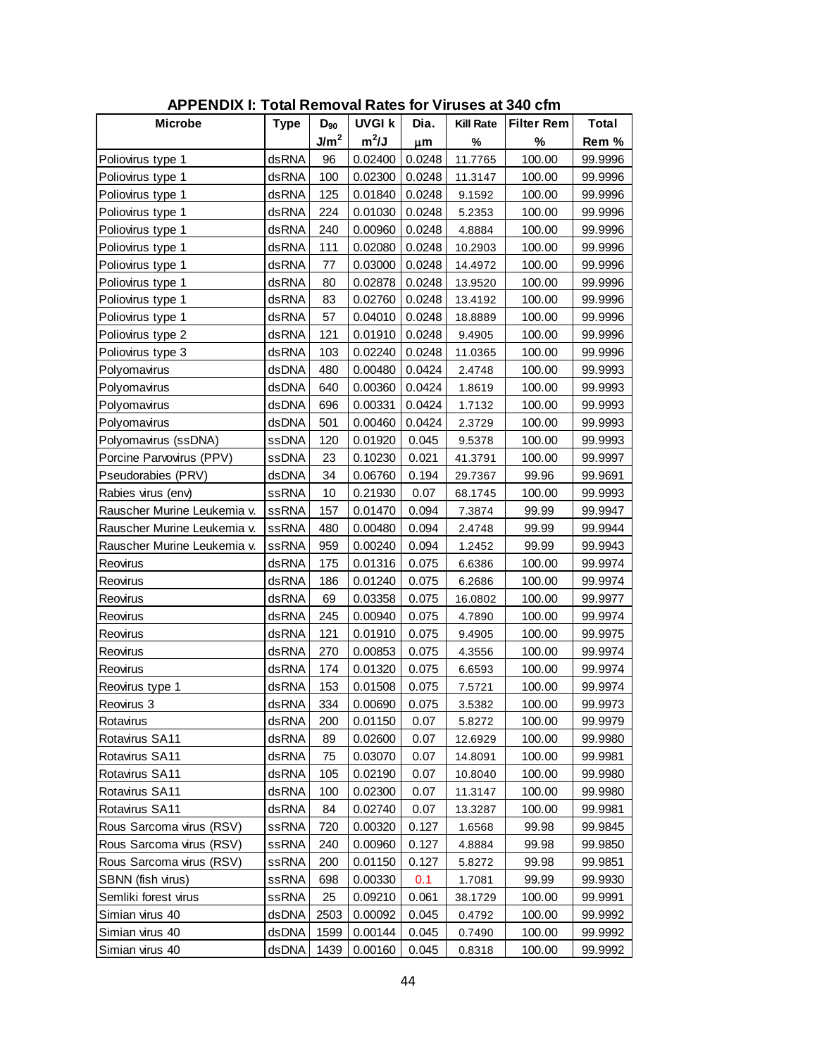## APPENDIX I: Total Removal Rates for Viruses at 340 cfm

| Microbe | Type | $D_{90}$ | UVGI k | Dia. | Kill Rate | Filter Rem | Total |
|---|---|---|---|---|---|---|---|
| | | $J/m^2$ | $m^2/J$ | μm | % | % | Rem % |
| Poliovirus type 1 | dsRNA | 96 | 0.02400 | 0.0248 | 11.7765 | 100.00 | 99.9996 |
| Poliovirus type 1 | dsRNA | 100 | 0.02300 | 0.0248 | 11.3147 | 100.00 | 99.9996 |
| Poliovirus type 1 | dsRNA | 125 | 0.01840 | 0.0248 | 9.1592 | 100.00 | 99.9996 |
| Poliovirus type 1 | dsRNA | 224 | 0.01030 | 0.0248 | 5.2353 | 100.00 | 99.9996 |
| Poliovirus type 1 | dsRNA | 240 | 0.00960 | 0.0248 | 4.8884 | 100.00 | 99.9996 |
| Poliovirus type 1 | dsRNA | 111 | 0.02080 | 0.0248 | 10.2903 | 100.00 | 99.9996 |
| Poliovirus type 1 | dsRNA | 77 | 0.03000 | 0.0248 | 14.4972 | 100.00 | 99.9996 |
| Poliovirus type 1 | dsRNA | 80 | 0.02878 | 0.0248 | 13.9520 | 100.00 | 99.9996 |
| Poliovirus type 1 | dsRNA | 83 | 0.02760 | 0.0248 | 13.4192 | 100.00 | 99.9996 |
| Poliovirus type 1 | dsRNA | 57 | 0.04010 | 0.0248 | 18.8889 | 100.00 | 99.9996 |
| Poliovirus type 2 | dsRNA | 121 | 0.01910 | 0.0248 | 9.4905 | 100.00 | 99.9996 |
| Poliovirus type 3 | dsRNA | 103 | 0.02240 | 0.0248 | 11.0365 | 100.00 | 99.9996 |
| Polyomavirus | dsDNA | 480 | 0.00480 | 0.0424 | 2.4748 | 100.00 | 99.9993 |
| Polyomavirus | dsDNA | 640 | 0.00360 | 0.0424 | 1.8619 | 100.00 | 99.9993 |
| Polyomavirus | dsDNA | 696 | 0.00331 | 0.0424 | 1.7132 | 100.00 | 99.9993 |
| Polyomavirus | dsDNA | 501 | 0.00460 | 0.0424 | 2.3729 | 100.00 | 99.9993 |
| Polyomavirus (ssDNA) | ssDNA | 120 | 0.01920 | 0.045 | 9.5378 | 100.00 | 99.9993 |
| Porcine Parvovirus (PPV) | ssDNA | 23 | 0.10230 | 0.021 | 41.3791 | 100.00 | 99.9997 |
| Pseudorabies (PRV) | dsDNA | 34 | 0.06760 | 0.194 | 29.7367 | 99.96 | 99.9691 |
| Rabies virus (env) | ssRNA | 10 | 0.21930 | 0.07 | 68.1745 | 100.00 | 99.9993 |
| Rauscher Murine Leukemia v. | ssRNA | 157 | 0.01470 | 0.094 | 7.3874 | 99.99 | 99.9947 |
| Rauscher Murine Leukemia v. | ssRNA | 480 | 0.00480 | 0.094 | 2.4748 | 99.99 | 99.9944 |
| Rauscher Murine Leukemia v. | ssRNA | 959 | 0.00240 | 0.094 | 1.2452 | 99.99 | 99.9943 |
| Reovirus | dsRNA | 175 | 0.01316 | 0.075 | 6.6386 | 100.00 | 99.9974 |
| Reovirus | dsRNA | 186 | 0.01240 | 0.075 | 6.2686 | 100.00 | 99.9974 |
| Reovirus | dsRNA | 69 | 0.03358 | 0.075 | 16.0802 | 100.00 | 99.9977 |
| Reovirus | dsRNA | 245 | 0.00940 | 0.075 | 4.7890 | 100.00 | 99.9974 |
| Reovirus | dsRNA | 121 | 0.01910 | 0.075 | 9.4905 | 100.00 | 99.9975 |
| Reovirus | dsRNA | 270 | 0.00853 | 0.075 | 4.3556 | 100.00 | 99.9974 |
| Reovirus | dsRNA | 174 | 0.01320 | 0.075 | 6.6593 | 100.00 | 99.9974 |
| Reovirus type 1 | dsRNA | 153 | 0.01508 | 0.075 | 7.5721 | 100.00 | 99.9974 |
| Reovirus 3 | dsRNA | 334 | 0.00690 | 0.075 | 3.5382 | 100.00 | 99.9973 |
| Rotavirus | dsRNA | 200 | 0.01150 | 0.07 | 5.8272 | 100.00 | 99.9979 |
| Rotavirus SA11 | dsRNA | 89 | 0.02600 | 0.07 | 12.6929 | 100.00 | 99.9980 |
| Rotavirus SA11 | dsRNA | 75 | 0.03070 | 0.07 | 14.8091 | 100.00 | 99.9981 |
| Rotavirus SA11 | dsRNA | 105 | 0.02190 | 0.07 | 10.8040 | 100.00 | 99.9980 |
| Rotavirus SA11 | dsRNA | 100 | 0.02300 | 0.07 | 11.3147 | 100.00 | 99.9980 |
| Rotavirus SA11 | dsRNA | 84 | 0.02740 | 0.07 | 13.3287 | 100.00 | 99.9981 |
| Rous Sarcoma virus (RSV) | ssRNA | 720 | 0.00320 | 0.127 | 1.6568 | 99.98 | 99.9845 |
| Rous Sarcoma virus (RSV) | ssRNA | 240 | 0.00960 | 0.127 | 4.8884 | 99.98 | 99.9850 |
| Rous Sarcoma virus (RSV) | ssRNA | 200 | 0.01150 | 0.127 | 5.8272 | 99.98 | 99.9851 |
| SBNN (fish virus) | ssRNA | 698 | 0.00330 | 0.1 | 1.7081 | 99.99 | 99.9930 |
| Semliki forest virus | ssRNA | 25 | 0.09210 | 0.061 | 38.1729 | 100.00 | 99.9991 |
| Simian virus 40 | dsDNA | 2503 | 0.00092 | 0.045 | 0.4792 | 100.00 | 99.9992 |
| Simian virus 40 | dsDNA | 1599 | 0.00144 | 0.045 | 0.7490 | 100.00 | 99.9992 |
| Simian virus 40 | dsDNA | 1439 | 0.00160 | 0.045 | 0.8318 | 100.00 | 99.9992 |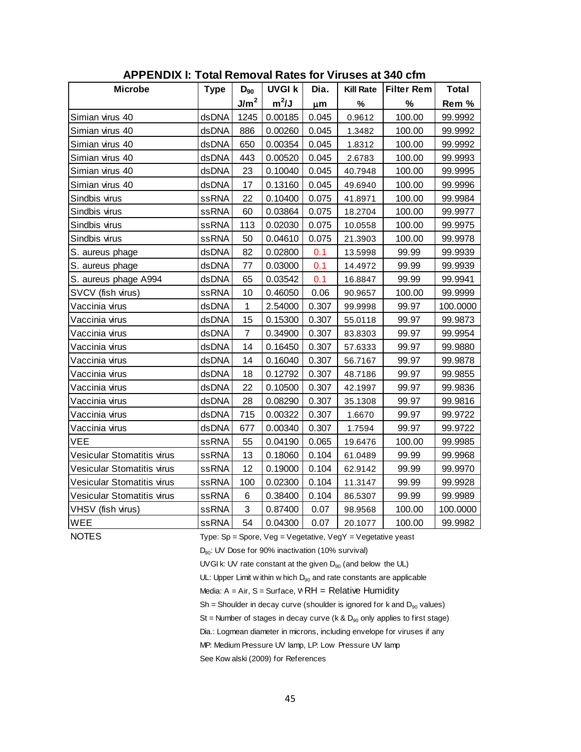## APPENDIX I: Total Removal Rates for Viruses at 340 cfm

| Microbe | Type | $D_{90}$ | UVGI k | Dia. | Kill Rate | Filter Rem | Total |
|---|---|---|---|---|---|---|---|
| | | $J/m^2$ | $m^2/J$ | μm | % | % | Rem % |
| Simian virus 40 | dsDNA | 1245 | 0.00185 | 0.045 | 0.9612 | 100.00 | 99.9992 |
| Simian virus 40 | dsDNA | 886 | 0.00260 | 0.045 | 1.3482 | 100.00 | 99.9992 |
| Simian virus 40 | dsDNA | 650 | 0.00354 | 0.045 | 1.8312 | 100.00 | 99.9992 |
| Simian virus 40 | dsDNA | 443 | 0.00520 | 0.045 | 2.6783 | 100.00 | 99.9993 |
| Simian virus 40 | dsDNA | 23 | 0.10040 | 0.045 | 40.7948 | 100.00 | 99.9995 |
| Simian virus 40 | dsDNA | 17 | 0.13160 | 0.045 | 49.6940 | 100.00 | 99.9996 |
| Sindbis virus | ssRNA | 22 | 0.10400 | 0.075 | 41.8971 | 100.00 | 99.9984 |
| Sindbis virus | ssRNA | 60 | 0.03864 | 0.075 | 18.2704 | 100.00 | 99.9977 |
| Sindbis virus | ssRNA | 113 | 0.02030 | 0.075 | 10.0558 | 100.00 | 99.9975 |
| Sindbis virus | ssRNA | 50 | 0.04610 | 0.075 | 21.3903 | 100.00 | 99.9978 |
| S. aureus phage | dsDNA | 82 | 0.02800 | 0.1 | 13.5998 | 99.99 | 99.9939 |
| S. aureus phage | dsDNA | 77 | 0.03000 | 0.1 | 14.4972 | 99.99 | 99.9939 |
| S. aureus phage A994 | dsDNA | 65 | 0.03542 | 0.1 | 16.8847 | 99.99 | 99.9941 |
| SVCV (fish virus) | ssRNA | 10 | 0.46050 | 0.06 | 90.9657 | 100.00 | 99.9999 |
| Vaccinia virus | dsDNA | 1 | 2.54000 | 0.307 | 99.9998 | 99.97 | 100.0000 |
| Vaccinia virus | dsDNA | 15 | 0.15300 | 0.307 | 55.0118 | 99.97 | 99.9873 |
| Vaccinia virus | dsDNA | 7 | 0.34900 | 0.307 | 83.8303 | 99.97 | 99.9954 |
| Vaccinia virus | dsDNA | 14 | 0.16450 | 0.307 | 57.6333 | 99.97 | 99.9880 |
| Vaccinia virus | dsDNA | 14 | 0.16040 | 0.307 | 56.7167 | 99.97 | 99.9878 |
| Vaccinia virus | dsDNA | 18 | 0.12792 | 0.307 | 48.7186 | 99.97 | 99.9855 |
| Vaccinia virus | dsDNA | 22 | 0.10500 | 0.307 | 42.1997 | 99.97 | 99.9836 |
| Vaccinia virus | dsDNA | 28 | 0.08290 | 0.307 | 35.1308 | 99.97 | 99.9816 |
| Vaccinia virus | dsDNA | 715 | 0.00322 | 0.307 | 1.6670 | 99.97 | 99.9722 |
| Vaccinia virus | dsDNA | 677 | 0.00340 | 0.307 | 1.7594 | 99.97 | 99.9722 |
| VEE | ssRNA | 55 | 0.04190 | 0.065 | 19.6476 | 100.00 | 99.9985 |
| Vesicular Stomatitis virus | ssRNA | 13 | 0.18060 | 0.104 | 61.0489 | 99.99 | 99.9968 |
| Vesicular Stomatitis virus | ssRNA | 12 | 0.19000 | 0.104 | 62.9142 | 99.99 | 99.9970 |
| Vesicular Stomatitis virus | ssRNA | 100 | 0.02300 | 0.104 | 11.3147 | 99.99 | 99.9928 |
| Vesicular Stomatitis virus | ssRNA | 6 | 0.38400 | 0.104 | 86.5307 | 99.99 | 99.9989 |
| VHSV (fish virus) | ssRNA | 3 | 0.87400 | 0.07 | 98.9568 | 100.00 | 100.0000 |
| WEE | ssRNA | 54 | 0.04300 | 0.07 | 20.1077 | 100.00 | 99.9982 |

NOTES

Type: Sp = Spore, Veg = Vegetative, VegY = Vegetative yeast

$D_{90}$: UV Dose for 90% inactivation (10% survival)

UVGI k: UV rate constant at the given $D_{90}$ (and below the UL)

UL: Upper Limit within which $D_{90}$ and rate constants are applicable

Media: A = Air, S = Surface, W RH = Relative Humidity

Sh = Shoulder in decay curve (shoulder is ignored for k and $D_{90}$ values)

St = Number of stages in decay curve (k & $D_{90}$ only applies to first stage)

Dia.: Logmean diameter in microns, including envelope for viruses if any

MP: Medium Pressure UV lamp, LP: Low Pressure UV lamp

See Kowalski (2009) for References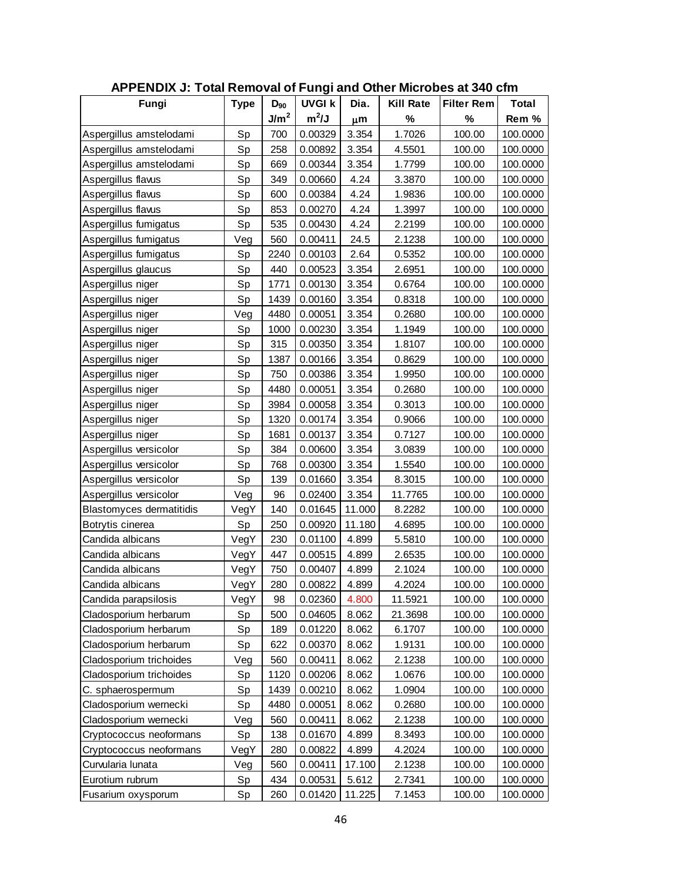## APPENDIX J: Total Removal of Fungi and Other Microbes at 340 cfm

| Fungi | Type | $D_{90}$ | UVGI k | Dia. | Kill Rate | Filter Rem | Total |
|---|---|---|---|---|---|---|---|
| | | $J/m^2$ | $m^2/J$ | μm | % | % | Rem % |
| Aspergillus amstelodami | Sp | 700 | 0.00329 | 3.354 | 1.7026 | 100.00 | 100.0000 |
| Aspergillus amstelodami | Sp | 258 | 0.00892 | 3.354 | 4.5501 | 100.00 | 100.0000 |
| Aspergillus amstelodami | Sp | 669 | 0.00344 | 3.354 | 1.7799 | 100.00 | 100.0000 |
| Aspergillus flavus | Sp | 349 | 0.00660 | 4.24 | 3.3870 | 100.00 | 100.0000 |
| Aspergillus flavus | Sp | 600 | 0.00384 | 4.24 | 1.9836 | 100.00 | 100.0000 |
| Aspergillus flavus | Sp | 853 | 0.00270 | 4.24 | 1.3997 | 100.00 | 100.0000 |
| Aspergillus fumigatus | Sp | 535 | 0.00430 | 4.24 | 2.2199 | 100.00 | 100.0000 |
| Aspergillus fumigatus | Veg | 560 | 0.00411 | 24.5 | 2.1238 | 100.00 | 100.0000 |
| Aspergillus fumigatus | Sp | 2240 | 0.00103 | 2.64 | 0.5352 | 100.00 | 100.0000 |
| Aspergillus glaucus | Sp | 440 | 0.00523 | 3.354 | 2.6951 | 100.00 | 100.0000 |
| Aspergillus niger | Sp | 1771 | 0.00130 | 3.354 | 0.6764 | 100.00 | 100.0000 |
| Aspergillus niger | Sp | 1439 | 0.00160 | 3.354 | 0.8318 | 100.00 | 100.0000 |
| Aspergillus niger | Veg | 4480 | 0.00051 | 3.354 | 0.2680 | 100.00 | 100.0000 |
| Aspergillus niger | Sp | 1000 | 0.00230 | 3.354 | 1.1949 | 100.00 | 100.0000 |
| Aspergillus niger | Sp | 315 | 0.00350 | 3.354 | 1.8107 | 100.00 | 100.0000 |
| Aspergillus niger | Sp | 1387 | 0.00166 | 3.354 | 0.8629 | 100.00 | 100.0000 |
| Aspergillus niger | Sp | 750 | 0.00386 | 3.354 | 1.9950 | 100.00 | 100.0000 |
| Aspergillus niger | Sp | 4480 | 0.00051 | 3.354 | 0.2680 | 100.00 | 100.0000 |
| Aspergillus niger | Sp | 3984 | 0.00058 | 3.354 | 0.3013 | 100.00 | 100.0000 |
| Aspergillus niger | Sp | 1320 | 0.00174 | 3.354 | 0.9066 | 100.00 | 100.0000 |
| Aspergillus niger | Sp | 1681 | 0.00137 | 3.354 | 0.7127 | 100.00 | 100.0000 |
| Aspergillus versicolor | Sp | 384 | 0.00600 | 3.354 | 3.0839 | 100.00 | 100.0000 |
| Aspergillus versicolor | Sp | 768 | 0.00300 | 3.354 | 1.5540 | 100.00 | 100.0000 |
| Aspergillus versicolor | Sp | 139 | 0.01660 | 3.354 | 8.3015 | 100.00 | 100.0000 |
| Aspergillus versicolor | Veg | 96 | 0.02400 | 3.354 | 11.7765 | 100.00 | 100.0000 |
| Blastomyces dermatitidis | VegY | 140 | 0.01645 | 11.000 | 8.2282 | 100.00 | 100.0000 |
| Botrytis cinerea | Sp | 250 | 0.00920 | 11.180 | 4.6895 | 100.00 | 100.0000 |
| Candida albicans | VegY | 230 | 0.01100 | 4.899 | 5.5810 | 100.00 | 100.0000 |
| Candida albicans | VegY | 447 | 0.00515 | 4.899 | 2.6535 | 100.00 | 100.0000 |
| Candida albicans | VegY | 750 | 0.00407 | 4.899 | 2.1024 | 100.00 | 100.0000 |
| Candida albicans | VegY | 280 | 0.00822 | 4.899 | 4.2024 | 100.00 | 100.0000 |
| Candida parapsilosis | VegY | 98 | 0.02360 | 4.800 | 11.5921 | 100.00 | 100.0000 |
| Cladosporium herbarum | Sp | 500 | 0.04605 | 8.062 | 21.3698 | 100.00 | 100.0000 |
| Cladosporium herbarum | Sp | 189 | 0.01220 | 8.062 | 6.1707 | 100.00 | 100.0000 |
| Cladosporium herbarum | Sp | 622 | 0.00370 | 8.062 | 1.9131 | 100.00 | 100.0000 |
| Cladosporium trichoides | Veg | 560 | 0.00411 | 8.062 | 2.1238 | 100.00 | 100.0000 |
| Cladosporium trichoides | Sp | 1120 | 0.00206 | 8.062 | 1.0676 | 100.00 | 100.0000 |
| C. sphaerospermum | Sp | 1439 | 0.00210 | 8.062 | 1.0904 | 100.00 | 100.0000 |
| Cladosporium wernecki | Sp | 4480 | 0.00051 | 8.062 | 0.2680 | 100.00 | 100.0000 |
| Cladosporium wernecki | Veg | 560 | 0.00411 | 8.062 | 2.1238 | 100.00 | 100.0000 |
| Cryptococcus neoformans | Sp | 138 | 0.01670 | 4.899 | 8.3493 | 100.00 | 100.0000 |
| Cryptococcus neoformans | VegY | 280 | 0.00822 | 4.899 | 4.2024 | 100.00 | 100.0000 |
| Curvularia lunata | Veg | 560 | 0.00411 | 17.100 | 2.1238 | 100.00 | 100.0000 |
| Eurotium rubrum | Sp | 434 | 0.00531 | 5.612 | 2.7341 | 100.00 | 100.0000 |
| Fusarium oxysporum | Sp | 260 | 0.01420 | 11.225 | 7.1453 | 100.00 | 100.0000 |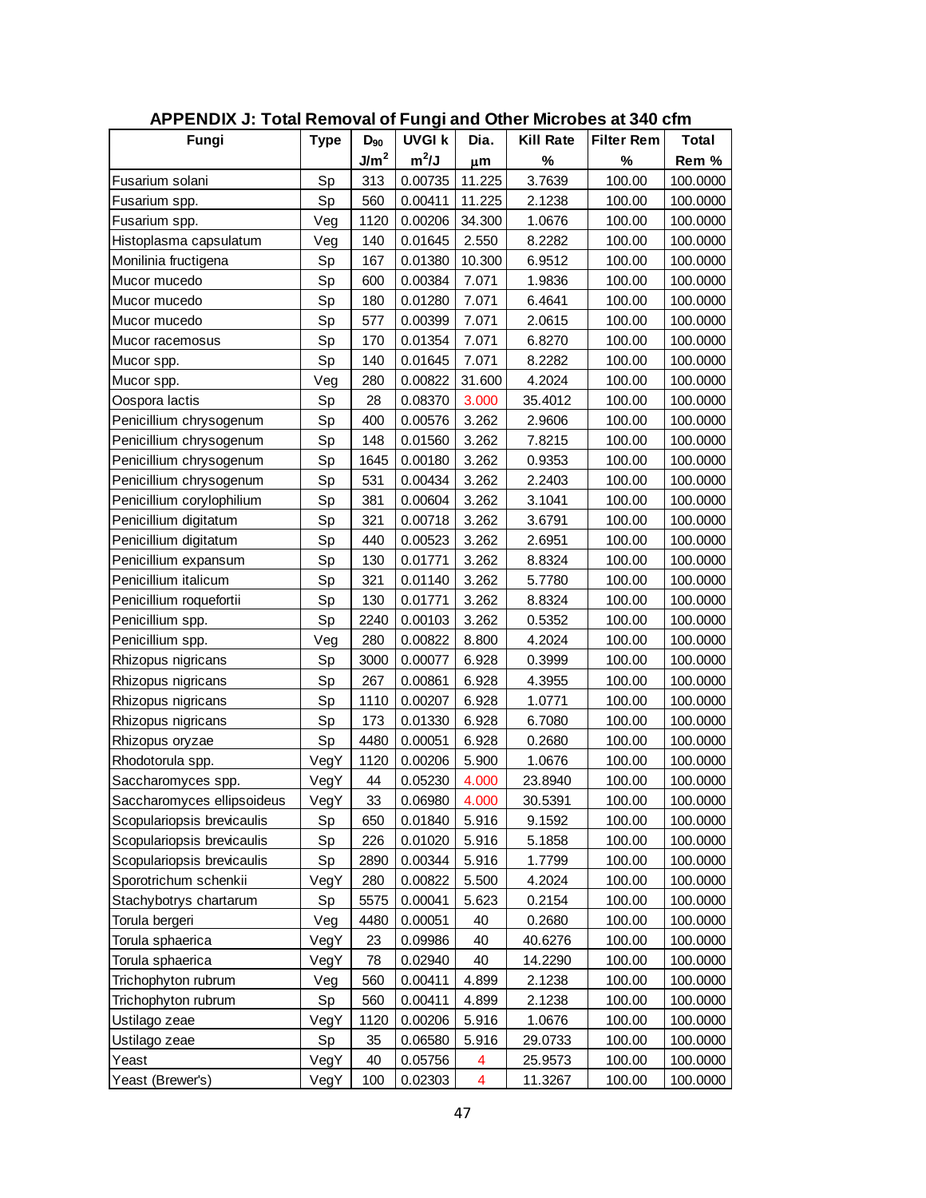## APPENDIX J: Total Removal of Fungi and Other Microbes at 340 cfm

| Fungi | Type | $D_{90}$ | UVGI k | Dia. | Kill Rate | Filter Rem | Total |
|---|---|---|---|---|---|---|---|
| | | $J/m^2$ | $m^2/J$ | $\mu m$ | % | % | Rem % |
| Fusarium solani | Sp | 313 | 0.00735 | 11.225 | 3.7639 | 100.00 | 100.0000 |
| Fusarium spp. | Sp | 560 | 0.00411 | 11.225 | 2.1238 | 100.00 | 100.0000 |
| Fusarium spp. | Veg | 1120 | 0.00206 | 34.300 | 1.0676 | 100.00 | 100.0000 |
| Histoplasma capsulatum | Veg | 140 | 0.01645 | 2.550 | 8.2282 | 100.00 | 100.0000 |
| Monilinia fructigena | Sp | 167 | 0.01380 | 10.300 | 6.9512 | 100.00 | 100.0000 |
| Mucor mucedo | Sp | 600 | 0.00384 | 7.071 | 1.9836 | 100.00 | 100.0000 |
| Mucor mucedo | Sp | 180 | 0.01280 | 7.071 | 6.4641 | 100.00 | 100.0000 |
| Mucor mucedo | Sp | 577 | 0.00399 | 7.071 | 2.0615 | 100.00 | 100.0000 |
| Mucor racemosus | Sp | 170 | 0.01354 | 7.071 | 6.8270 | 100.00 | 100.0000 |
| Mucor spp. | Sp | 140 | 0.01645 | 7.071 | 8.2282 | 100.00 | 100.0000 |
| Mucor spp. | Veg | 280 | 0.00822 | 31.600 | 4.2024 | 100.00 | 100.0000 |
| Oospora lactis | Sp | 28 | 0.08370 | 3.000 | 35.4012 | 100.00 | 100.0000 |
| Penicillium chrysogenum | Sp | 400 | 0.00576 | 3.262 | 2.9606 | 100.00 | 100.0000 |
| Penicillium chrysogenum | Sp | 148 | 0.01560 | 3.262 | 7.8215 | 100.00 | 100.0000 |
| Penicillium chrysogenum | Sp | 1645 | 0.00180 | 3.262 | 0.9353 | 100.00 | 100.0000 |
| Penicillium chrysogenum | Sp | 531 | 0.00434 | 3.262 | 2.2403 | 100.00 | 100.0000 |
| Penicillium corylophilium | Sp | 381 | 0.00604 | 3.262 | 3.1041 | 100.00 | 100.0000 |
| Penicillium digitatum | Sp | 321 | 0.00718 | 3.262 | 3.6791 | 100.00 | 100.0000 |
| Penicillium digitatum | Sp | 440 | 0.00523 | 3.262 | 2.6951 | 100.00 | 100.0000 |
| Penicillium expansum | Sp | 130 | 0.01771 | 3.262 | 8.8324 | 100.00 | 100.0000 |
| Penicillium italicum | Sp | 321 | 0.01140 | 3.262 | 5.7780 | 100.00 | 100.0000 |
| Penicillium roquefortii | Sp | 130 | 0.01771 | 3.262 | 8.8324 | 100.00 | 100.0000 |
| Penicillium spp. | Sp | 2240 | 0.00103 | 3.262 | 0.5352 | 100.00 | 100.0000 |
| Penicillium spp. | Veg | 280 | 0.00822 | 8.800 | 4.2024 | 100.00 | 100.0000 |
| Rhizopus nigricans | Sp | 3000 | 0.00077 | 6.928 | 0.3999 | 100.00 | 100.0000 |
| Rhizopus nigricans | Sp | 267 | 0.00861 | 6.928 | 4.3955 | 100.00 | 100.0000 |
| Rhizopus nigricans | Sp | 1110 | 0.00207 | 6.928 | 1.0771 | 100.00 | 100.0000 |
| Rhizopus nigricans | Sp | 173 | 0.01330 | 6.928 | 6.7080 | 100.00 | 100.0000 |
| Rhizopus oryzae | Sp | 4480 | 0.00051 | 6.928 | 0.2680 | 100.00 | 100.0000 |
| Rhodotorula spp. | VegY | 1120 | 0.00206 | 5.900 | 1.0676 | 100.00 | 100.0000 |
| Saccharomyces spp. | VegY | 44 | 0.05230 | 4.000 | 23.8940 | 100.00 | 100.0000 |
| Saccharomyces ellipsoideus | VegY | 33 | 0.06980 | 4.000 | 30.5391 | 100.00 | 100.0000 |
| Scopulariopsis brevicaulis | Sp | 650 | 0.01840 | 5.916 | 9.1592 | 100.00 | 100.0000 |
| Scopulariopsis brevicaulis | Sp | 226 | 0.01020 | 5.916 | 5.1858 | 100.00 | 100.0000 |
| Scopulariopsis brevicaulis | Sp | 2890 | 0.00344 | 5.916 | 1.7799 | 100.00 | 100.0000 |
| Sporotrichum schenkii | VegY | 280 | 0.00822 | 5.500 | 4.2024 | 100.00 | 100.0000 |
| Stachybotrys chartarum | Sp | 5575 | 0.00041 | 5.623 | 0.2154 | 100.00 | 100.0000 |
| Torula bergeri | Veg | 4480 | 0.00051 | 40 | 0.2680 | 100.00 | 100.0000 |
| Torula sphaerica | VegY | 23 | 0.09986 | 40 | 40.6276 | 100.00 | 100.0000 |
| Torula sphaerica | VegY | 78 | 0.02940 | 40 | 14.2290 | 100.00 | 100.0000 |
| Trichophyton rubrum | Veg | 560 | 0.00411 | 4.899 | 2.1238 | 100.00 | 100.0000 |
| Trichophyton rubrum | Sp | 560 | 0.00411 | 4.899 | 2.1238 | 100.00 | 100.0000 |
| Ustilago zeae | VegY | 1120 | 0.00206 | 5.916 | 1.0676 | 100.00 | 100.0000 |
| Ustilago zeae | Sp | 35 | 0.06580 | 5.916 | 29.0733 | 100.00 | 100.0000 |
| Yeast | VegY | 40 | 0.05756 | 4 | 25.9573 | 100.00 | 100.0000 |
| Yeast (Brewer's) | VegY | 100 | 0.02303 | 4 | 11.3267 | 100.00 | 100.0000 |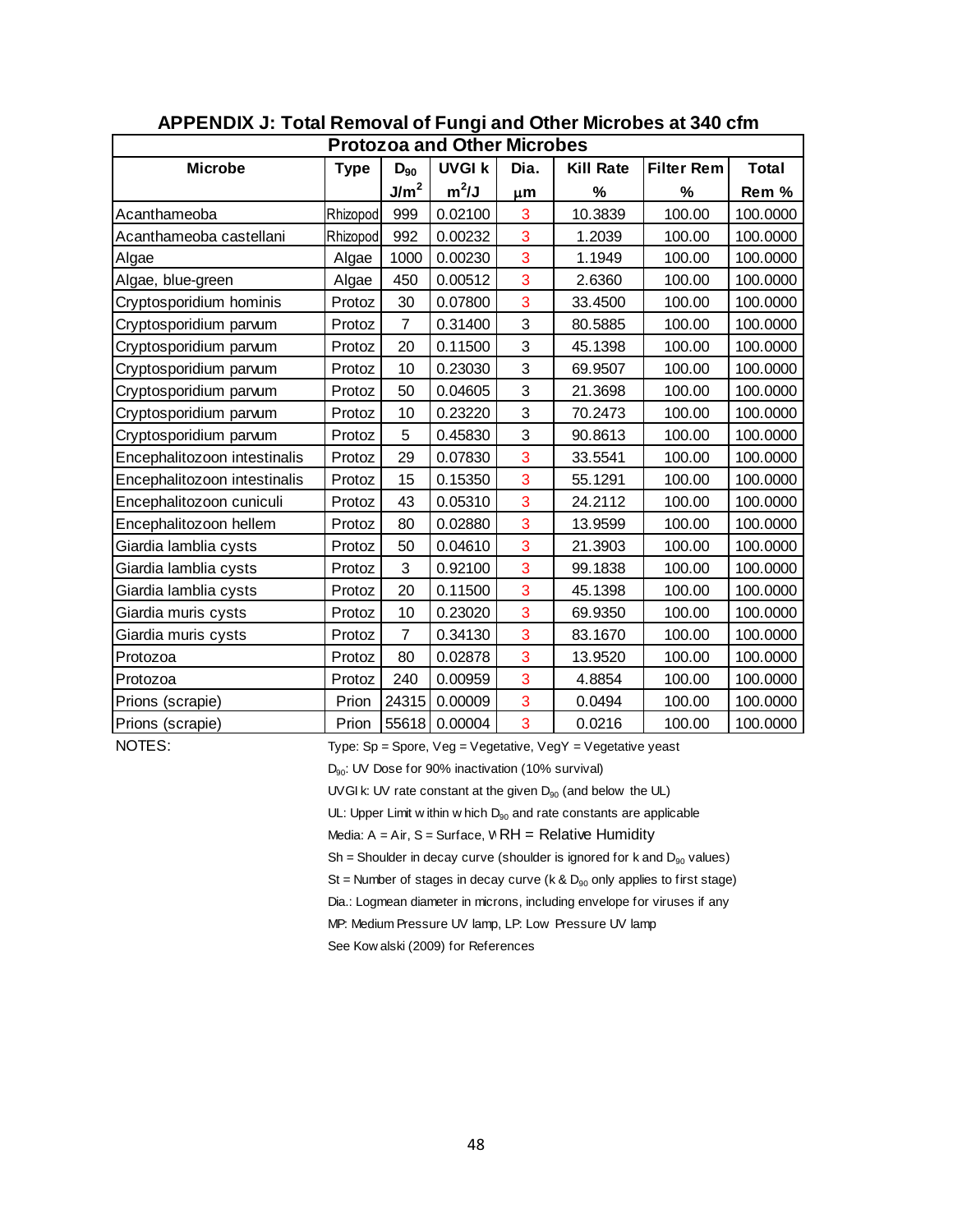## APPENDIX J: Total Removal of Fungi and Other Microbes at 340 cfm

| Protozoa and Other Microbes | | | | | | | |
|---|---|---|---|---|---|---|---|
| **Microbe** | **Type** | **$D_{90}$** | **UVGI k** | **Dia.** | **Kill Rate** | **Filter Rem** | **Total** |
| | | **$J/m^2$** | **$m^2/J$** | **μm** | **%** | **%** | **Rem %** |
| Acanthameoba | Rhizopod | 999 | 0.02100 | 3 | 10.3839 | 100.00 | 100.0000 |
| Acanthameoba castellani | Rhizopod | 992 | 0.00232 | 3 | 1.2039 | 100.00 | 100.0000 |
| Algae | Algae | 1000 | 0.00230 | 3 | 1.1949 | 100.00 | 100.0000 |
| Algae, blue-green | Algae | 450 | 0.00512 | 3 | 2.6360 | 100.00 | 100.0000 |
| Cryptosporidium hominis | Protoz | 30 | 0.07800 | 3 | 33.4500 | 100.00 | 100.0000 |
| Cryptosporidium parvum | Protoz | 7 | 0.31400 | 3 | 80.5885 | 100.00 | 100.0000 |
| Cryptosporidium parvum | Protoz | 20 | 0.11500 | 3 | 45.1398 | 100.00 | 100.0000 |
| Cryptosporidium parvum | Protoz | 10 | 0.23030 | 3 | 69.9507 | 100.00 | 100.0000 |
| Cryptosporidium parvum | Protoz | 50 | 0.04605 | 3 | 21.3698 | 100.00 | 100.0000 |
| Cryptosporidium parvum | Protoz | 10 | 0.23220 | 3 | 70.2473 | 100.00 | 100.0000 |
| Cryptosporidium parvum | Protoz | 5 | 0.45830 | 3 | 90.8613 | 100.00 | 100.0000 |
| Encephalitozoon intestinalis | Protoz | 29 | 0.07830 | 3 | 33.5541 | 100.00 | 100.0000 |
| Encephalitozoon intestinalis | Protoz | 15 | 0.15350 | 3 | 55.1291 | 100.00 | 100.0000 |
| Encephalitozoon cuniculi | Protoz | 43 | 0.05310 | 3 | 24.2112 | 100.00 | 100.0000 |
| Encephalitozoon hellem | Protoz | 80 | 0.02880 | 3 | 13.9599 | 100.00 | 100.0000 |
| Giardia lamblia cysts | Protoz | 50 | 0.04610 | 3 | 21.3903 | 100.00 | 100.0000 |
| Giardia lamblia cysts | Protoz | 3 | 0.92100 | 3 | 99.1838 | 100.00 | 100.0000 |
| Giardia lamblia cysts | Protoz | 20 | 0.11500 | 3 | 45.1398 | 100.00 | 100.0000 |
| Giardia muris cysts | Protoz | 10 | 0.23020 | 3 | 69.9350 | 100.00 | 100.0000 |
| Giardia muris cysts | Protoz | 7 | 0.34130 | 3 | 83.1670 | 100.00 | 100.0000 |
| Protozoa | Protoz | 80 | 0.02878 | 3 | 13.9520 | 100.00 | 100.0000 |
| Protozoa | Protoz | 240 | 0.00959 | 3 | 4.8854 | 100.00 | 100.0000 |
| Prions (scrapie) | Prion | 24315 | 0.00009 | 3 | 0.0494 | 100.00 | 100.0000 |
| Prions (scrapie) | Prion | 55618 | 0.00004 | 3 | 0.0216 | 100.00 | 100.0000 |

NOTES:

Type: Sp = Spore, Veg = Vegetative, VegY = Vegetative yeast

$D_{90}$: UV Dose for 90% inactivation (10% survival)

UVGI k: UV rate constant at the given $D_{90}$ (and below the UL)

UL: Upper Limit within which $D_{90}$ and rate constants are applicable

Media: A = Air, S = Surface, W RH = Relative Humidity

Sh = Shoulder in decay curve (shoulder is ignored for k and $D_{90}$ values)

St = Number of stages in decay curve (k & $D_{90}$ only applies to first stage)

Dia.: Logmean diameter in microns, including envelope for viruses if any

MP: Medium Pressure UV lamp, LP: Low Pressure UV lamp

See Kowalski (2009) for References